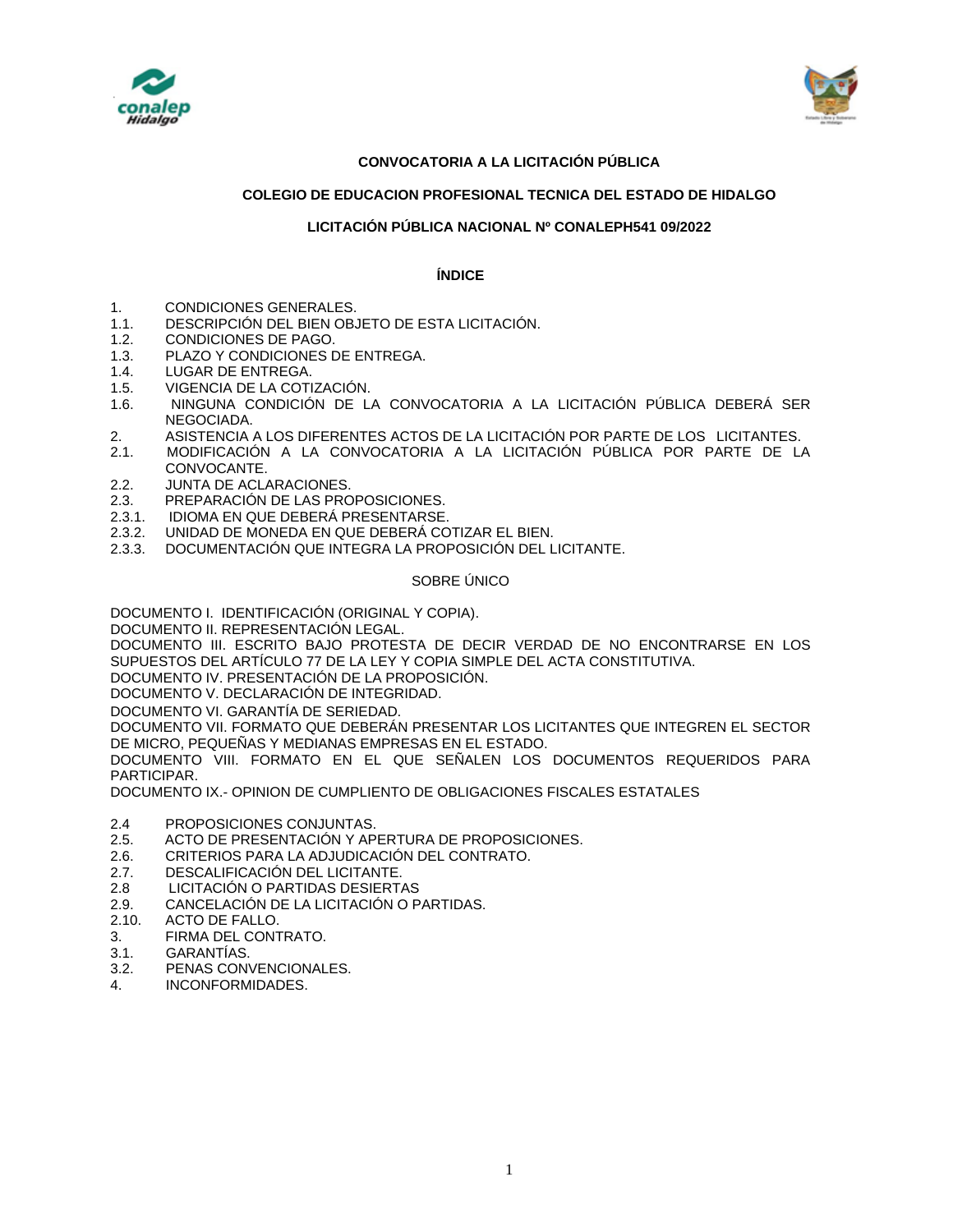**CONVOCATORIA A LA LICITACIÓN PÚBLICA**

**COLEGIO DE EDUCACION PROFESIONAL TECNICA DEL ESTADO DE HIDALGO**

**LICITACIÓN PÚBLICA NACIONAL Nº CONALEPH541 09/2022**

**ÍNDICE**

1. CONDICIONES GENERALES.
1.1. DESCRIPCIÓN DEL BIEN OBJETO DE ESTA LICITACIÓN.
1.2. CONDICIONES DE PAGO.
1.3. PLAZO Y CONDICIONES DE ENTREGA.
1.4. LUGAR DE ENTREGA.
1.5. VIGENCIA DE LA COTIZACIÓN.
1.6. NINGUNA CONDICIÓN DE LA CONVOCATORIA A LA LICITACIÓN PÚBLICA DEBERÁ SER NEGOCIADA.
2. ASISTENCIA A LOS DIFERENTES ACTOS DE LA LICITACIÓN POR PARTE DE LOS LICITANTES.
2.1. MODIFICACIÓN A LA CONVOCATORIA A LA LICITACIÓN PÚBLICA POR PARTE DE LA CONVOCANTE.
2.2. JUNTA DE ACLARACIONES.
2.3. PREPARACIÓN DE LAS PROPOSICIONES.
2.3.1. IDIOMA EN QUE DEBERÁ PRESENTARSE.
2.3.2. UNIDAD DE MONEDA EN QUE DEBERÁ COTIZAR EL BIEN.
2.3.3. DOCUMENTACIÓN QUE INTEGRA LA PROPOSICIÓN DEL LICITANTE.

SOBRE ÚNICO

DOCUMENTO I. IDENTIFICACIÓN (ORIGINAL Y COPIA).
DOCUMENTO II. REPRESENTACIÓN LEGAL.
DOCUMENTO III. ESCRITO BAJO PROTESTA DE DECIR VERDAD DE NO ENCONTRARSE EN LOS SUPUESTOS DEL ARTÍCULO 77 DE LA LEY Y COPIA SIMPLE DEL ACTA CONSTITUTIVA.
DOCUMENTO IV. PRESENTACIÓN DE LA PROPOSICIÓN.
DOCUMENTO V. DECLARACIÓN DE INTEGRIDAD.
DOCUMENTO VI. GARANTÍA DE SERIEDAD.
DOCUMENTO VII. FORMATO QUE DEBERÁN PRESENTAR LOS LICITANTES QUE INTEGREN EL SECTOR DE MICRO, PEQUEÑAS Y MEDIANAS EMPRESAS EN EL ESTADO.
DOCUMENTO VIII. FORMATO EN EL QUE SEÑALEN LOS DOCUMENTOS REQUERIDOS PARA PARTICIPAR.
DOCUMENTO IX.- OPINION DE CUMPLIENTO DE OBLIGACIONES FISCALES ESTATALES

2.4 PROPOSICIONES CONJUNTAS.
2.5. ACTO DE PRESENTACIÓN Y APERTURA DE PROPOSICIONES.
2.6. CRITERIOS PARA LA ADJUDICACIÓN DEL CONTRATO.
2.7. DESCALIFICACIÓN DEL LICITANTE.
2.8 LICITACIÓN O PARTIDAS DESIERTAS
2.9. CANCELACIÓN DE LA LICITACIÓN O PARTIDAS.
2.10. ACTO DE FALLO.
3. FIRMA DEL CONTRATO.
3.1. GARANTÍAS.
3.2. PENAS CONVENCIONALES.
4. INCONFORMIDADES.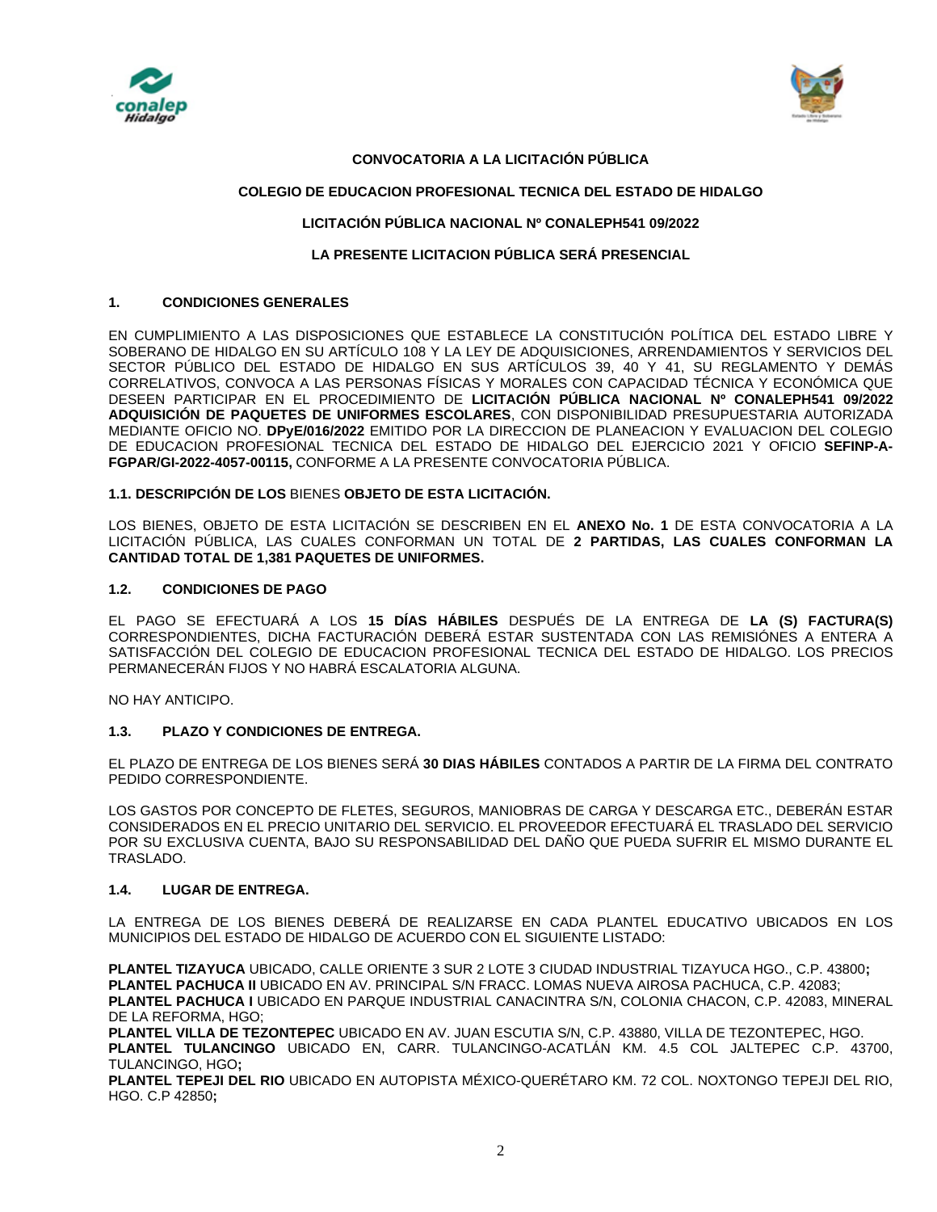**CONVOCATORIA A LA LICITACIÓN PÚBLICA**

**COLEGIO DE EDUCACION PROFESIONAL TECNICA DEL ESTADO DE HIDALGO**

**LICITACIÓN PÚBLICA NACIONAL Nº CONALEPH541 09/2022**

**LA PRESENTE LICITACION PÚBLICA SERÁ PRESENCIAL**

## 1. CONDICIONES GENERALES

EN CUMPLIMIENTO A LAS DISPOSICIONES QUE ESTABLECE LA CONSTITUCIÓN POLÍTICA DEL ESTADO LIBRE Y SOBERANO DE HIDALGO EN SU ARTÍCULO 108 Y LA LEY DE ADQUISICIONES, ARRENDAMIENTOS Y SERVICIOS DEL SECTOR PÚBLICO DEL ESTADO DE HIDALGO EN SUS ARTÍCULOS 39, 40 Y 41, SU REGLAMENTO Y DEMÁS CORRELATIVOS, CONVOCA A LAS PERSONAS FÍSICAS Y MORALES CON CAPACIDAD TÉCNICA Y ECONÓMICA QUE DESEEN PARTICIPAR EN EL PROCEDIMIENTO DE **LICITACIÓN PÚBLICA NACIONAL Nº CONALEPH541 09/2022 ADQUISICIÓN DE PAQUETES DE UNIFORMES ESCOLARES**, CON DISPONIBILIDAD PRESUPUESTARIA AUTORIZADA MEDIANTE OFICIO NO. **DPyE/016/2022** EMITIDO POR LA DIRECCION DE PLANEACION Y EVALUACION DEL COLEGIO DE EDUCACION PROFESIONAL TECNICA DEL ESTADO DE HIDALGO DEL EJERCICIO 2021 Y OFICIO **SEFINP-A-FGPAR/GI-2022-4057-00115,** CONFORME A LA PRESENTE CONVOCATORIA PÚBLICA.

### 1.1. DESCRIPCIÓN DE LOS BIENES OBJETO DE ESTA LICITACIÓN.

LOS BIENES, OBJETO DE ESTA LICITACIÓN SE DESCRIBEN EN EL **ANEXO No. 1** DE ESTA CONVOCATORIA A LA LICITACIÓN PÚBLICA, LAS CUALES CONFORMAN UN TOTAL DE **2 PARTIDAS, LAS CUALES CONFORMAN LA CANTIDAD TOTAL DE 1,381 PAQUETES DE UNIFORMES.**

### 1.2. CONDICIONES DE PAGO

EL PAGO SE EFECTUARÁ A LOS **15 DÍAS HÁBILES** DESPUÉS DE LA ENTREGA DE **LA (S) FACTURA(S)** CORRESPONDIENTES, DICHA FACTURACIÓN DEBERÁ ESTAR SUSTENTADA CON LAS REMISIÓNES A ENTERA A SATISFACCIÓN DEL COLEGIO DE EDUCACION PROFESIONAL TECNICA DEL ESTADO DE HIDALGO. LOS PRECIOS PERMANECERÁN FIJOS Y NO HABRÁ ESCALATORIA ALGUNA.

NO HAY ANTICIPO.

### 1.3. PLAZO Y CONDICIONES DE ENTREGA.

EL PLAZO DE ENTREGA DE LOS BIENES SERÁ **30 DIAS HÁBILES** CONTADOS A PARTIR DE LA FIRMA DEL CONTRATO PEDIDO CORRESPONDIENTE.

LOS GASTOS POR CONCEPTO DE FLETES, SEGUROS, MANIOBRAS DE CARGA Y DESCARGA ETC., DEBERÁN ESTAR CONSIDERADOS EN EL PRECIO UNITARIO DEL SERVICIO. EL PROVEEDOR EFECTUARÁ EL TRASLADO DEL SERVICIO POR SU EXCLUSIVA CUENTA, BAJO SU RESPONSABILIDAD DEL DAÑO QUE PUEDA SUFRIR EL MISMO DURANTE EL TRASLADO.

### 1.4. LUGAR DE ENTREGA.

LA ENTREGA DE LOS BIENES DEBERÁ DE REALIZARSE EN CADA PLANTEL EDUCATIVO UBICADOS EN LOS MUNICIPIOS DEL ESTADO DE HIDALGO DE ACUERDO CON EL SIGUIENTE LISTADO:

**PLANTEL TIZAYUCA** UBICADO, CALLE ORIENTE 3 SUR 2 LOTE 3 CIUDAD INDUSTRIAL TIZAYUCA HGO., C.P. 43800**;**
**PLANTEL PACHUCA II** UBICADO EN AV. PRINCIPAL S/N FRACC. LOMAS NUEVA AIROSA PACHUCA, C.P. 42083;
**PLANTEL PACHUCA I** UBICADO EN PARQUE INDUSTRIAL CANACINTRA S/N, COLONIA CHACON, C.P. 42083, MINERAL DE LA REFORMA, HGO;
**PLANTEL VILLA DE TEZONTEPEC** UBICADO EN AV. JUAN ESCUTIA S/N, C.P. 43880, VILLA DE TEZONTEPEC, HGO.
**PLANTEL TULANCINGO** UBICADO EN, CARR. TULANCINGO-ACATLÁN KM. 4.5 COL JALTEPEC C.P. 43700, TULANCINGO, HGO**;**
**PLANTEL TEPEJI DEL RIO** UBICADO EN AUTOPISTA MÉXICO-QUERÉTARO KM. 72 COL. NOXTONGO TEPEJI DEL RIO, HGO. C.P 42850**;**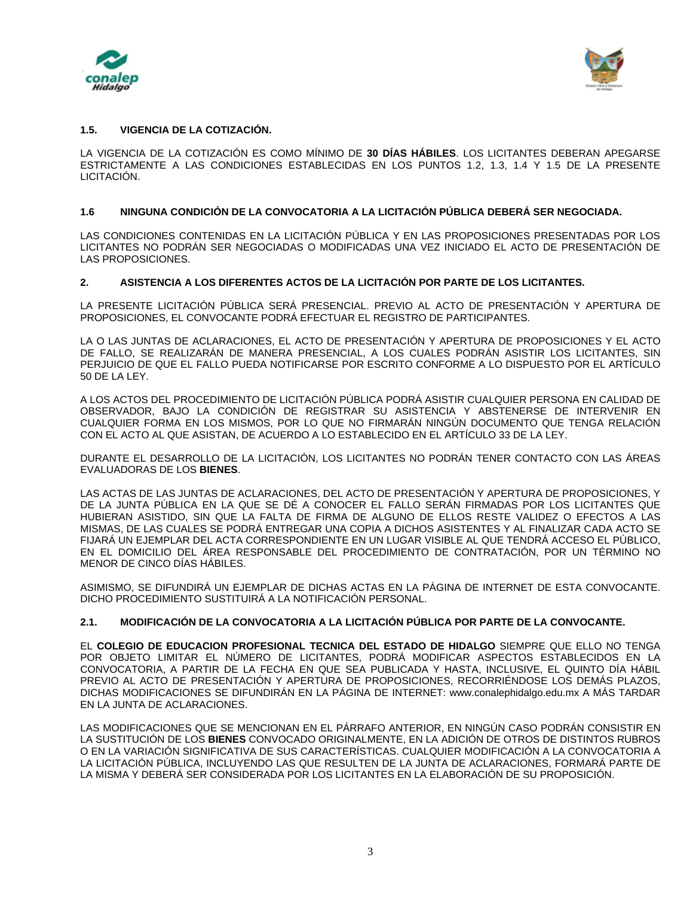### 1.5. VIGENCIA DE LA COTIZACIÓN.

LA VIGENCIA DE LA COTIZACIÓN ES COMO MÍNIMO DE **30 DÍAS HÁBILES**. LOS LICITANTES DEBERAN APEGARSE ESTRICTAMENTE A LAS CONDICIONES ESTABLECIDAS EN LOS PUNTOS 1.2, 1.3, 1.4 Y 1.5 DE LA PRESENTE LICITACIÓN.

### 1.6 NINGUNA CONDICIÓN DE LA CONVOCATORIA A LA LICITACIÓN PÚBLICA DEBERÁ SER NEGOCIADA.

LAS CONDICIONES CONTENIDAS EN LA LICITACIÓN PÚBLICA Y EN LAS PROPOSICIONES PRESENTADAS POR LOS LICITANTES NO PODRÁN SER NEGOCIADAS O MODIFICADAS UNA VEZ INICIADO EL ACTO DE PRESENTACIÓN DE LAS PROPOSICIONES.

## 2. ASISTENCIA A LOS DIFERENTES ACTOS DE LA LICITACIÓN POR PARTE DE LOS LICITANTES.

LA PRESENTE LICITACIÓN PÚBLICA SERÁ PRESENCIAL. PREVIO AL ACTO DE PRESENTACIÓN Y APERTURA DE PROPOSICIONES, EL CONVOCANTE PODRÁ EFECTUAR EL REGISTRO DE PARTICIPANTES.

LA O LAS JUNTAS DE ACLARACIONES, EL ACTO DE PRESENTACIÓN Y APERTURA DE PROPOSICIONES Y EL ACTO DE FALLO, SE REALIZARÁN DE MANERA PRESENCIAL, A LOS CUALES PODRÁN ASISTIR LOS LICITANTES, SIN PERJUICIO DE QUE EL FALLO PUEDA NOTIFICARSE POR ESCRITO CONFORME A LO DISPUESTO POR EL ARTÍCULO 50 DE LA LEY.

A LOS ACTOS DEL PROCEDIMIENTO DE LICITACIÓN PÚBLICA PODRÁ ASISTIR CUALQUIER PERSONA EN CALIDAD DE OBSERVADOR, BAJO LA CONDICIÓN DE REGISTRAR SU ASISTENCIA Y ABSTENERSE DE INTERVENIR EN CUALQUIER FORMA EN LOS MISMOS, POR LO QUE NO FIRMARÁN NINGÚN DOCUMENTO QUE TENGA RELACIÓN CON EL ACTO AL QUE ASISTAN, DE ACUERDO A LO ESTABLECIDO EN EL ARTÍCULO 33 DE LA LEY.

DURANTE EL DESARROLLO DE LA LICITACIÓN, LOS LICITANTES NO PODRÁN TENER CONTACTO CON LAS ÁREAS EVALUADORAS DE LOS **BIENES**.

LAS ACTAS DE LAS JUNTAS DE ACLARACIONES, DEL ACTO DE PRESENTACIÓN Y APERTURA DE PROPOSICIONES, Y DE LA JUNTA PÚBLICA EN LA QUE SE DÉ A CONOCER EL FALLO SERÁN FIRMADAS POR LOS LICITANTES QUE HUBIERAN ASISTIDO, SIN QUE LA FALTA DE FIRMA DE ALGUNO DE ELLOS RESTE VALIDEZ O EFECTOS A LAS MISMAS, DE LAS CUALES SE PODRÁ ENTREGAR UNA COPIA A DICHOS ASISTENTES Y AL FINALIZAR CADA ACTO SE FIJARÁ UN EJEMPLAR DEL ACTA CORRESPONDIENTE EN UN LUGAR VISIBLE AL QUE TENDRÁ ACCESO EL PÚBLICO, EN EL DOMICILIO DEL ÁREA RESPONSABLE DEL PROCEDIMIENTO DE CONTRATACIÓN, POR UN TÉRMINO NO MENOR DE CINCO DÍAS HÁBILES.

ASIMISMO, SE DIFUNDIRÁ UN EJEMPLAR DE DICHAS ACTAS EN LA PÁGINA DE INTERNET DE ESTA CONVOCANTE. DICHO PROCEDIMIENTO SUSTITUIRÁ A LA NOTIFICACIÓN PERSONAL.

### 2.1. MODIFICACIÓN DE LA CONVOCATORIA A LA LICITACIÓN PÚBLICA POR PARTE DE LA CONVOCANTE.

EL **COLEGIO DE EDUCACION PROFESIONAL TECNICA DEL ESTADO DE HIDALGO** SIEMPRE QUE ELLO NO TENGA POR OBJETO LIMITAR EL NÚMERO DE LICITANTES, PODRÁ MODIFICAR ASPECTOS ESTABLECIDOS EN LA CONVOCATORIA, A PARTIR DE LA FECHA EN QUE SEA PUBLICADA Y HASTA, INCLUSIVE, EL QUINTO DÍA HÁBIL PREVIO AL ACTO DE PRESENTACIÓN Y APERTURA DE PROPOSICIONES, RECORRIÉNDOSE LOS DEMÁS PLAZOS, DICHAS MODIFICACIONES SE DIFUNDIRÁN EN LA PÁGINA DE INTERNET: www.conalephidalgo.edu.mx A MÁS TARDAR EN LA JUNTA DE ACLARACIONES.

LAS MODIFICACIONES QUE SE MENCIONAN EN EL PÁRRAFO ANTERIOR, EN NINGÚN CASO PODRÁN CONSISTIR EN LA SUSTITUCIÓN DE LOS **BIENES** CONVOCADO ORIGINALMENTE, EN LA ADICIÓN DE OTROS DE DISTINTOS RUBROS O EN LA VARIACIÓN SIGNIFICATIVA DE SUS CARACTERÍSTICAS. CUALQUIER MODIFICACIÓN A LA CONVOCATORIA A LA LICITACIÓN PÚBLICA, INCLUYENDO LAS QUE RESULTEN DE LA JUNTA DE ACLARACIONES, FORMARÁ PARTE DE LA MISMA Y DEBERÁ SER CONSIDERADA POR LOS LICITANTES EN LA ELABORACIÓN DE SU PROPOSICIÓN.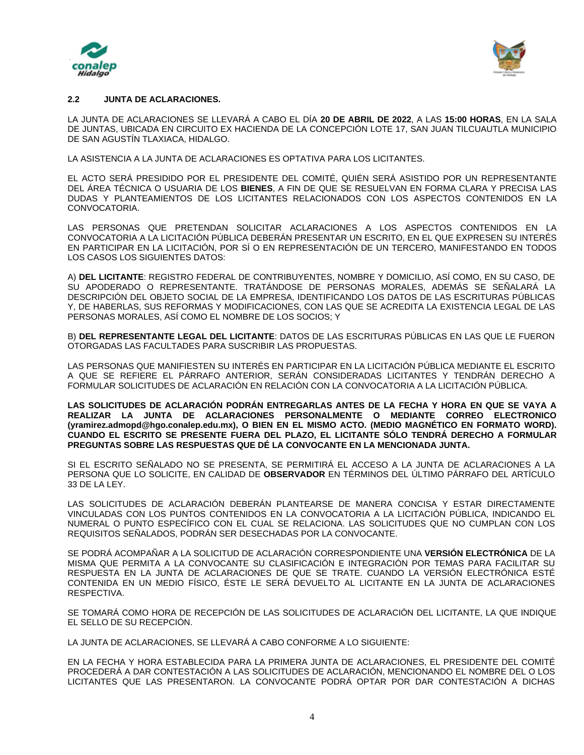## 2.2 JUNTA DE ACLARACIONES.

LA JUNTA DE ACLARACIONES SE LLEVARÁ A CABO EL DÍA **20 DE ABRIL DE 2022**, A LAS **15:00 HORAS**, EN LA SALA DE JUNTAS, UBICADA EN CIRCUITO EX HACIENDA DE LA CONCEPCIÓN LOTE 17, SAN JUAN TILCUAUTLA MUNICIPIO DE SAN AGUSTÍN TLAXIACA, HIDALGO.

LA ASISTENCIA A LA JUNTA DE ACLARACIONES ES OPTATIVA PARA LOS LICITANTES.

EL ACTO SERÁ PRESIDIDO POR EL PRESIDENTE DEL COMITÉ, QUIÉN SERÁ ASISTIDO POR UN REPRESENTANTE DEL ÁREA TÉCNICA O USUARIA DE LOS **BIENES**, A FIN DE QUE SE RESUELVAN EN FORMA CLARA Y PRECISA LAS DUDAS Y PLANTEAMIENTOS DE LOS LICITANTES RELACIONADOS CON LOS ASPECTOS CONTENIDOS EN LA CONVOCATORIA.

LAS PERSONAS QUE PRETENDAN SOLICITAR ACLARACIONES A LOS ASPECTOS CONTENIDOS EN LA CONVOCATORIA A LA LICITACIÓN PÚBLICA DEBERÁN PRESENTAR UN ESCRITO, EN EL QUE EXPRESEN SU INTERÉS EN PARTICIPAR EN LA LICITACIÓN, POR SÍ O EN REPRESENTACIÓN DE UN TERCERO, MANIFESTANDO EN TODOS LOS CASOS LOS SIGUIENTES DATOS:

A) **DEL LICITANTE**: REGISTRO FEDERAL DE CONTRIBUYENTES, NOMBRE Y DOMICILIO, ASÍ COMO, EN SU CASO, DE SU APODERADO O REPRESENTANTE. TRATÁNDOSE DE PERSONAS MORALES, ADEMÁS SE SEÑALARÁ LA DESCRIPCIÓN DEL OBJETO SOCIAL DE LA EMPRESA, IDENTIFICANDO LOS DATOS DE LAS ESCRITURAS PÚBLICAS Y, DE HABERLAS, SUS REFORMAS Y MODIFICACIONES, CON LAS QUE SE ACREDITA LA EXISTENCIA LEGAL DE LAS PERSONAS MORALES, ASÍ COMO EL NOMBRE DE LOS SOCIOS; Y

B) **DEL REPRESENTANTE LEGAL DEL LICITANTE**: DATOS DE LAS ESCRITURAS PÚBLICAS EN LAS QUE LE FUERON OTORGADAS LAS FACULTADES PARA SUSCRIBIR LAS PROPUESTAS.

LAS PERSONAS QUE MANIFIESTEN SU INTERÉS EN PARTICIPAR EN LA LICITACIÓN PÚBLICA MEDIANTE EL ESCRITO A QUE SE REFIERE EL PÁRRAFO ANTERIOR, SERÁN CONSIDERADAS LICITANTES Y TENDRÁN DERECHO A FORMULAR SOLICITUDES DE ACLARACIÓN EN RELACIÓN CON LA CONVOCATORIA A LA LICITACIÓN PÚBLICA.

**LAS SOLICITUDES DE ACLARACIÓN PODRÁN ENTREGARLAS ANTES DE LA FECHA Y HORA EN QUE SE VAYA A REALIZAR LA JUNTA DE ACLARACIONES PERSONALMENTE O MEDIANTE CORREO ELECTRONICO (yramirez.admopd@hgo.conalep.edu.mx), O BIEN EN EL MISMO ACTO. (MEDIO MAGNÉTICO EN FORMATO WORD). CUANDO EL ESCRITO SE PRESENTE FUERA DEL PLAZO, EL LICITANTE SÓLO TENDRÁ DERECHO A FORMULAR PREGUNTAS SOBRE LAS RESPUESTAS QUE DÉ LA CONVOCANTE EN LA MENCIONADA JUNTA.**

SI EL ESCRITO SEÑALADO NO SE PRESENTA, SE PERMITIRÁ EL ACCESO A LA JUNTA DE ACLARACIONES A LA PERSONA QUE LO SOLICITE, EN CALIDAD DE **OBSERVADOR** EN TÉRMINOS DEL ÚLTIMO PÁRRAFO DEL ARTÍCULO 33 DE LA LEY.

LAS SOLICITUDES DE ACLARACIÓN DEBERÁN PLANTEARSE DE MANERA CONCISA Y ESTAR DIRECTAMENTE VINCULADAS CON LOS PUNTOS CONTENIDOS EN LA CONVOCATORIA A LA LICITACIÓN PÚBLICA, INDICANDO EL NUMERAL O PUNTO ESPECÍFICO CON EL CUAL SE RELACIONA. LAS SOLICITUDES QUE NO CUMPLAN CON LOS REQUISITOS SEÑALADOS, PODRÁN SER DESECHADAS POR LA CONVOCANTE.

SE PODRÁ ACOMPAÑAR A LA SOLICITUD DE ACLARACIÓN CORRESPONDIENTE UNA **VERSIÓN ELECTRÓNICA** DE LA MISMA QUE PERMITA A LA CONVOCANTE SU CLASIFICACIÓN E INTEGRACIÓN POR TEMAS PARA FACILITAR SU RESPUESTA EN LA JUNTA DE ACLARACIONES DE QUE SE TRATE. CUANDO LA VERSIÓN ELECTRÓNICA ESTÉ CONTENIDA EN UN MEDIO FÍSICO, ÉSTE LE SERÁ DEVUELTO AL LICITANTE EN LA JUNTA DE ACLARACIONES RESPECTIVA.

SE TOMARÁ COMO HORA DE RECEPCIÓN DE LAS SOLICITUDES DE ACLARACIÓN DEL LICITANTE, LA QUE INDIQUE EL SELLO DE SU RECEPCIÓN.

LA JUNTA DE ACLARACIONES, SE LLEVARÁ A CABO CONFORME A LO SIGUIENTE:

EN LA FECHA Y HORA ESTABLECIDA PARA LA PRIMERA JUNTA DE ACLARACIONES, EL PRESIDENTE DEL COMITÉ PROCEDERÁ A DAR CONTESTACIÓN A LAS SOLICITUDES DE ACLARACIÓN, MENCIONANDO EL NOMBRE DEL O LOS LICITANTES QUE LAS PRESENTARON. LA CONVOCANTE PODRÁ OPTAR POR DAR CONTESTACIÓN A DICHAS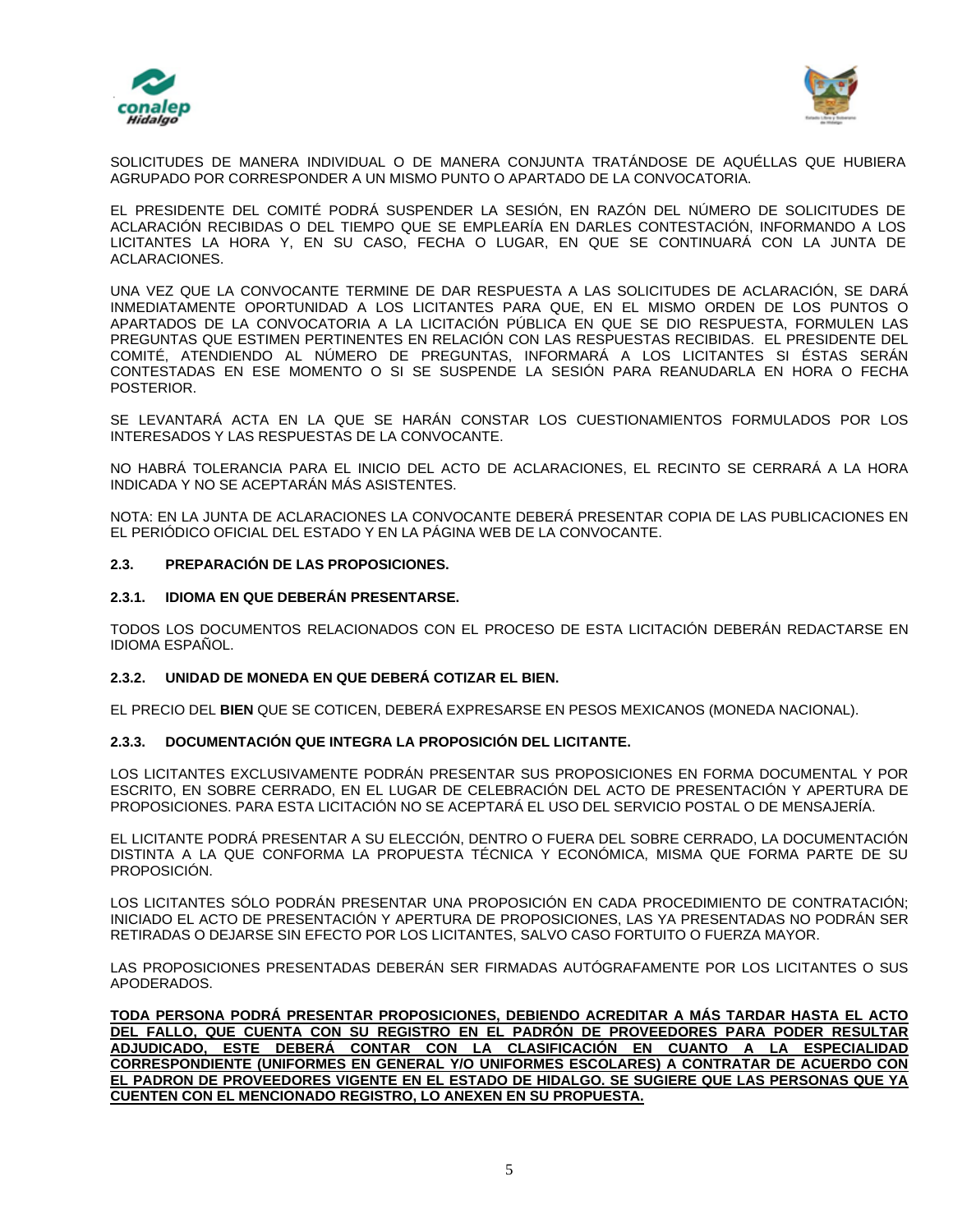SOLICITUDES DE MANERA INDIVIDUAL O DE MANERA CONJUNTA TRATÁNDOSE DE AQUÉLLAS QUE HUBIERA AGRUPADO POR CORRESPONDER A UN MISMO PUNTO O APARTADO DE LA CONVOCATORIA.

EL PRESIDENTE DEL COMITÉ PODRÁ SUSPENDER LA SESIÓN, EN RAZÓN DEL NÚMERO DE SOLICITUDES DE ACLARACIÓN RECIBIDAS O DEL TIEMPO QUE SE EMPLEARÍA EN DARLES CONTESTACIÓN, INFORMANDO A LOS LICITANTES LA HORA Y, EN SU CASO, FECHA O LUGAR, EN QUE SE CONTINUARÁ CON LA JUNTA DE ACLARACIONES.

UNA VEZ QUE LA CONVOCANTE TERMINE DE DAR RESPUESTA A LAS SOLICITUDES DE ACLARACIÓN, SE DARÁ INMEDIATAMENTE OPORTUNIDAD A LOS LICITANTES PARA QUE, EN EL MISMO ORDEN DE LOS PUNTOS O APARTADOS DE LA CONVOCATORIA A LA LICITACIÓN PÚBLICA EN QUE SE DIO RESPUESTA, FORMULEN LAS PREGUNTAS QUE ESTIMEN PERTINENTES EN RELACIÓN CON LAS RESPUESTAS RECIBIDAS. EL PRESIDENTE DEL COMITÉ, ATENDIENDO AL NÚMERO DE PREGUNTAS, INFORMARÁ A LOS LICITANTES SI ÉSTAS SERÁN CONTESTADAS EN ESE MOMENTO O SI SE SUSPENDE LA SESIÓN PARA REANUDARLA EN HORA O FECHA POSTERIOR.

SE LEVANTARÁ ACTA EN LA QUE SE HARÁN CONSTAR LOS CUESTIONAMIENTOS FORMULADOS POR LOS INTERESADOS Y LAS RESPUESTAS DE LA CONVOCANTE.

NO HABRÁ TOLERANCIA PARA EL INICIO DEL ACTO DE ACLARACIONES, EL RECINTO SE CERRARÁ A LA HORA INDICADA Y NO SE ACEPTARÁN MÁS ASISTENTES.

NOTA: EN LA JUNTA DE ACLARACIONES LA CONVOCANTE DEBERÁ PRESENTAR COPIA DE LAS PUBLICACIONES EN EL PERIÓDICO OFICIAL DEL ESTADO Y EN LA PÁGINA WEB DE LA CONVOCANTE.

## 2.3. PREPARACIÓN DE LAS PROPOSICIONES.

### 2.3.1. IDIOMA EN QUE DEBERÁN PRESENTARSE.

TODOS LOS DOCUMENTOS RELACIONADOS CON EL PROCESO DE ESTA LICITACIÓN DEBERÁN REDACTARSE EN IDIOMA ESPAÑOL.

### 2.3.2. UNIDAD DE MONEDA EN QUE DEBERÁ COTIZAR EL BIEN.

EL PRECIO DEL **BIEN** QUE SE COTICEN, DEBERÁ EXPRESARSE EN PESOS MEXICANOS (MONEDA NACIONAL).

### 2.3.3. DOCUMENTACIÓN QUE INTEGRA LA PROPOSICIÓN DEL LICITANTE.

LOS LICITANTES EXCLUSIVAMENTE PODRÁN PRESENTAR SUS PROPOSICIONES EN FORMA DOCUMENTAL Y POR ESCRITO, EN SOBRE CERRADO, EN EL LUGAR DE CELEBRACIÓN DEL ACTO DE PRESENTACIÓN Y APERTURA DE PROPOSICIONES. PARA ESTA LICITACIÓN NO SE ACEPTARÁ EL USO DEL SERVICIO POSTAL O DE MENSAJERÍA.

EL LICITANTE PODRÁ PRESENTAR A SU ELECCIÓN, DENTRO O FUERA DEL SOBRE CERRADO, LA DOCUMENTACIÓN DISTINTA A LA QUE CONFORMA LA PROPUESTA TÉCNICA Y ECONÓMICA, MISMA QUE FORMA PARTE DE SU PROPOSICIÓN.

LOS LICITANTES SÓLO PODRÁN PRESENTAR UNA PROPOSICIÓN EN CADA PROCEDIMIENTO DE CONTRATACIÓN; INICIADO EL ACTO DE PRESENTACIÓN Y APERTURA DE PROPOSICIONES, LAS YA PRESENTADAS NO PODRÁN SER RETIRADAS O DEJARSE SIN EFECTO POR LOS LICITANTES, SALVO CASO FORTUITO O FUERZA MAYOR.

LAS PROPOSICIONES PRESENTADAS DEBERÁN SER FIRMADAS AUTÓGRAFAMENTE POR LOS LICITANTES O SUS APODERADOS.

**TODA PERSONA PODRÁ PRESENTAR PROPOSICIONES, DEBIENDO ACREDITAR A MÁS TARDAR HASTA EL ACTO DEL FALLO, QUE CUENTA CON SU REGISTRO EN EL PADRÓN DE PROVEEDORES PARA PODER RESULTAR ADJUDICADO, ESTE DEBERÁ CONTAR CON LA CLASIFICACIÓN EN CUANTO A LA ESPECIALIDAD CORRESPONDIENTE (UNIFORMES EN GENERAL Y/O UNIFORMES ESCOLARES) A CONTRATAR DE ACUERDO CON EL PADRON DE PROVEEDORES VIGENTE EN EL ESTADO DE HIDALGO. SE SUGIERE QUE LAS PERSONAS QUE YA CUENTEN CON EL MENCIONADO REGISTRO, LO ANEXEN EN SU PROPUESTA.**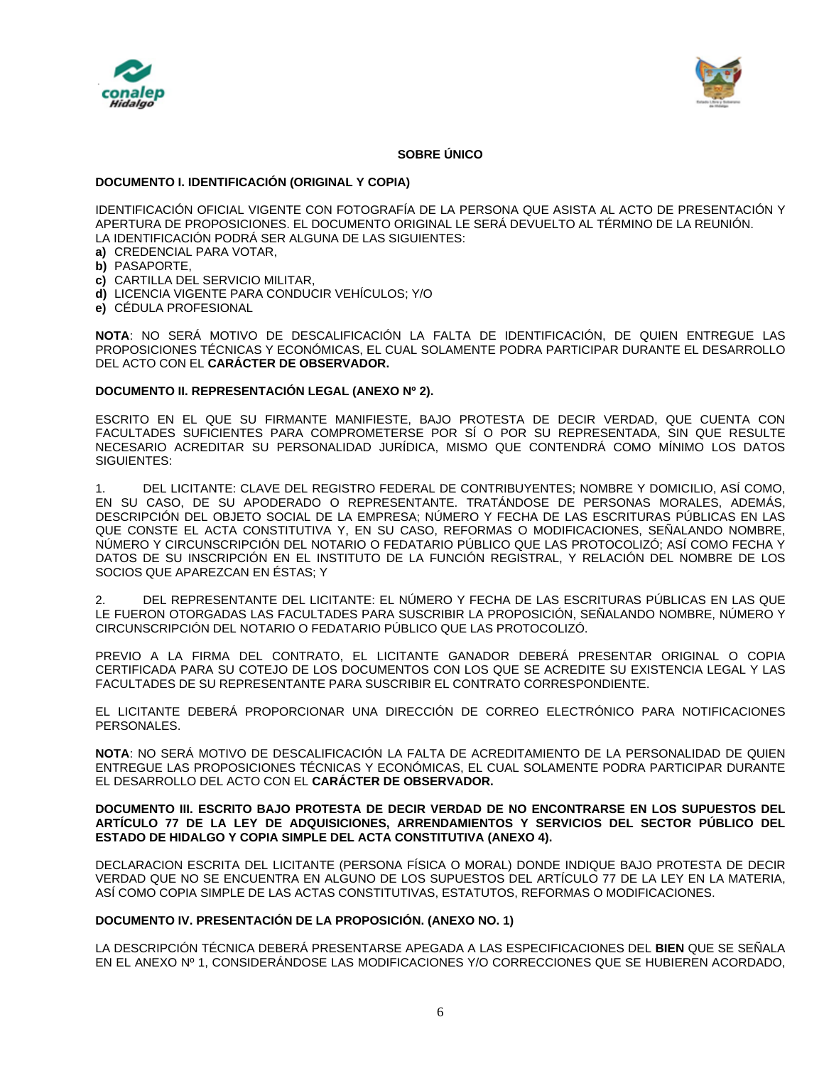**SOBRE ÚNICO**

**DOCUMENTO I. IDENTIFICACIÓN (ORIGINAL Y COPIA)**

IDENTIFICACIÓN OFICIAL VIGENTE CON FOTOGRAFÍA DE LA PERSONA QUE ASISTA AL ACTO DE PRESENTACIÓN Y APERTURA DE PROPOSICIONES. EL DOCUMENTO ORIGINAL LE SERÁ DEVUELTO AL TÉRMINO DE LA REUNIÓN.
LA IDENTIFICACIÓN PODRÁ SER ALGUNA DE LAS SIGUIENTES:

**a)** CREDENCIAL PARA VOTAR,
**b)** PASAPORTE,
**c)** CARTILLA DEL SERVICIO MILITAR,
**d)** LICENCIA VIGENTE PARA CONDUCIR VEHÍCULOS; Y/O
**e)** CÉDULA PROFESIONAL

**NOTA**: NO SERÁ MOTIVO DE DESCALIFICACIÓN LA FALTA DE IDENTIFICACIÓN, DE QUIEN ENTREGUE LAS PROPOSICIONES TÉCNICAS Y ECONÓMICAS, EL CUAL SOLAMENTE PODRA PARTICIPAR DURANTE EL DESARROLLO DEL ACTO CON EL **CARÁCTER DE OBSERVADOR.**

**DOCUMENTO II. REPRESENTACIÓN LEGAL (ANEXO Nº 2).**

ESCRITO EN EL QUE SU FIRMANTE MANIFIESTE, BAJO PROTESTA DE DECIR VERDAD, QUE CUENTA CON FACULTADES SUFICIENTES PARA COMPROMETERSE POR SÍ O POR SU REPRESENTADA, SIN QUE RESULTE NECESARIO ACREDITAR SU PERSONALIDAD JURÍDICA, MISMO QUE CONTENDRÁ COMO MÍNIMO LOS DATOS SIGUIENTES:

1. DEL LICITANTE: CLAVE DEL REGISTRO FEDERAL DE CONTRIBUYENTES; NOMBRE Y DOMICILIO, ASÍ COMO, EN SU CASO, DE SU APODERADO O REPRESENTANTE. TRATÁNDOSE DE PERSONAS MORALES, ADEMÁS, DESCRIPCIÓN DEL OBJETO SOCIAL DE LA EMPRESA; NÚMERO Y FECHA DE LAS ESCRITURAS PÚBLICAS EN LAS QUE CONSTE EL ACTA CONSTITUTIVA Y, EN SU CASO, REFORMAS O MODIFICACIONES, SEÑALANDO NOMBRE, NÚMERO Y CIRCUNSCRIPCIÓN DEL NOTARIO O FEDATARIO PÚBLICO QUE LAS PROTOCOLIZÓ; ASÍ COMO FECHA Y DATOS DE SU INSCRIPCIÓN EN EL INSTITUTO DE LA FUNCIÓN REGISTRAL, Y RELACIÓN DEL NOMBRE DE LOS SOCIOS QUE APAREZCAN EN ÉSTAS; Y

2. DEL REPRESENTANTE DEL LICITANTE: EL NÚMERO Y FECHA DE LAS ESCRITURAS PÚBLICAS EN LAS QUE LE FUERON OTORGADAS LAS FACULTADES PARA SUSCRIBIR LA PROPOSICIÓN, SEÑALANDO NOMBRE, NÚMERO Y CIRCUNSCRIPCIÓN DEL NOTARIO O FEDATARIO PÚBLICO QUE LAS PROTOCOLIZÓ.

PREVIO A LA FIRMA DEL CONTRATO, EL LICITANTE GANADOR DEBERÁ PRESENTAR ORIGINAL O COPIA CERTIFICADA PARA SU COTEJO DE LOS DOCUMENTOS CON LOS QUE SE ACREDITE SU EXISTENCIA LEGAL Y LAS FACULTADES DE SU REPRESENTANTE PARA SUSCRIBIR EL CONTRATO CORRESPONDIENTE.

EL LICITANTE DEBERÁ PROPORCIONAR UNA DIRECCIÓN DE CORREO ELECTRÓNICO PARA NOTIFICACIONES PERSONALES.

**NOTA**: NO SERÁ MOTIVO DE DESCALIFICACIÓN LA FALTA DE ACREDITAMIENTO DE LA PERSONALIDAD DE QUIEN ENTREGUE LAS PROPOSICIONES TÉCNICAS Y ECONÓMICAS, EL CUAL SOLAMENTE PODRA PARTICIPAR DURANTE EL DESARROLLO DEL ACTO CON EL **CARÁCTER DE OBSERVADOR.**

**DOCUMENTO III. ESCRITO BAJO PROTESTA DE DECIR VERDAD DE NO ENCONTRARSE EN LOS SUPUESTOS DEL ARTÍCULO 77 DE LA LEY DE ADQUISICIONES, ARRENDAMIENTOS Y SERVICIOS DEL SECTOR PÚBLICO DEL ESTADO DE HIDALGO Y COPIA SIMPLE DEL ACTA CONSTITUTIVA (ANEXO 4).**

DECLARACION ESCRITA DEL LICITANTE (PERSONA FÍSICA O MORAL) DONDE INDIQUE BAJO PROTESTA DE DECIR VERDAD QUE NO SE ENCUENTRA EN ALGUNO DE LOS SUPUESTOS DEL ARTÍCULO 77 DE LA LEY EN LA MATERIA, ASÍ COMO COPIA SIMPLE DE LAS ACTAS CONSTITUTIVAS, ESTATUTOS, REFORMAS O MODIFICACIONES.

**DOCUMENTO IV. PRESENTACIÓN DE LA PROPOSICIÓN. (ANEXO NO. 1)**

LA DESCRIPCIÓN TÉCNICA DEBERÁ PRESENTARSE APEGADA A LAS ESPECIFICACIONES DEL **BIEN** QUE SE SEÑALA EN EL ANEXO Nº 1, CONSIDERÁNDOSE LAS MODIFICACIONES Y/O CORRECCIONES QUE SE HUBIEREN ACORDADO,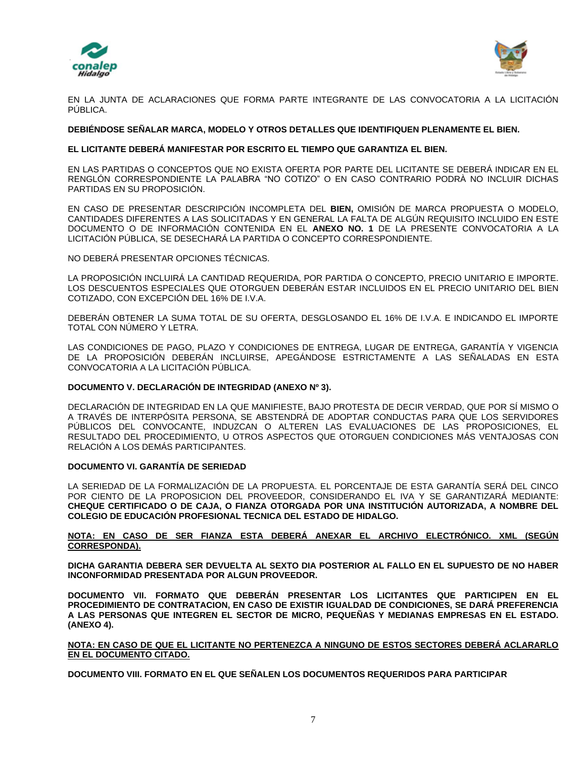EN LA JUNTA DE ACLARACIONES QUE FORMA PARTE INTEGRANTE DE LAS CONVOCATORIA A LA LICITACIÓN PÚBLICA.

**DEBIÉNDOSE SEÑALAR MARCA, MODELO Y OTROS DETALLES QUE IDENTIFIQUEN PLENAMENTE EL BIEN.**

**EL LICITANTE DEBERÁ MANIFESTAR POR ESCRITO EL TIEMPO QUE GARANTIZA EL BIEN.**

EN LAS PARTIDAS O CONCEPTOS QUE NO EXISTA OFERTA POR PARTE DEL LICITANTE SE DEBERÁ INDICAR EN EL RENGLÓN CORRESPONDIENTE LA PALABRA "NO COTIZO" O EN CASO CONTRARIO PODRÀ NO INCLUIR DICHAS PARTIDAS EN SU PROPOSICIÓN.

EN CASO DE PRESENTAR DESCRIPCIÓN INCOMPLETA DEL **BIEN,** OMISIÓN DE MARCA PROPUESTA O MODELO, CANTIDADES DIFERENTES A LAS SOLICITADAS Y EN GENERAL LA FALTA DE ALGÚN REQUISITO INCLUIDO EN ESTE DOCUMENTO O DE INFORMACIÓN CONTENIDA EN EL **ANEXO NO. 1** DE LA PRESENTE CONVOCATORIA A LA LICITACIÓN PÚBLICA, SE DESECHARÁ LA PARTIDA O CONCEPTO CORRESPONDIENTE.

NO DEBERÁ PRESENTAR OPCIONES TÉCNICAS.

LA PROPOSICIÓN INCLUIRÁ LA CANTIDAD REQUERIDA, POR PARTIDA O CONCEPTO, PRECIO UNITARIO E IMPORTE. LOS DESCUENTOS ESPECIALES QUE OTORGUEN DEBERÁN ESTAR INCLUIDOS EN EL PRECIO UNITARIO DEL BIEN COTIZADO, CON EXCEPCIÓN DEL 16% DE I.V.A.

DEBERÁN OBTENER LA SUMA TOTAL DE SU OFERTA, DESGLOSANDO EL 16% DE I.V.A. E INDICANDO EL IMPORTE TOTAL CON NÚMERO Y LETRA.

LAS CONDICIONES DE PAGO, PLAZO Y CONDICIONES DE ENTREGA, LUGAR DE ENTREGA, GARANTÍA Y VIGENCIA DE LA PROPOSICIÓN DEBERÁN INCLUIRSE, APEGÁNDOSE ESTRICTAMENTE A LAS SEÑALADAS EN ESTA CONVOCATORIA A LA LICITACIÓN PÚBLICA.

**DOCUMENTO V. DECLARACIÓN DE INTEGRIDAD (ANEXO Nº 3).**

DECLARACIÓN DE INTEGRIDAD EN LA QUE MANIFIESTE, BAJO PROTESTA DE DECIR VERDAD, QUE POR SÍ MISMO O A TRAVÉS DE INTERPÓSITA PERSONA, SE ABSTENDRÁ DE ADOPTAR CONDUCTAS PARA QUE LOS SERVIDORES PÚBLICOS DEL CONVOCANTE, INDUZCAN O ALTEREN LAS EVALUACIONES DE LAS PROPOSICIONES, EL RESULTADO DEL PROCEDIMIENTO, U OTROS ASPECTOS QUE OTORGUEN CONDICIONES MÁS VENTAJOSAS CON RELACIÓN A LOS DEMÁS PARTICIPANTES.

**DOCUMENTO VI. GARANTÍA DE SERIEDAD**

LA SERIEDAD DE LA FORMALIZACIÓN DE LA PROPUESTA. EL PORCENTAJE DE ESTA GARANTÍA SERÁ DEL CINCO POR CIENTO DE LA PROPOSICION DEL PROVEEDOR, CONSIDERANDO EL IVA Y SE GARANTIZARÁ MEDIANTE: **CHEQUE CERTIFICADO O DE CAJA, O FIANZA OTORGADA POR UNA INSTITUCIÓN AUTORIZADA, A NOMBRE DEL COLEGIO DE EDUCACIÓN PROFESIONAL TECNICA DEL ESTADO DE HIDALGO.**

**<u>NOTA: EN CASO DE SER FIANZA ESTA DEBERÁ ANEXAR EL ARCHIVO ELECTRÓNICO. XML (SEGÚN CORRESPONDA).</u>**

**DICHA GARANTIA DEBERA SER DEVUELTA AL SEXTO DIA POSTERIOR AL FALLO EN EL SUPUESTO DE NO HABER INCONFORMIDAD PRESENTADA POR ALGUN PROVEEDOR.**

**DOCUMENTO VII. FORMATO QUE DEBERÁN PRESENTAR LOS LICITANTES QUE PARTICIPEN EN EL PROCEDIMIENTO DE CONTRATACION, EN CASO DE EXISTIR IGUALDAD DE CONDICIONES, SE DARÁ PREFERENCIA A LAS PERSONAS QUE INTEGREN EL SECTOR DE MICRO, PEQUEÑAS Y MEDIANAS EMPRESAS EN EL ESTADO. (ANEXO 4).**

**<u>NOTA: EN CASO DE QUE EL LICITANTE NO PERTENEZCA A NINGUNO DE ESTOS SECTORES DEBERÁ ACLARARLO EN EL DOCUMENTO CITADO.</u>**

**DOCUMENTO VIII. FORMATO EN EL QUE SEÑALEN LOS DOCUMENTOS REQUERIDOS PARA PARTICIPAR**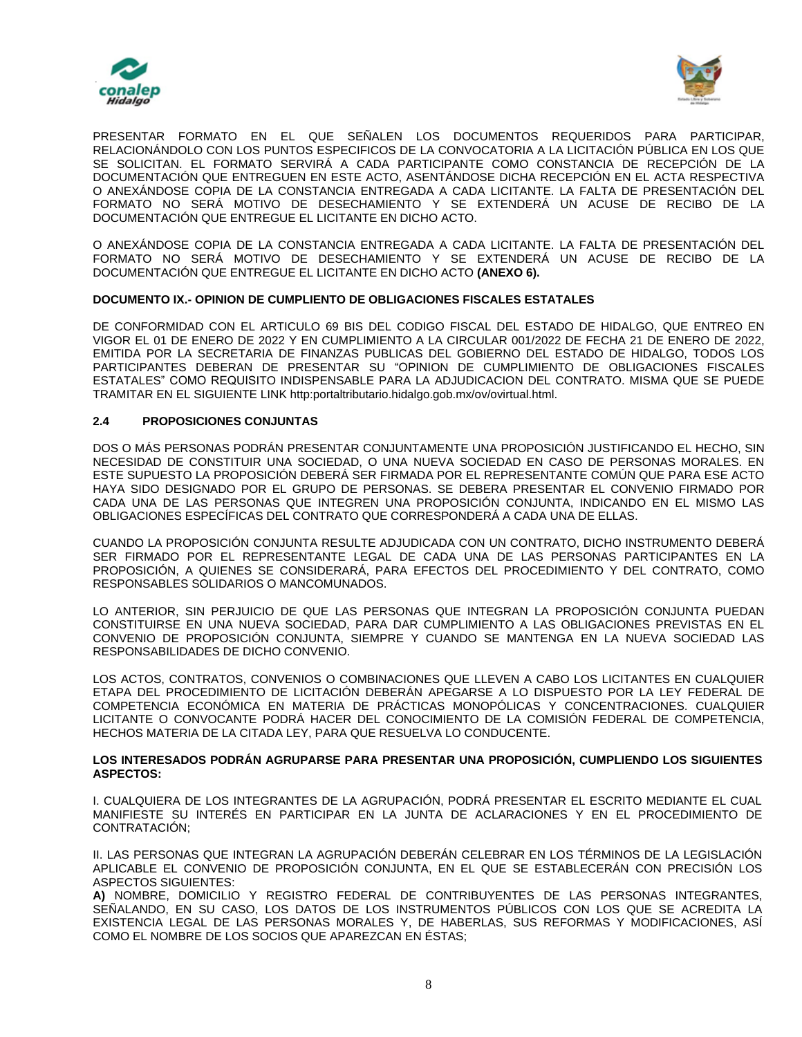PRESENTAR FORMATO EN EL QUE SEÑALEN LOS DOCUMENTOS REQUERIDOS PARA PARTICIPAR, RELACIONÁNDOLO CON LOS PUNTOS ESPECIFICOS DE LA CONVOCATORIA A LA LICITACIÓN PÚBLICA EN LOS QUE SE SOLICITAN. EL FORMATO SERVIRÁ A CADA PARTICIPANTE COMO CONSTANCIA DE RECEPCIÓN DE LA DOCUMENTACIÓN QUE ENTREGUEN EN ESTE ACTO, ASENTÁNDOSE DICHA RECEPCIÓN EN EL ACTA RESPECTIVA O ANEXÁNDOSE COPIA DE LA CONSTANCIA ENTREGADA A CADA LICITANTE. LA FALTA DE PRESENTACIÓN DEL FORMATO NO SERÁ MOTIVO DE DESECHAMIENTO Y SE EXTENDERÁ UN ACUSE DE RECIBO DE LA DOCUMENTACIÓN QUE ENTREGUE EL LICITANTE EN DICHO ACTO.

O ANEXÁNDOSE COPIA DE LA CONSTANCIA ENTREGADA A CADA LICITANTE. LA FALTA DE PRESENTACIÓN DEL FORMATO NO SERÁ MOTIVO DE DESECHAMIENTO Y SE EXTENDERÁ UN ACUSE DE RECIBO DE LA DOCUMENTACIÓN QUE ENTREGUE EL LICITANTE EN DICHO ACTO **(ANEXO 6).**

**DOCUMENTO IX.- OPINION DE CUMPLIENTO DE OBLIGACIONES FISCALES ESTATALES**

DE CONFORMIDAD CON EL ARTICULO 69 BIS DEL CODIGO FISCAL DEL ESTADO DE HIDALGO, QUE ENTREO EN VIGOR EL 01 DE ENERO DE 2022 Y EN CUMPLIMIENTO A LA CIRCULAR 001/2022 DE FECHA 21 DE ENERO DE 2022, EMITIDA POR LA SECRETARIA DE FINANZAS PUBLICAS DEL GOBIERNO DEL ESTADO DE HIDALGO, TODOS LOS PARTICIPANTES DEBERAN DE PRESENTAR SU “OPINION DE CUMPLIMIENTO DE OBLIGACIONES FISCALES ESTATALES” COMO REQUISITO INDISPENSABLE PARA LA ADJUDICACION DEL CONTRATO. MISMA QUE SE PUEDE TRAMITAR EN EL SIGUIENTE LINK http:portaltributario.hidalgo.gob.mx/ov/ovirtual.html.

## 2.4 PROPOSICIONES CONJUNTAS

DOS O MÁS PERSONAS PODRÁN PRESENTAR CONJUNTAMENTE UNA PROPOSICIÓN JUSTIFICANDO EL HECHO, SIN NECESIDAD DE CONSTITUIR UNA SOCIEDAD, O UNA NUEVA SOCIEDAD EN CASO DE PERSONAS MORALES. EN ESTE SUPUESTO LA PROPOSICIÓN DEBERÁ SER FIRMADA POR EL REPRESENTANTE COMÚN QUE PARA ESE ACTO HAYA SIDO DESIGNADO POR EL GRUPO DE PERSONAS. SE DEBERA PRESENTAR EL CONVENIO FIRMADO POR CADA UNA DE LAS PERSONAS QUE INTEGREN UNA PROPOSICIÓN CONJUNTA, INDICANDO EN EL MISMO LAS OBLIGACIONES ESPECÍFICAS DEL CONTRATO QUE CORRESPONDERÁ A CADA UNA DE ELLAS.

CUANDO LA PROPOSICIÓN CONJUNTA RESULTE ADJUDICADA CON UN CONTRATO, DICHO INSTRUMENTO DEBERÁ SER FIRMADO POR EL REPRESENTANTE LEGAL DE CADA UNA DE LAS PERSONAS PARTICIPANTES EN LA PROPOSICIÓN, A QUIENES SE CONSIDERARÁ, PARA EFECTOS DEL PROCEDIMIENTO Y DEL CONTRATO, COMO RESPONSABLES SOLIDARIOS O MANCOMUNADOS.

LO ANTERIOR, SIN PERJUICIO DE QUE LAS PERSONAS QUE INTEGRAN LA PROPOSICIÓN CONJUNTA PUEDAN CONSTITUIRSE EN UNA NUEVA SOCIEDAD, PARA DAR CUMPLIMIENTO A LAS OBLIGACIONES PREVISTAS EN EL CONVENIO DE PROPOSICIÓN CONJUNTA, SIEMPRE Y CUANDO SE MANTENGA EN LA NUEVA SOCIEDAD LAS RESPONSABILIDADES DE DICHO CONVENIO.

LOS ACTOS, CONTRATOS, CONVENIOS O COMBINACIONES QUE LLEVEN A CABO LOS LICITANTES EN CUALQUIER ETAPA DEL PROCEDIMIENTO DE LICITACIÓN DEBERÁN APEGARSE A LO DISPUESTO POR LA LEY FEDERAL DE COMPETENCIA ECONÓMICA EN MATERIA DE PRÁCTICAS MONOPÓLICAS Y CONCENTRACIONES. CUALQUIER LICITANTE O CONVOCANTE PODRÁ HACER DEL CONOCIMIENTO DE LA COMISIÓN FEDERAL DE COMPETENCIA, HECHOS MATERIA DE LA CITADA LEY, PARA QUE RESUELVA LO CONDUCENTE.

**LOS INTERESADOS PODRÁN AGRUPARSE PARA PRESENTAR UNA PROPOSICIÓN, CUMPLIENDO LOS SIGUIENTES ASPECTOS:**

I. CUALQUIERA DE LOS INTEGRANTES DE LA AGRUPACIÓN, PODRÁ PRESENTAR EL ESCRITO MEDIANTE EL CUAL MANIFIESTE SU INTERÉS EN PARTICIPAR EN LA JUNTA DE ACLARACIONES Y EN EL PROCEDIMIENTO DE CONTRATACIÓN;

II. LAS PERSONAS QUE INTEGRAN LA AGRUPACIÓN DEBERÁN CELEBRAR EN LOS TÉRMINOS DE LA LEGISLACIÓN APLICABLE EL CONVENIO DE PROPOSICIÓN CONJUNTA, EN EL QUE SE ESTABLECERÁN CON PRECISIÓN LOS ASPECTOS SIGUIENTES:

**A)** NOMBRE, DOMICILIO Y REGISTRO FEDERAL DE CONTRIBUYENTES DE LAS PERSONAS INTEGRANTES, SEÑALANDO, EN SU CASO, LOS DATOS DE LOS INSTRUMENTOS PÚBLICOS CON LOS QUE SE ACREDITA LA EXISTENCIA LEGAL DE LAS PERSONAS MORALES Y, DE HABERLAS, SUS REFORMAS Y MODIFICACIONES, ASÍ COMO EL NOMBRE DE LOS SOCIOS QUE APAREZCAN EN ÉSTAS;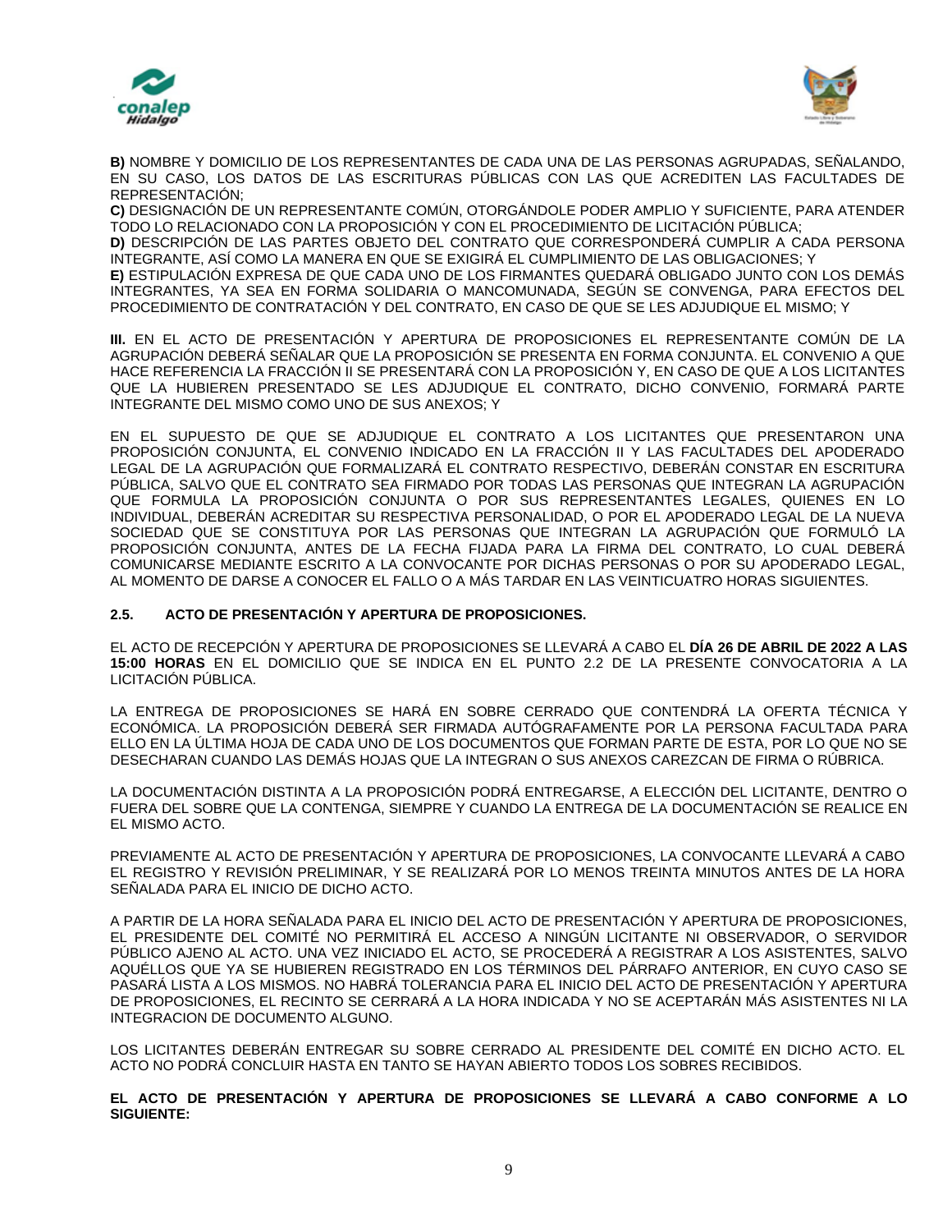**B)** NOMBRE Y DOMICILIO DE LOS REPRESENTANTES DE CADA UNA DE LAS PERSONAS AGRUPADAS, SEÑALANDO, EN SU CASO, LOS DATOS DE LAS ESCRITURAS PÚBLICAS CON LAS QUE ACREDITEN LAS FACULTADES DE REPRESENTACIÓN;

**C)** DESIGNACIÓN DE UN REPRESENTANTE COMÚN, OTORGÁNDOLE PODER AMPLIO Y SUFICIENTE, PARA ATENDER TODO LO RELACIONADO CON LA PROPOSICIÓN Y CON EL PROCEDIMIENTO DE LICITACIÓN PÚBLICA;

**D)** DESCRIPCIÓN DE LAS PARTES OBJETO DEL CONTRATO QUE CORRESPONDERÁ CUMPLIR A CADA PERSONA INTEGRANTE, ASÍ COMO LA MANERA EN QUE SE EXIGIRÁ EL CUMPLIMIENTO DE LAS OBLIGACIONES; Y

**E)** ESTIPULACIÓN EXPRESA DE QUE CADA UNO DE LOS FIRMANTES QUEDARÁ OBLIGADO JUNTO CON LOS DEMÁS INTEGRANTES, YA SEA EN FORMA SOLIDARIA O MANCOMUNADA, SEGÚN SE CONVENGA, PARA EFECTOS DEL PROCEDIMIENTO DE CONTRATACIÓN Y DEL CONTRATO, EN CASO DE QUE SE LES ADJUDIQUE EL MISMO; Y

**III.** EN EL ACTO DE PRESENTACIÓN Y APERTURA DE PROPOSICIONES EL REPRESENTANTE COMÚN DE LA AGRUPACIÓN DEBERÁ SEÑALAR QUE LA PROPOSICIÓN SE PRESENTA EN FORMA CONJUNTA. EL CONVENIO A QUE HACE REFERENCIA LA FRACCIÓN II SE PRESENTARÁ CON LA PROPOSICIÓN Y, EN CASO DE QUE A LOS LICITANTES QUE LA HUBIEREN PRESENTADO SE LES ADJUDIQUE EL CONTRATO, DICHO CONVENIO, FORMARÁ PARTE INTEGRANTE DEL MISMO COMO UNO DE SUS ANEXOS; Y

EN EL SUPUESTO DE QUE SE ADJUDIQUE EL CONTRATO A LOS LICITANTES QUE PRESENTARON UNA PROPOSICIÓN CONJUNTA, EL CONVENIO INDICADO EN LA FRACCIÓN II Y LAS FACULTADES DEL APODERADO LEGAL DE LA AGRUPACIÓN QUE FORMALIZARÁ EL CONTRATO RESPECTIVO, DEBERÁN CONSTAR EN ESCRITURA PÚBLICA, SALVO QUE EL CONTRATO SEA FIRMADO POR TODAS LAS PERSONAS QUE INTEGRAN LA AGRUPACIÓN QUE FORMULA LA PROPOSICIÓN CONJUNTA O POR SUS REPRESENTANTES LEGALES, QUIENES EN LO INDIVIDUAL, DEBERÁN ACREDITAR SU RESPECTIVA PERSONALIDAD, O POR EL APODERADO LEGAL DE LA NUEVA SOCIEDAD QUE SE CONSTITUYA POR LAS PERSONAS QUE INTEGRAN LA AGRUPACIÓN QUE FORMULÓ LA PROPOSICIÓN CONJUNTA, ANTES DE LA FECHA FIJADA PARA LA FIRMA DEL CONTRATO, LO CUAL DEBERÁ COMUNICARSE MEDIANTE ESCRITO A LA CONVOCANTE POR DICHAS PERSONAS O POR SU APODERADO LEGAL, AL MOMENTO DE DARSE A CONOCER EL FALLO O A MÁS TARDAR EN LAS VEINTICUATRO HORAS SIGUIENTES.

### 2.5. ACTO DE PRESENTACIÓN Y APERTURA DE PROPOSICIONES.

EL ACTO DE RECEPCIÓN Y APERTURA DE PROPOSICIONES SE LLEVARÁ A CABO EL **DÍA 26 DE ABRIL DE 2022 A LAS 15:00 HORAS** EN EL DOMICILIO QUE SE INDICA EN EL PUNTO 2.2 DE LA PRESENTE CONVOCATORIA A LA LICITACIÓN PÚBLICA.

LA ENTREGA DE PROPOSICIONES SE HARÁ EN SOBRE CERRADO QUE CONTENDRÁ LA OFERTA TÉCNICA Y ECONÓMICA. LA PROPOSICIÓN DEBERÁ SER FIRMADA AUTÓGRAFAMENTE POR LA PERSONA FACULTADA PARA ELLO EN LA ÚLTIMA HOJA DE CADA UNO DE LOS DOCUMENTOS QUE FORMAN PARTE DE ESTA, POR LO QUE NO SE DESECHARAN CUANDO LAS DEMÁS HOJAS QUE LA INTEGRAN O SUS ANEXOS CAREZCAN DE FIRMA O RÚBRICA.

LA DOCUMENTACIÓN DISTINTA A LA PROPOSICIÓN PODRÁ ENTREGARSE, A ELECCIÓN DEL LICITANTE, DENTRO O FUERA DEL SOBRE QUE LA CONTENGA, SIEMPRE Y CUANDO LA ENTREGA DE LA DOCUMENTACIÓN SE REALICE EN EL MISMO ACTO.

PREVIAMENTE AL ACTO DE PRESENTACIÓN Y APERTURA DE PROPOSICIONES, LA CONVOCANTE LLEVARÁ A CABO EL REGISTRO Y REVISIÓN PRELIMINAR, Y SE REALIZARÁ POR LO MENOS TREINTA MINUTOS ANTES DE LA HORA SEÑALADA PARA EL INICIO DE DICHO ACTO.

A PARTIR DE LA HORA SEÑALADA PARA EL INICIO DEL ACTO DE PRESENTACIÓN Y APERTURA DE PROPOSICIONES, EL PRESIDENTE DEL COMITÉ NO PERMITIRÁ EL ACCESO A NINGÚN LICITANTE NI OBSERVADOR, O SERVIDOR PÚBLICO AJENO AL ACTO. UNA VEZ INICIADO EL ACTO, SE PROCEDERÁ A REGISTRAR A LOS ASISTENTES, SALVO AQUÉLLOS QUE YA SE HUBIEREN REGISTRADO EN LOS TÉRMINOS DEL PÁRRAFO ANTERIOR, EN CUYO CASO SE PASARÁ LISTA A LOS MISMOS. NO HABRÁ TOLERANCIA PARA EL INICIO DEL ACTO DE PRESENTACIÓN Y APERTURA DE PROPOSICIONES, EL RECINTO SE CERRARÁ A LA HORA INDICADA Y NO SE ACEPTARÁN MÁS ASISTENTES NI LA INTEGRACION DE DOCUMENTO ALGUNO.

LOS LICITANTES DEBERÁN ENTREGAR SU SOBRE CERRADO AL PRESIDENTE DEL COMITÉ EN DICHO ACTO. EL ACTO NO PODRÁ CONCLUIR HASTA EN TANTO SE HAYAN ABIERTO TODOS LOS SOBRES RECIBIDOS.

**EL ACTO DE PRESENTACIÓN Y APERTURA DE PROPOSICIONES SE LLEVARÁ A CABO CONFORME A LO SIGUIENTE:**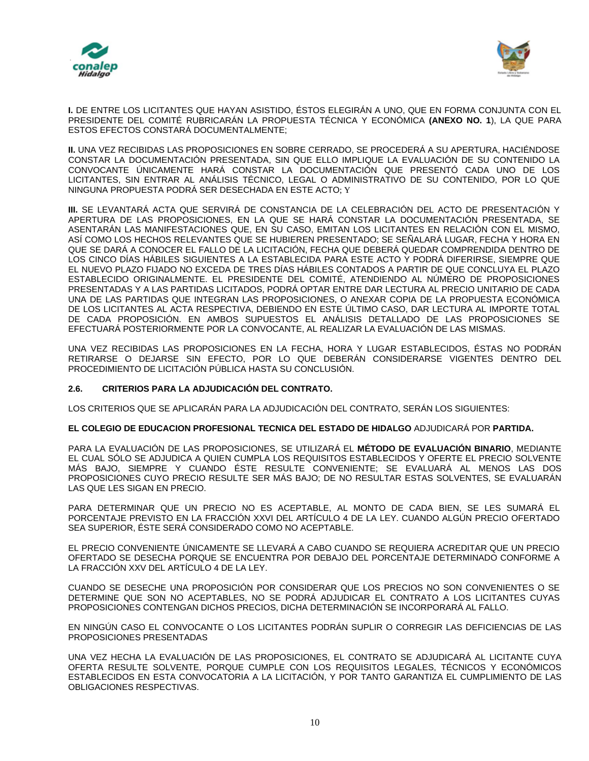**I.** DE ENTRE LOS LICITANTES QUE HAYAN ASISTIDO, ÉSTOS ELEGIRÁN A UNO, QUE EN FORMA CONJUNTA CON EL PRESIDENTE DEL COMITÉ RUBRICARÁN LA PROPUESTA TÉCNICA Y ECONÓMICA **(ANEXO NO. 1**), LA QUE PARA ESTOS EFECTOS CONSTARÁ DOCUMENTALMENTE;

**II.** UNA VEZ RECIBIDAS LAS PROPOSICIONES EN SOBRE CERRADO, SE PROCEDERÁ A SU APERTURA, HACIÉNDOSE CONSTAR LA DOCUMENTACIÓN PRESENTADA, SIN QUE ELLO IMPLIQUE LA EVALUACIÓN DE SU CONTENIDO LA CONVOCANTE ÚNICAMENTE HARÁ CONSTAR LA DOCUMENTACIÓN QUE PRESENTÓ CADA UNO DE LOS LICITANTES, SIN ENTRAR AL ANÁLISIS TÉCNICO, LEGAL O ADMINISTRATIVO DE SU CONTENIDO, POR LO QUE NINGUNA PROPUESTA PODRÁ SER DESECHADA EN ESTE ACTO; Y

**III.** SE LEVANTARÁ ACTA QUE SERVIRÁ DE CONSTANCIA DE LA CELEBRACIÓN DEL ACTO DE PRESENTACIÓN Y APERTURA DE LAS PROPOSICIONES, EN LA QUE SE HARÁ CONSTAR LA DOCUMENTACIÓN PRESENTADA, SE ASENTARÁN LAS MANIFESTACIONES QUE, EN SU CASO, EMITAN LOS LICITANTES EN RELACIÓN CON EL MISMO, ASÍ COMO LOS HECHOS RELEVANTES QUE SE HUBIEREN PRESENTADO; SE SEÑALARÁ LUGAR, FECHA Y HORA EN QUE SE DARÁ A CONOCER EL FALLO DE LA LICITACIÓN, FECHA QUE DEBERÁ QUEDAR COMPRENDIDA DENTRO DE LOS CINCO DÍAS HÁBILES SIGUIENTES A LA ESTABLECIDA PARA ESTE ACTO Y PODRÁ DIFERIRSE, SIEMPRE QUE EL NUEVO PLAZO FIJADO NO EXCEDA DE TRES DÍAS HÁBILES CONTADOS A PARTIR DE QUE CONCLUYA EL PLAZO ESTABLECIDO ORIGINALMENTE. EL PRESIDENTE DEL COMITÉ, ATENDIENDO AL NÚMERO DE PROPOSICIONES PRESENTADAS Y A LAS PARTIDAS LICITADOS, PODRÁ OPTAR ENTRE DAR LECTURA AL PRECIO UNITARIO DE CADA UNA DE LAS PARTIDAS QUE INTEGRAN LAS PROPOSICIONES, O ANEXAR COPIA DE LA PROPUESTA ECONÓMICA DE LOS LICITANTES AL ACTA RESPECTIVA, DEBIENDO EN ESTE ÚLTIMO CASO, DAR LECTURA AL IMPORTE TOTAL DE CADA PROPOSICIÓN. EN AMBOS SUPUESTOS EL ANÁLISIS DETALLADO DE LAS PROPOSICIONES SE EFECTUARÁ POSTERIORMENTE POR LA CONVOCANTE, AL REALIZAR LA EVALUACIÓN DE LAS MISMAS.

UNA VEZ RECIBIDAS LAS PROPOSICIONES EN LA FECHA, HORA Y LUGAR ESTABLECIDOS, ÉSTAS NO PODRÁN RETIRARSE O DEJARSE SIN EFECTO, POR LO QUE DEBERÁN CONSIDERARSE VIGENTES DENTRO DEL PROCEDIMIENTO DE LICITACIÓN PÚBLICA HASTA SU CONCLUSIÓN.

### 2.6. CRITERIOS PARA LA ADJUDICACIÓN DEL CONTRATO.

LOS CRITERIOS QUE SE APLICARÁN PARA LA ADJUDICACIÓN DEL CONTRATO, SERÁN LOS SIGUIENTES:

**EL COLEGIO DE EDUCACION PROFESIONAL TECNICA DEL ESTADO DE HIDALGO** ADJUDICARÁ POR **PARTIDA.**

PARA LA EVALUACIÓN DE LAS PROPOSICIONES, SE UTILIZARÁ EL **MÉTODO DE EVALUACIÓN BINARIO**, MEDIANTE EL CUAL SÓLO SE ADJUDICA A QUIEN CUMPLA LOS REQUISITOS ESTABLECIDOS Y OFERTE EL PRECIO SOLVENTE MÁS BAJO, SIEMPRE Y CUANDO ÉSTE RESULTE CONVENIENTE; SE EVALUARÁ AL MENOS LAS DOS PROPOSICIONES CUYO PRECIO RESULTE SER MÁS BAJO; DE NO RESULTAR ESTAS SOLVENTES, SE EVALUARÁN LAS QUE LES SIGAN EN PRECIO.

PARA DETERMINAR QUE UN PRECIO NO ES ACEPTABLE, AL MONTO DE CADA BIEN, SE LES SUMARÁ EL PORCENTAJE PREVISTO EN LA FRACCIÓN XXVI DEL ARTÍCULO 4 DE LA LEY. CUANDO ALGÚN PRECIO OFERTADO SEA SUPERIOR, ÉSTE SERÁ CONSIDERADO COMO NO ACEPTABLE.

EL PRECIO CONVENIENTE ÚNICAMENTE SE LLEVARÁ A CABO CUANDO SE REQUIERA ACREDITAR QUE UN PRECIO OFERTADO SE DESECHA PORQUE SE ENCUENTRA POR DEBAJO DEL PORCENTAJE DETERMINADO CONFORME A LA FRACCIÓN XXV DEL ARTÍCULO 4 DE LA LEY.

CUANDO SE DESECHE UNA PROPOSICIÓN POR CONSIDERAR QUE LOS PRECIOS NO SON CONVENIENTES O SE DETERMINE QUE SON NO ACEPTABLES, NO SE PODRÁ ADJUDICAR EL CONTRATO A LOS LICITANTES CUYAS PROPOSICIONES CONTENGAN DICHOS PRECIOS, DICHA DETERMINACIÓN SE INCORPORARÁ AL FALLO.

EN NINGÚN CASO EL CONVOCANTE O LOS LICITANTES PODRÁN SUPLIR O CORREGIR LAS DEFICIENCIAS DE LAS PROPOSICIONES PRESENTADAS

UNA VEZ HECHA LA EVALUACIÓN DE LAS PROPOSICIONES, EL CONTRATO SE ADJUDICARÁ AL LICITANTE CUYA OFERTA RESULTE SOLVENTE, PORQUE CUMPLE CON LOS REQUISITOS LEGALES, TÉCNICOS Y ECONÓMICOS ESTABLECIDOS EN ESTA CONVOCATORIA A LA LICITACIÓN, Y POR TANTO GARANTIZA EL CUMPLIMIENTO DE LAS OBLIGACIONES RESPECTIVAS.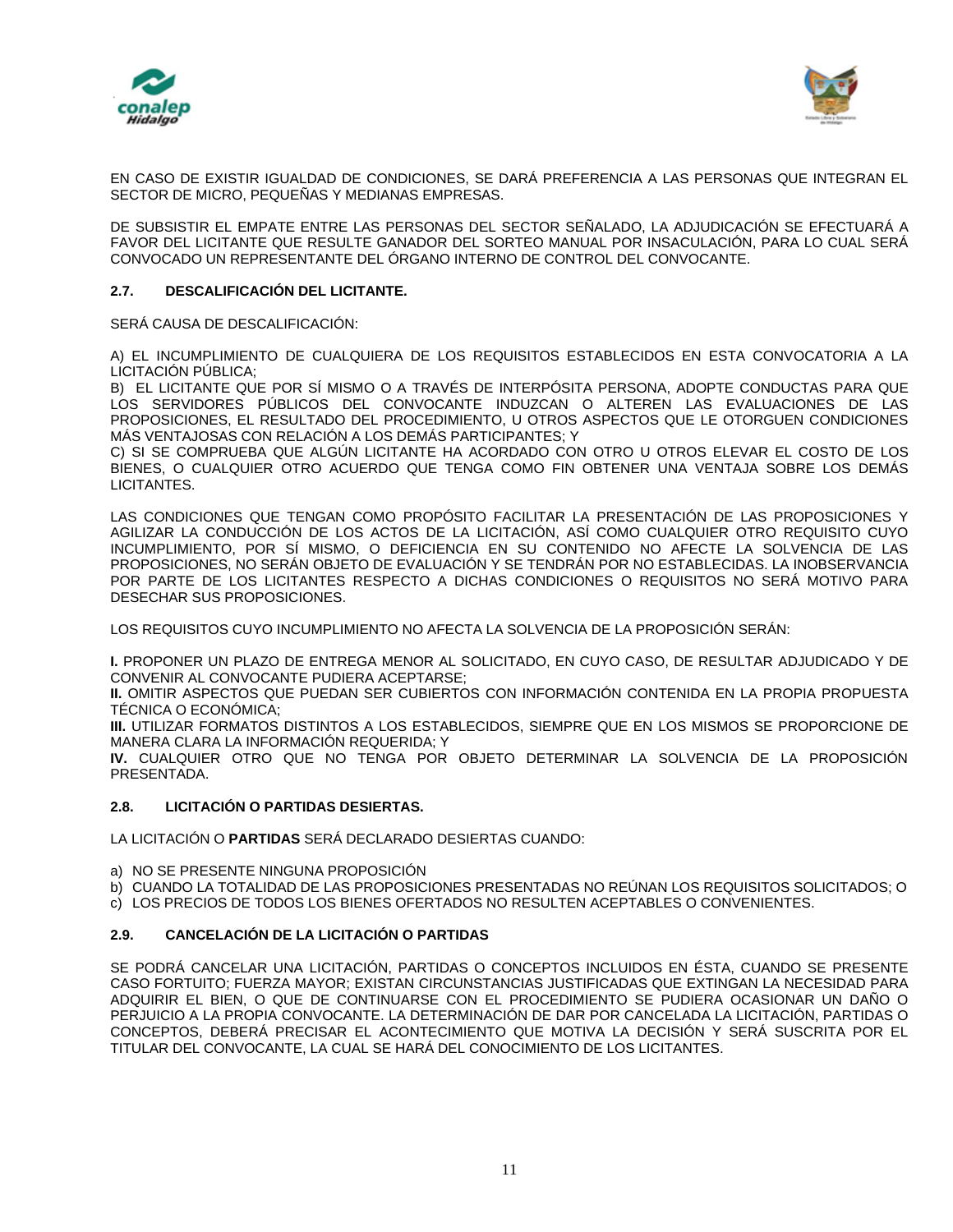EN CASO DE EXISTIR IGUALDAD DE CONDICIONES, SE DARÁ PREFERENCIA A LAS PERSONAS QUE INTEGRAN EL SECTOR DE MICRO, PEQUEÑAS Y MEDIANAS EMPRESAS.

DE SUBSISTIR EL EMPATE ENTRE LAS PERSONAS DEL SECTOR SEÑALADO, LA ADJUDICACIÓN SE EFECTUARÁ A FAVOR DEL LICITANTE QUE RESULTE GANADOR DEL SORTEO MANUAL POR INSACULACIÓN, PARA LO CUAL SERÁ CONVOCADO UN REPRESENTANTE DEL ÓRGANO INTERNO DE CONTROL DEL CONVOCANTE.

### 2.7. DESCALIFICACIÓN DEL LICITANTE.

SERÁ CAUSA DE DESCALIFICACIÓN:

A) EL INCUMPLIMIENTO DE CUALQUIERA DE LOS REQUISITOS ESTABLECIDOS EN ESTA CONVOCATORIA A LA LICITACIÓN PÚBLICA;
B) EL LICITANTE QUE POR SÍ MISMO O A TRAVÉS DE INTERPÓSITA PERSONA, ADOPTE CONDUCTAS PARA QUE LOS SERVIDORES PÚBLICOS DEL CONVOCANTE INDUZCAN O ALTEREN LAS EVALUACIONES DE LAS PROPOSICIONES, EL RESULTADO DEL PROCEDIMIENTO, U OTROS ASPECTOS QUE LE OTORGUEN CONDICIONES MÁS VENTAJOSAS CON RELACIÓN A LOS DEMÁS PARTICIPANTES; Y
C) SI SE COMPRUEBA QUE ALGÚN LICITANTE HA ACORDADO CON OTRO U OTROS ELEVAR EL COSTO DE LOS BIENES, O CUALQUIER OTRO ACUERDO QUE TENGA COMO FIN OBTENER UNA VENTAJA SOBRE LOS DEMÁS LICITANTES.

LAS CONDICIONES QUE TENGAN COMO PROPÓSITO FACILITAR LA PRESENTACIÓN DE LAS PROPOSICIONES Y AGILIZAR LA CONDUCCIÓN DE LOS ACTOS DE LA LICITACIÓN, ASÍ COMO CUALQUIER OTRO REQUISITO CUYO INCUMPLIMIENTO, POR SÍ MISMO, O DEFICIENCIA EN SU CONTENIDO NO AFECTE LA SOLVENCIA DE LAS PROPOSICIONES, NO SERÁN OBJETO DE EVALUACIÓN Y SE TENDRÁN POR NO ESTABLECIDAS. LA INOBSERVANCIA POR PARTE DE LOS LICITANTES RESPECTO A DICHAS CONDICIONES O REQUISITOS NO SERÁ MOTIVO PARA DESECHAR SUS PROPOSICIONES.

LOS REQUISITOS CUYO INCUMPLIMIENTO NO AFECTA LA SOLVENCIA DE LA PROPOSICIÓN SERÁN:

**I.** PROPONER UN PLAZO DE ENTREGA MENOR AL SOLICITADO, EN CUYO CASO, DE RESULTAR ADJUDICADO Y DE CONVENIR AL CONVOCANTE PUDIERA ACEPTARSE;
**II.** OMITIR ASPECTOS QUE PUEDAN SER CUBIERTOS CON INFORMACIÓN CONTENIDA EN LA PROPIA PROPUESTA TÉCNICA O ECONÓMICA;
**III.** UTILIZAR FORMATOS DISTINTOS A LOS ESTABLECIDOS, SIEMPRE QUE EN LOS MISMOS SE PROPORCIONE DE MANERA CLARA LA INFORMACIÓN REQUERIDA; Y
**IV.** CUALQUIER OTRO QUE NO TENGA POR OBJETO DETERMINAR LA SOLVENCIA DE LA PROPOSICIÓN PRESENTADA.

### 2.8. LICITACIÓN O PARTIDAS DESIERTAS.

LA LICITACIÓN O **PARTIDAS** SERÁ DECLARADO DESIERTAS CUANDO:

a) NO SE PRESENTE NINGUNA PROPOSICIÓN
b) CUANDO LA TOTALIDAD DE LAS PROPOSICIONES PRESENTADAS NO REÚNAN LOS REQUISITOS SOLICITADOS; O
c) LOS PRECIOS DE TODOS LOS BIENES OFERTADOS NO RESULTEN ACEPTABLES O CONVENIENTES.

### 2.9. CANCELACIÓN DE LA LICITACIÓN O PARTIDAS

SE PODRÁ CANCELAR UNA LICITACIÓN, PARTIDAS O CONCEPTOS INCLUIDOS EN ÉSTA, CUANDO SE PRESENTE CASO FORTUITO; FUERZA MAYOR; EXISTAN CIRCUNSTANCIAS JUSTIFICADAS QUE EXTINGAN LA NECESIDAD PARA ADQUIRIR EL BIEN, O QUE DE CONTINUARSE CON EL PROCEDIMIENTO SE PUDIERA OCASIONAR UN DAÑO O PERJUICIO A LA PROPIA CONVOCANTE. LA DETERMINACIÓN DE DAR POR CANCELADA LA LICITACIÓN, PARTIDAS O CONCEPTOS, DEBERÁ PRECISAR EL ACONTECIMIENTO QUE MOTIVA LA DECISIÓN Y SERÁ SUSCRITA POR EL TITULAR DEL CONVOCANTE, LA CUAL SE HARÁ DEL CONOCIMIENTO DE LOS LICITANTES.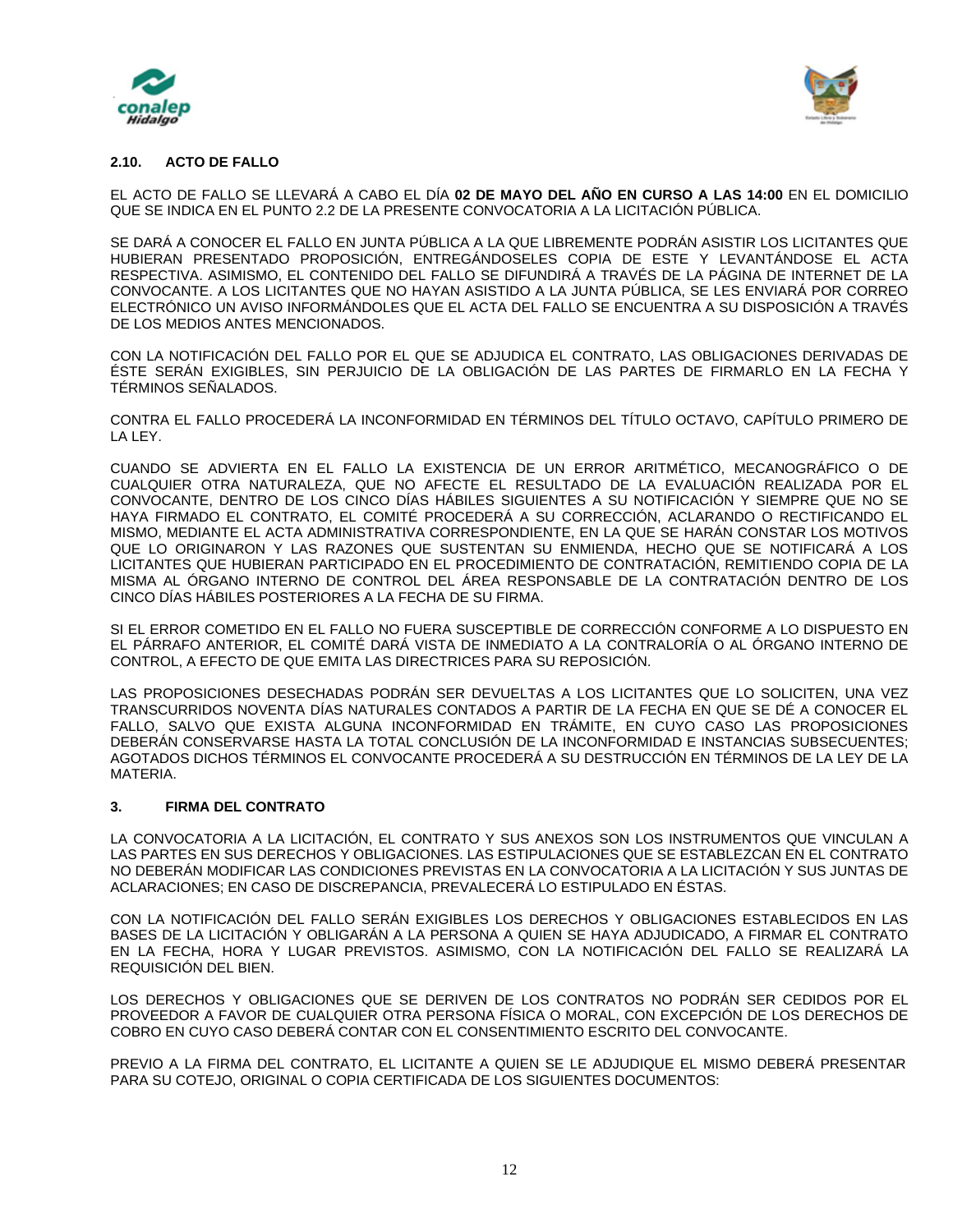### 2.10. ACTO DE FALLO

EL ACTO DE FALLO SE LLEVARÁ A CABO EL DÍA **02 DE MAYO DEL AÑO EN CURSO A LAS 14:00** EN EL DOMICILIO QUE SE INDICA EN EL PUNTO 2.2 DE LA PRESENTE CONVOCATORIA A LA LICITACIÓN PÚBLICA.

SE DARÁ A CONOCER EL FALLO EN JUNTA PÚBLICA A LA QUE LIBREMENTE PODRÁN ASISTIR LOS LICITANTES QUE HUBIERAN PRESENTADO PROPOSICIÓN, ENTREGÁNDOSELES COPIA DE ESTE Y LEVANTÁNDOSE EL ACTA RESPECTIVA. ASIMISMO, EL CONTENIDO DEL FALLO SE DIFUNDIRÁ A TRAVÉS DE LA PÁGINA DE INTERNET DE LA CONVOCANTE. A LOS LICITANTES QUE NO HAYAN ASISTIDO A LA JUNTA PÚBLICA, SE LES ENVIARÁ POR CORREO ELECTRÓNICO UN AVISO INFORMÁNDOLES QUE EL ACTA DEL FALLO SE ENCUENTRA A SU DISPOSICIÓN A TRAVÉS DE LOS MEDIOS ANTES MENCIONADOS.

CON LA NOTIFICACIÓN DEL FALLO POR EL QUE SE ADJUDICA EL CONTRATO, LAS OBLIGACIONES DERIVADAS DE ÉSTE SERÁN EXIGIBLES, SIN PERJUICIO DE LA OBLIGACIÓN DE LAS PARTES DE FIRMARLO EN LA FECHA Y TÉRMINOS SEÑALADOS.

CONTRA EL FALLO PROCEDERÁ LA INCONFORMIDAD EN TÉRMINOS DEL TÍTULO OCTAVO, CAPÍTULO PRIMERO DE LA LEY.

CUANDO SE ADVIERTA EN EL FALLO LA EXISTENCIA DE UN ERROR ARITMÉTICO, MECANOGRÁFICO O DE CUALQUIER OTRA NATURALEZA, QUE NO AFECTE EL RESULTADO DE LA EVALUACIÓN REALIZADA POR EL CONVOCANTE, DENTRO DE LOS CINCO DÍAS HÁBILES SIGUIENTES A SU NOTIFICACIÓN Y SIEMPRE QUE NO SE HAYA FIRMADO EL CONTRATO, EL COMITÉ PROCEDERÁ A SU CORRECCIÓN, ACLARANDO O RECTIFICANDO EL MISMO, MEDIANTE EL ACTA ADMINISTRATIVA CORRESPONDIENTE, EN LA QUE SE HARÁN CONSTAR LOS MOTIVOS QUE LO ORIGINARON Y LAS RAZONES QUE SUSTENTAN SU ENMIENDA, HECHO QUE SE NOTIFICARÁ A LOS LICITANTES QUE HUBIERAN PARTICIPADO EN EL PROCEDIMIENTO DE CONTRATACIÓN, REMITIENDO COPIA DE LA MISMA AL ÓRGANO INTERNO DE CONTROL DEL ÁREA RESPONSABLE DE LA CONTRATACIÓN DENTRO DE LOS CINCO DÍAS HÁBILES POSTERIORES A LA FECHA DE SU FIRMA.

SI EL ERROR COMETIDO EN EL FALLO NO FUERA SUSCEPTIBLE DE CORRECCIÓN CONFORME A LO DISPUESTO EN EL PÁRRAFO ANTERIOR, EL COMITÉ DARÁ VISTA DE INMEDIATO A LA CONTRALORÍA O AL ÓRGANO INTERNO DE CONTROL, A EFECTO DE QUE EMITA LAS DIRECTRICES PARA SU REPOSICIÓN.

LAS PROPOSICIONES DESECHADAS PODRÁN SER DEVUELTAS A LOS LICITANTES QUE LO SOLICITEN, UNA VEZ TRANSCURRIDOS NOVENTA DÍAS NATURALES CONTADOS A PARTIR DE LA FECHA EN QUE SE DÉ A CONOCER EL FALLO, SALVO QUE EXISTA ALGUNA INCONFORMIDAD EN TRÁMITE, EN CUYO CASO LAS PROPOSICIONES DEBERÁN CONSERVARSE HASTA LA TOTAL CONCLUSIÓN DE LA INCONFORMIDAD E INSTANCIAS SUBSECUENTES; AGOTADOS DICHOS TÉRMINOS EL CONVOCANTE PROCEDERÁ A SU DESTRUCCIÓN EN TÉRMINOS DE LA LEY DE LA MATERIA.

## 3. FIRMA DEL CONTRATO

LA CONVOCATORIA A LA LICITACIÓN, EL CONTRATO Y SUS ANEXOS SON LOS INSTRUMENTOS QUE VINCULAN A LAS PARTES EN SUS DERECHOS Y OBLIGACIONES. LAS ESTIPULACIONES QUE SE ESTABLEZCAN EN EL CONTRATO NO DEBERÁN MODIFICAR LAS CONDICIONES PREVISTAS EN LA CONVOCATORIA A LA LICITACIÓN Y SUS JUNTAS DE ACLARACIONES; EN CASO DE DISCREPANCIA, PREVALECERÁ LO ESTIPULADO EN ÉSTAS.

CON LA NOTIFICACIÓN DEL FALLO SERÁN EXIGIBLES LOS DERECHOS Y OBLIGACIONES ESTABLECIDOS EN LAS BASES DE LA LICITACIÓN Y OBLIGARÁN A LA PERSONA A QUIEN SE HAYA ADJUDICADO, A FIRMAR EL CONTRATO EN LA FECHA, HORA Y LUGAR PREVISTOS. ASIMISMO, CON LA NOTIFICACIÓN DEL FALLO SE REALIZARÁ LA REQUISICIÓN DEL BIEN.

LOS DERECHOS Y OBLIGACIONES QUE SE DERIVEN DE LOS CONTRATOS NO PODRÁN SER CEDIDOS POR EL PROVEEDOR A FAVOR DE CUALQUIER OTRA PERSONA FÍSICA O MORAL, CON EXCEPCIÓN DE LOS DERECHOS DE COBRO EN CUYO CASO DEBERÁ CONTAR CON EL CONSENTIMIENTO ESCRITO DEL CONVOCANTE.

PREVIO A LA FIRMA DEL CONTRATO, EL LICITANTE A QUIEN SE LE ADJUDIQUE EL MISMO DEBERÁ PRESENTAR PARA SU COTEJO, ORIGINAL O COPIA CERTIFICADA DE LOS SIGUIENTES DOCUMENTOS: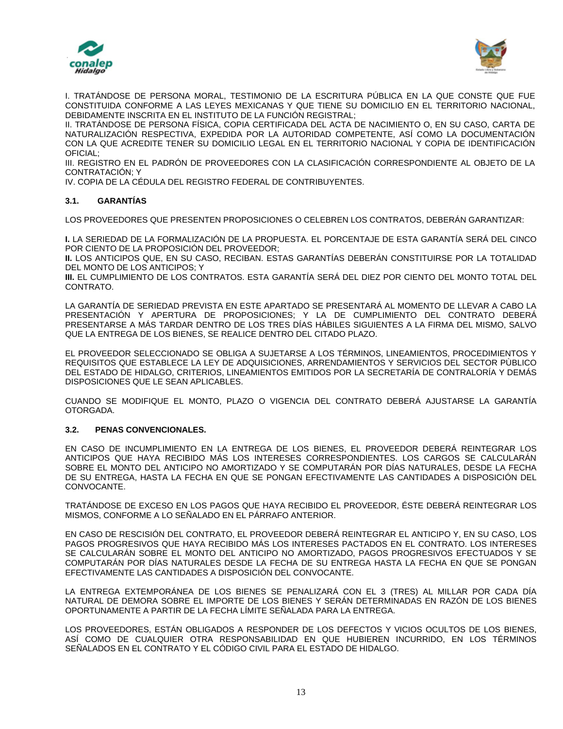I. TRATÁNDOSE DE PERSONA MORAL, TESTIMONIO DE LA ESCRITURA PÚBLICA EN LA QUE CONSTE QUE FUE CONSTITUIDA CONFORME A LAS LEYES MEXICANAS Y QUE TIENE SU DOMICILIO EN EL TERRITORIO NACIONAL, DEBIDAMENTE INSCRITA EN EL INSTITUTO DE LA FUNCIÓN REGISTRAL;
II. TRATÁNDOSE DE PERSONA FÍSICA, COPIA CERTIFICADA DEL ACTA DE NACIMIENTO O, EN SU CASO, CARTA DE NATURALIZACIÓN RESPECTIVA, EXPEDIDA POR LA AUTORIDAD COMPETENTE, ASÍ COMO LA DOCUMENTACIÓN CON LA QUE ACREDITE TENER SU DOMICILIO LEGAL EN EL TERRITORIO NACIONAL Y COPIA DE IDENTIFICACIÓN OFICIAL;
III. REGISTRO EN EL PADRÓN DE PROVEEDORES CON LA CLASIFICACIÓN CORRESPONDIENTE AL OBJETO DE LA CONTRATACIÓN; Y
IV. COPIA DE LA CÉDULA DEL REGISTRO FEDERAL DE CONTRIBUYENTES.

### 3.1. GARANTÍAS

LOS PROVEEDORES QUE PRESENTEN PROPOSICIONES O CELEBREN LOS CONTRATOS, DEBERÁN GARANTIZAR:

**I.** LA SERIEDAD DE LA FORMALIZACIÓN DE LA PROPUESTA. EL PORCENTAJE DE ESTA GARANTÍA SERÁ DEL CINCO POR CIENTO DE LA PROPOSICIÓN DEL PROVEEDOR;
**II.** LOS ANTICIPOS QUE, EN SU CASO, RECIBAN. ESTAS GARANTÍAS DEBERÁN CONSTITUIRSE POR LA TOTALIDAD DEL MONTO DE LOS ANTICIPOS; Y
**III.** EL CUMPLIMIENTO DE LOS CONTRATOS. ESTA GARANTÍA SERÁ DEL DIEZ POR CIENTO DEL MONTO TOTAL DEL CONTRATO.

LA GARANTÍA DE SERIEDAD PREVISTA EN ESTE APARTADO SE PRESENTARÁ AL MOMENTO DE LLEVAR A CABO LA PRESENTACIÓN Y APERTURA DE PROPOSICIONES; Y LA DE CUMPLIMIENTO DEL CONTRATO DEBERÁ PRESENTARSE A MÁS TARDAR DENTRO DE LOS TRES DÍAS HÁBILES SIGUIENTES A LA FIRMA DEL MISMO, SALVO QUE LA ENTREGA DE LOS BIENES, SE REALICE DENTRO DEL CITADO PLAZO.

EL PROVEEDOR SELECCIONADO SE OBLIGA A SUJETARSE A LOS TÉRMINOS, LINEAMIENTOS, PROCEDIMIENTOS Y REQUISITOS QUE ESTABLECE LA LEY DE ADQUISICIONES, ARRENDAMIENTOS Y SERVICIOS DEL SECTOR PÙBLICO DEL ESTADO DE HIDALGO, CRITERIOS, LINEAMIENTOS EMITIDOS POR LA SECRETARÍA DE CONTRALORÍA Y DEMÁS DISPOSICIONES QUE LE SEAN APLICABLES.

CUANDO SE MODIFIQUE EL MONTO, PLAZO O VIGENCIA DEL CONTRATO DEBERÁ AJUSTARSE LA GARANTÍA OTORGADA.

### 3.2. PENAS CONVENCIONALES.

EN CASO DE INCUMPLIMIENTO EN LA ENTREGA DE LOS BIENES, EL PROVEEDOR DEBERÁ REINTEGRAR LOS ANTICIPOS QUE HAYA RECIBIDO MÁS LOS INTERESES CORRESPONDIENTES. LOS CARGOS SE CALCULARÁN SOBRE EL MONTO DEL ANTICIPO NO AMORTIZADO Y SE COMPUTARÁN POR DÍAS NATURALES, DESDE LA FECHA DE SU ENTREGA, HASTA LA FECHA EN QUE SE PONGAN EFECTIVAMENTE LAS CANTIDADES A DISPOSICIÓN DEL CONVOCANTE.

TRATÁNDOSE DE EXCESO EN LOS PAGOS QUE HAYA RECIBIDO EL PROVEEDOR, ÉSTE DEBERÁ REINTEGRAR LOS MISMOS, CONFORME A LO SEÑALADO EN EL PÁRRAFO ANTERIOR.

EN CASO DE RESCISIÓN DEL CONTRATO, EL PROVEEDOR DEBERÁ REINTEGRAR EL ANTICIPO Y, EN SU CASO, LOS PAGOS PROGRESIVOS QUE HAYA RECIBIDO MÁS LOS INTERESES PACTADOS EN EL CONTRATO. LOS INTERESES SE CALCULARÁN SOBRE EL MONTO DEL ANTICIPO NO AMORTIZADO, PAGOS PROGRESIVOS EFECTUADOS Y SE COMPUTARÁN POR DÍAS NATURALES DESDE LA FECHA DE SU ENTREGA HASTA LA FECHA EN QUE SE PONGAN EFECTIVAMENTE LAS CANTIDADES A DISPOSICIÓN DEL CONVOCANTE.

LA ENTREGA EXTEMPORÁNEA DE LOS BIENES SE PENALIZARÁ CON EL 3 (TRES) AL MILLAR POR CADA DÍA NATURAL DE DEMORA SOBRE EL IMPORTE DE LOS BIENES Y SERÁN DETERMINADAS EN RAZÓN DE LOS BIENES OPORTUNAMENTE A PARTIR DE LA FECHA LÍMITE SEÑALADA PARA LA ENTREGA.

LOS PROVEEDORES, ESTÁN OBLIGADOS A RESPONDER DE LOS DEFECTOS Y VICIOS OCULTOS DE LOS BIENES, ASÍ COMO DE CUALQUIER OTRA RESPONSABILIDAD EN QUE HUBIEREN INCURRIDO, EN LOS TÉRMINOS SEÑALADOS EN EL CONTRATO Y EL CÓDIGO CIVIL PARA EL ESTADO DE HIDALGO.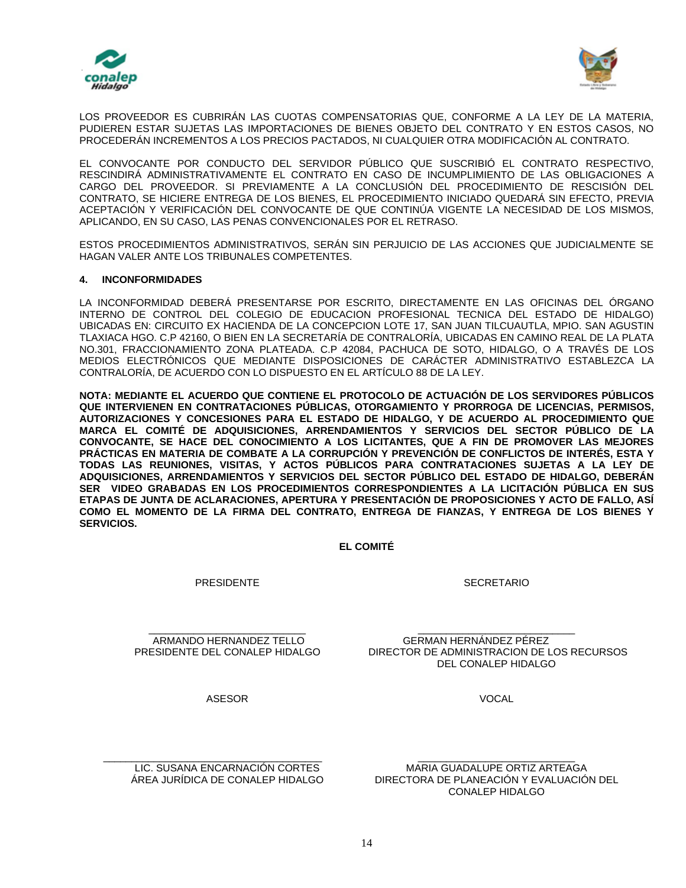LOS PROVEEDOR ES CUBRIRÁN LAS CUOTAS COMPENSATORIAS QUE, CONFORME A LA LEY DE LA MATERIA, PUDIEREN ESTAR SUJETAS LAS IMPORTACIONES DE BIENES OBJETO DEL CONTRATO Y EN ESTOS CASOS, NO PROCEDERÁN INCREMENTOS A LOS PRECIOS PACTADOS, NI CUALQUIER OTRA MODIFICACIÓN AL CONTRATO.

EL CONVOCANTE POR CONDUCTO DEL SERVIDOR PÚBLICO QUE SUSCRIBIÓ EL CONTRATO RESPECTIVO, RESCINDIRÁ ADMINISTRATIVAMENTE EL CONTRATO EN CASO DE INCUMPLIMIENTO DE LAS OBLIGACIONES A CARGO DEL PROVEEDOR. SI PREVIAMENTE A LA CONCLUSIÓN DEL PROCEDIMIENTO DE RESCISIÓN DEL CONTRATO, SE HICIERE ENTREGA DE LOS BIENES, EL PROCEDIMIENTO INICIADO QUEDARÁ SIN EFECTO, PREVIA ACEPTACIÓN Y VERIFICACIÓN DEL CONVOCANTE DE QUE CONTINÚA VIGENTE LA NECESIDAD DE LOS MISMOS, APLICANDO, EN SU CASO, LAS PENAS CONVENCIONALES POR EL RETRASO.

ESTOS PROCEDIMIENTOS ADMINISTRATIVOS, SERÁN SIN PERJUICIO DE LAS ACCIONES QUE JUDICIALMENTE SE HAGAN VALER ANTE LOS TRIBUNALES COMPETENTES.

**4. INCONFORMIDADES**

LA INCONFORMIDAD DEBERÁ PRESENTARSE POR ESCRITO, DIRECTAMENTE EN LAS OFICINAS DEL ÓRGANO INTERNO DE CONTROL DEL COLEGIO DE EDUCACION PROFESIONAL TECNICA DEL ESTADO DE HIDALGO) UBICADAS EN: CIRCUITO EX HACIENDA DE LA CONCEPCION LOTE 17, SAN JUAN TILCUAUTLA, MPIO. SAN AGUSTIN TLAXIACA HGO. C.P 42160, O BIEN EN LA SECRETARÍA DE CONTRALORÍA, UBICADAS EN CAMINO REAL DE LA PLATA NO.301, FRACCIONAMIENTO ZONA PLATEADA. C.P 42084, PACHUCA DE SOTO, HIDALGO, O A TRAVÉS DE LOS MEDIOS ELECTRÓNICOS QUE MEDIANTE DISPOSICIONES DE CARÁCTER ADMINISTRATIVO ESTABLEZCA LA CONTRALORÍA, DE ACUERDO CON LO DISPUESTO EN EL ARTÍCULO 88 DE LA LEY.

**NOTA: MEDIANTE EL ACUERDO QUE CONTIENE EL PROTOCOLO DE ACTUACIÓN DE LOS SERVIDORES PÚBLICOS QUE INTERVIENEN EN CONTRATACIONES PÚBLICAS, OTORGAMIENTO Y PRORROGA DE LICENCIAS, PERMISOS, AUTORIZACIONES Y CONCESIONES PARA EL ESTADO DE HIDALGO, Y DE ACUERDO AL PROCEDIMIENTO QUE MARCA EL COMITÉ DE ADQUISICIONES, ARRENDAMIENTOS Y SERVICIOS DEL SECTOR PÚBLICO DE LA CONVOCANTE, SE HACE DEL CONOCIMIENTO A LOS LICITANTES, QUE A FIN DE PROMOVER LAS MEJORES PRÁCTICAS EN MATERIA DE COMBATE A LA CORRUPCIÓN Y PREVENCIÓN DE CONFLICTOS DE INTERÉS, ESTA Y TODAS LAS REUNIONES, VISITAS, Y ACTOS PÚBLICOS PARA CONTRATACIONES SUJETAS A LA LEY DE ADQUISICIONES, ARRENDAMIENTOS Y SERVICIOS DEL SECTOR PÚBLICO DEL ESTADO DE HIDALGO, DEBERÁN SER VIDEO GRABADAS EN LOS PROCEDIMIENTOS CORRESPONDIENTES A LA LICITACIÓN PÚBLICA EN SUS ETAPAS DE JUNTA DE ACLARACIONES, APERTURA Y PRESENTACIÓN DE PROPOSICIONES Y ACTO DE FALLO, ASÍ COMO EL MOMENTO DE LA FIRMA DEL CONTRATO, ENTREGA DE FIANZAS, Y ENTREGA DE LOS BIENES Y SERVICIOS.**

**EL COMITÉ**

PRESIDENTE

\_\_\_\_\_\_\_\_\_\_\_\_\_\_\_\_\_\_\_\_\_\_\_\_\_\_\_
ARMANDO HERNANDEZ TELLO
PRESIDENTE DEL CONALEP HIDALGO

SECRETARIO

\_\_\_\_\_\_\_\_\_\_\_\_\_\_\_\_\_\_\_\_\_\_\_\_\_\_\_
GERMAN HERNÁNDEZ PÉREZ
DIRECTOR DE ADMINISTRACION DE LOS RECURSOS DEL CONALEP HIDALGO

ASESOR

\_\_\_\_\_\_\_\_\_\_\_\_\_\_\_\_\_\_\_\_\_\_\_\_\_\_\_\_\_\_\_\_\_\_\_\_\_
LIC. SUSANA ENCARNACIÓN CORTES
ÁREA JURÍDICA DE CONALEP HIDALGO

VOCAL

\_\_\_\_\_\_\_\_\_\_\_\_\_\_\_\_\_\_\_\_\_\_\_\_\_\_\_
MARIA GUADALUPE ORTIZ ARTEAGA
DIRECTORA DE PLANEACIÓN Y EVALUACIÓN DEL CONALEP HIDALGO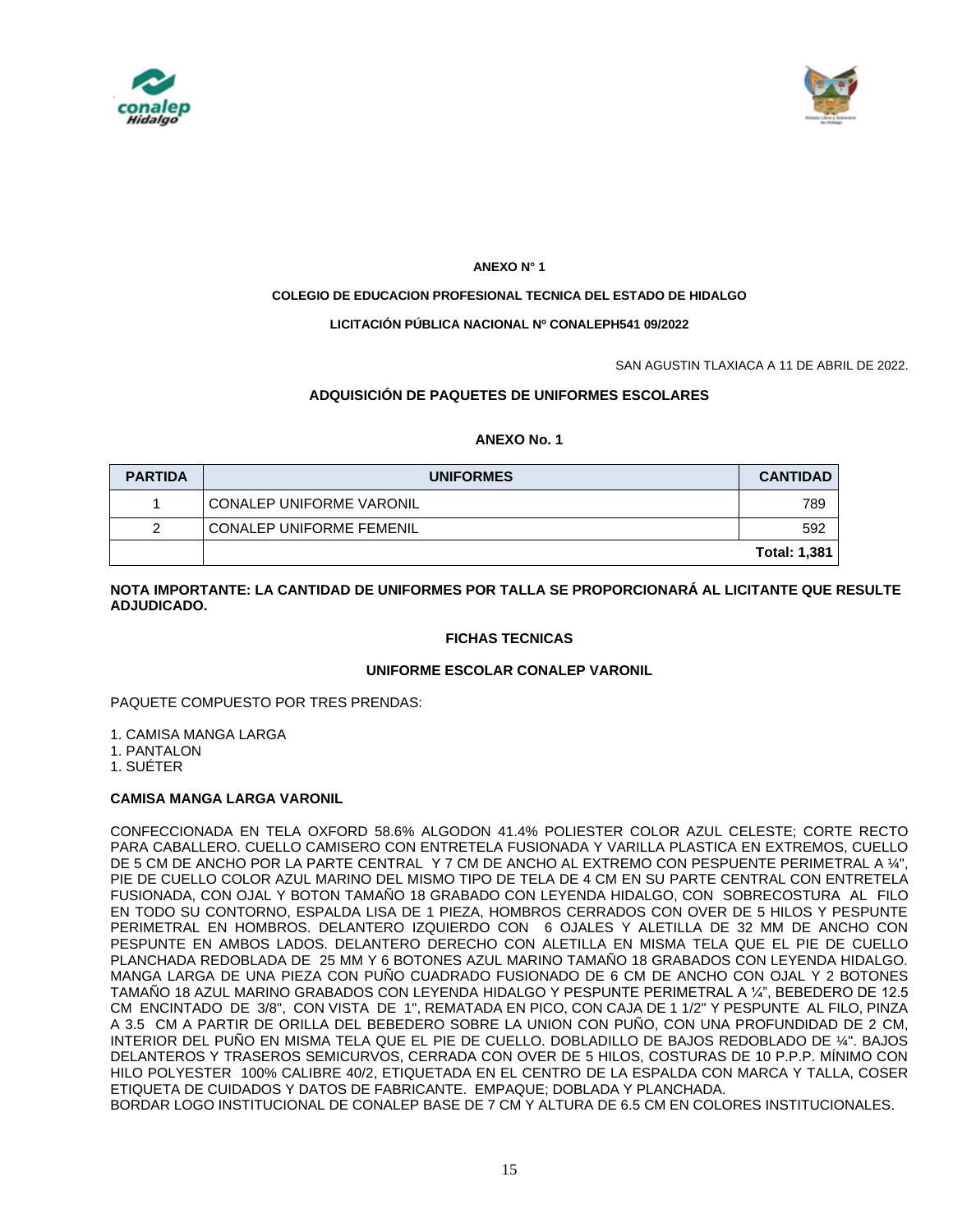**ANEXO N° 1**

**COLEGIO DE EDUCACION PROFESIONAL TECNICA DEL ESTADO DE HIDALGO**

**LICITACIÓN PÚBLICA NACIONAL Nº CONALEPH541 09/2022**

SAN AGUSTIN TLAXIACA A 11 DE ABRIL DE 2022.

**ADQUISICIÓN DE PAQUETES DE UNIFORMES ESCOLARES**

**ANEXO No. 1**

| PARTIDA | UNIFORMES | CANTIDAD |
|---|---|---|
| 1 | CONALEP UNIFORME VARONIL | 789 |
| 2 | CONALEP UNIFORME FEMENIL | 592 |
| | | **Total: 1,381** |

**NOTA IMPORTANTE: LA CANTIDAD DE UNIFORMES POR TALLA SE PROPORCIONARÁ AL LICITANTE QUE RESULTE ADJUDICADO.**

**FICHAS TECNICAS**

**UNIFORME ESCOLAR CONALEP VARONIL**

PAQUETE COMPUESTO POR TRES PRENDAS:

1. CAMISA MANGA LARGA
1. PANTALON
1. SUÉTER

**CAMISA MANGA LARGA VARONIL**

CONFECCIONADA EN TELA OXFORD 58.6% ALGODON 41.4% POLIESTER COLOR AZUL CELESTE; CORTE RECTO PARA CABALLERO. CUELLO CAMISERO CON ENTRETELA FUSIONADA Y VARILLA PLASTICA EN EXTREMOS, CUELLO DE 5 CM DE ANCHO POR LA PARTE CENTRAL Y 7 CM DE ANCHO AL EXTREMO CON PESPUENTE PERIMETRAL A ¼", PIE DE CUELLO COLOR AZUL MARINO DEL MISMO TIPO DE TELA DE 4 CM EN SU PARTE CENTRAL CON ENTRETELA FUSIONADA, CON OJAL Y BOTON TAMAÑO 18 GRABADO CON LEYENDA HIDALGO, CON SOBRECOSTURA AL FILO EN TODO SU CONTORNO, ESPALDA LISA DE 1 PIEZA, HOMBROS CERRADOS CON OVER DE 5 HILOS Y PESPUNTE PERIMETRAL EN HOMBROS. DELANTERO IZQUIERDO CON 6 OJALES Y ALETILLA DE 32 MM DE ANCHO CON PESPUNTE EN AMBOS LADOS. DELANTERO DERECHO CON ALETILLA EN MISMA TELA QUE EL PIE DE CUELLO PLANCHADA REDOBLADA DE 25 MM Y 6 BOTONES AZUL MARINO TAMAÑO 18 GRABADOS CON LEYENDA HIDALGO. MANGA LARGA DE UNA PIEZA CON PUÑO CUADRADO FUSIONADO DE 6 CM DE ANCHO CON OJAL Y 2 BOTONES TAMAÑO 18 AZUL MARINO GRABADOS CON LEYENDA HIDALGO Y PESPUNTE PERIMETRAL A ¼", BEBEDERO DE 12.5 CM ENCINTADO DE 3/8", CON VISTA DE 1", REMATADA EN PICO, CON CAJA DE 1 1/2" Y PESPUNTE AL FILO, PINZA A 3.5 CM A PARTIR DE ORILLA DEL BEBEDERO SOBRE LA UNION CON PUÑO, CON UNA PROFUNDIDAD DE 2 CM, INTERIOR DEL PUÑO EN MISMA TELA QUE EL PIE DE CUELLO. DOBLADILLO DE BAJOS REDOBLADO DE ¼". BAJOS DELANTEROS Y TRASEROS SEMICURVOS, CERRADA CON OVER DE 5 HILOS, COSTURAS DE 10 P.P.P. MÍNIMO CON HILO POLYESTER 100% CALIBRE 40/2, ETIQUETADA EN EL CENTRO DE LA ESPALDA CON MARCA Y TALLA, COSER ETIQUETA DE CUIDADOS Y DATOS DE FABRICANTE. EMPAQUE; DOBLADA Y PLANCHADA.
BORDAR LOGO INSTITUCIONAL DE CONALEP BASE DE 7 CM Y ALTURA DE 6.5 CM EN COLORES INSTITUCIONALES.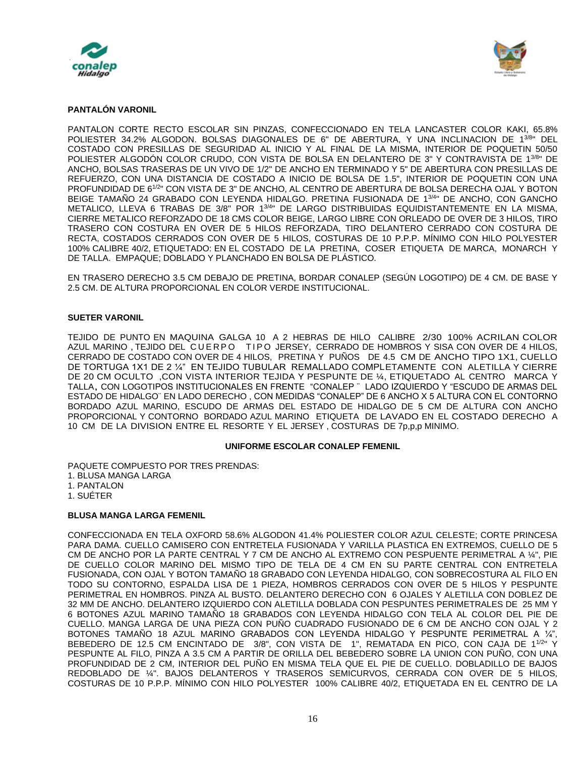**PANTALÓN VARONIL**

PANTALON CORTE RECTO ESCOLAR SIN PINZAS, CONFECCIONADO EN TELA LANCASTER COLOR KAKI, 65.8% POLIESTER 34.2% ALGODON. BOLSAS DIAGONALES DE 6" DE ABERTURA, Y UNA INCLINACION DE 1$^{3/8}$" DEL COSTADO CON PRESILLAS DE SEGURIDAD AL INICIO Y AL FINAL DE LA MISMA, INTERIOR DE POQUETIN 50/50 POLIESTER ALGODÓN COLOR CRUDO, CON VISTA DE BOLSA EN DELANTERO DE 3" Y CONTRAVISTA DE 1$^{3/8}$" DE ANCHO, BOLSAS TRASERAS DE UN VIVO DE 1/2" DE ANCHO EN TERMINADO Y 5" DE ABERTURA CON PRESILLAS DE REFUERZO, CON UNA DISTANCIA DE COSTADO A INICIO DE BOLSA DE 1.5", INTERIOR DE POQUETIN CON UNA PROFUNDIDAD DE 6$^{1/2}$" CON VISTA DE 3" DE ANCHO, AL CENTRO DE ABERTURA DE BOLSA DERECHA OJAL Y BOTON BEIGE TAMAÑO 24 GRABADO CON LEYENDA HIDALGO. PRETINA FUSIONADA DE 1$^{3/4}$" DE ANCHO, CON GANCHO METALICO, LLEVA 6 TRABAS DE 3/8" POR 1$^{3/4}$" DE LARGO DISTRIBUIDAS EQUIDISTANTEMENTE EN LA MISMA, CIERRE METALICO REFORZADO DE 18 CMS COLOR BEIGE, LARGO LIBRE CON ORLEADO DE OVER DE 3 HILOS, TIRO TRASERO CON COSTURA EN OVER DE 5 HILOS REFORZADA, TIRO DELANTERO CERRADO CON COSTURA DE RECTA, COSTADOS CERRADOS CON OVER DE 5 HILOS, COSTURAS DE 10 P.P.P. MÍNIMO CON HILO POLYESTER 100% CALIBRE 40/2, ETIQUETADO: EN EL COSTADO DE LA PRETINA, COSER ETIQUETA DE MARCA, MONARCH Y DE TALLA. EMPAQUE; DOBLADO Y PLANCHADO EN BOLSA DE PLÁSTICO.

EN TRASERO DERECHO 3.5 CM DEBAJO DE PRETINA, BORDAR CONALEP (SEGÚN LOGOTIPO) DE 4 CM. DE BASE Y 2.5 CM. DE ALTURA PROPORCIONAL EN COLOR VERDE INSTITUCIONAL.

**SUETER VARONIL**

TEJIDO DE PUNTO EN MAQUINA GALGA 10 A 2 HEBRAS DE HILO CALIBRE 2/30 100% ACRILAN COLOR AZUL MARINO , TEJIDO DEL CUERPO TIPO JERSEY, CERRADO DE HOMBROS Y SISA CON OVER DE 4 HILOS, CERRADO DE COSTADO CON OVER DE 4 HILOS, PRETINA Y PUÑOS DE 4.5 CM DE ANCHO TIPO 1X1, CUELLO DE TORTUGA 1X1 DE 2 ¼" EN TEJIDO TUBULAR REMALLADO COMPLETAMENTE CON ALETILLA Y CIERRE DE 20 CM OCULTO ,CON VISTA INTERIOR TEJIDA Y PESPUNTE DE ¼, ETIQUETADO AL CENTRO MARCA Y TALLA, CON LOGOTIPOS INSTITUCIONALES EN FRENTE "CONALEP ¨ LADO IZQUIERDO Y "ESCUDO DE ARMAS DEL ESTADO DE HIDALGO¨ EN LADO DERECHO , CON MEDIDAS "CONALEP" DE 6 ANCHO X 5 ALTURA CON EL CONTORNO BORDADO AZUL MARINO, ESCUDO DE ARMAS DEL ESTADO DE HIDALGO DE 5 CM DE ALTURA CON ANCHO PROPORCIONAL Y CONTORNO BORDADO AZUL MARINO ETIQUETA DE LAVADO EN EL COSTADO DERECHO A 10 CM DE LA DIVISION ENTRE EL RESORTE Y EL JERSEY , COSTURAS DE 7p,p,p MINIMO.

**UNIFORME ESCOLAR CONALEP FEMENIL**

PAQUETE COMPUESTO POR TRES PRENDAS:
1. BLUSA MANGA LARGA
1. PANTALON
1. SUÉTER

**BLUSA MANGA LARGA FEMENIL**

CONFECCIONADA EN TELA OXFORD 58.6% ALGODON 41.4% POLIESTER COLOR AZUL CELESTE; CORTE PRINCESA PARA DAMA. CUELLO CAMISERO CON ENTRETELA FUSIONADA Y VARILLA PLASTICA EN EXTREMOS, CUELLO DE 5 CM DE ANCHO POR LA PARTE CENTRAL Y 7 CM DE ANCHO AL EXTREMO CON PESPUENTE PERIMETRAL A ¼", PIE DE CUELLO COLOR MARINO DEL MISMO TIPO DE TELA DE 4 CM EN SU PARTE CENTRAL CON ENTRETELA FUSIONADA, CON OJAL Y BOTON TAMAÑO 18 GRABADO CON LEYENDA HIDALGO, CON SOBRECOSTURA AL FILO EN TODO SU CONTORNO, ESPALDA LISA DE 1 PIEZA, HOMBROS CERRADOS CON OVER DE 5 HILOS Y PESPUNTE PERIMETRAL EN HOMBROS. PINZA AL BUSTO. DELANTERO DERECHO CON 6 OJALES Y ALETILLA CON DOBLEZ DE 32 MM DE ANCHO. DELANTERO IZQUIERDO CON ALETILLA DOBLADA CON PESPUNTES PERIMETRALES DE 25 MM Y 6 BOTONES AZUL MARINO TAMAÑO 18 GRABADOS CON LEYENDA HIDALGO CON TELA AL COLOR DEL PIE DE CUELLO. MANGA LARGA DE UNA PIEZA CON PUÑO CUADRADO FUSIONADO DE 6 CM DE ANCHO CON OJAL Y 2 BOTONES TAMAÑO 18 AZUL MARINO GRABADOS CON LEYENDA HIDALGO Y PESPUNTE PERIMETRAL A ¼", BEBEDERO DE 12.5 CM ENCINTADO DE 3/8", CON VISTA DE 1", REMATADA EN PICO, CON CAJA DE 1$^{1/2}$" Y PESPUNTE AL FILO, PINZA A 3.5 CM A PARTIR DE ORILLA DEL BEBEDERO SOBRE LA UNION CON PUÑO, CON UNA PROFUNDIDAD DE 2 CM, INTERIOR DEL PUÑO EN MISMA TELA QUE EL PIE DE CUELLO. DOBLADILLO DE BAJOS REDOBLADO DE ¼". BAJOS DELANTEROS Y TRASEROS SEMICURVOS, CERRADA CON OVER DE 5 HILOS, COSTURAS DE 10 P.P.P. MÍNIMO CON HILO POLYESTER 100% CALIBRE 40/2, ETIQUETADA EN EL CENTRO DE LA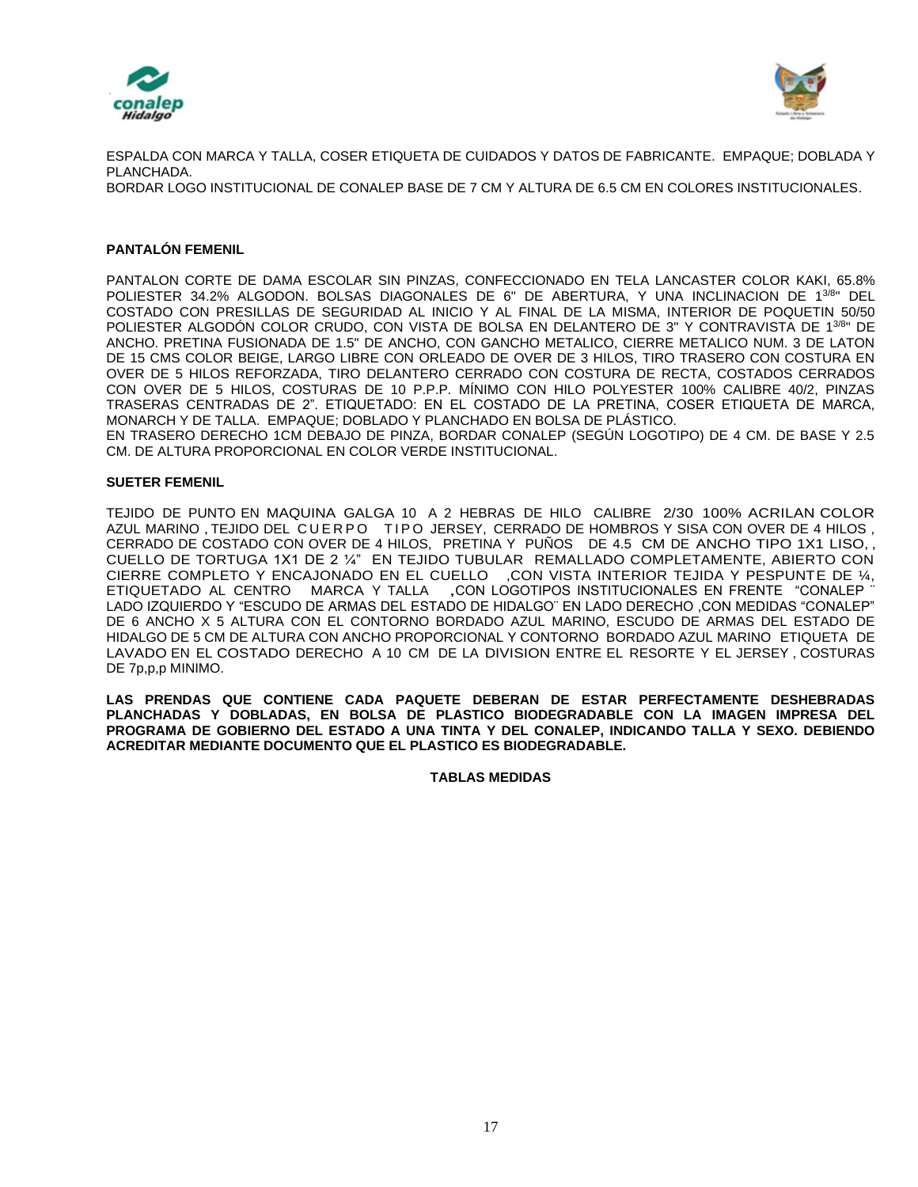ESPALDA CON MARCA Y TALLA, COSER ETIQUETA DE CUIDADOS Y DATOS DE FABRICANTE. EMPAQUE; DOBLADA Y PLANCHADA.
BORDAR LOGO INSTITUCIONAL DE CONALEP BASE DE 7 CM Y ALTURA DE 6.5 CM EN COLORES INSTITUCIONALES.

**PANTALÓN FEMENIL**

PANTALON CORTE DE DAMA ESCOLAR SIN PINZAS, CONFECCIONADO EN TELA LANCASTER COLOR KAKI, 65.8% POLIESTER 34.2% ALGODON. BOLSAS DIAGONALES DE 6" DE ABERTURA, Y UNA INCLINACION DE 1 3/8" DEL COSTADO CON PRESILLAS DE SEGURIDAD AL INICIO Y AL FINAL DE LA MISMA, INTERIOR DE POQUETIN 50/50 POLIESTER ALGODÓN COLOR CRUDO, CON VISTA DE BOLSA EN DELANTERO DE 3" Y CONTRAVISTA DE 1 3/8" DE ANCHO. PRETINA FUSIONADA DE 1.5" DE ANCHO, CON GANCHO METALICO, CIERRE METALICO NUM. 3 DE LATON DE 15 CMS COLOR BEIGE, LARGO LIBRE CON ORLEADO DE OVER DE 3 HILOS, TIRO TRASERO CON COSTURA EN OVER DE 5 HILOS REFORZADA, TIRO DELANTERO CERRADO CON COSTURA DE RECTA, COSTADOS CERRADOS CON OVER DE 5 HILOS, COSTURAS DE 10 P.P.P. MÍNIMO CON HILO POLYESTER 100% CALIBRE 40/2, PINZAS TRASERAS CENTRADAS DE 2". ETIQUETADO: EN EL COSTADO DE LA PRETINA, COSER ETIQUETA DE MARCA, MONARCH Y DE TALLA. EMPAQUE; DOBLADO Y PLANCHADO EN BOLSA DE PLÁSTICO.
EN TRASERO DERECHO 1CM DEBAJO DE PINZA, BORDAR CONALEP (SEGÚN LOGOTIPO) DE 4 CM. DE BASE Y 2.5 CM. DE ALTURA PROPORCIONAL EN COLOR VERDE INSTITUCIONAL.

**SUETER FEMENIL**

TEJIDO DE PUNTO EN MAQUINA GALGA 10 A 2 HEBRAS DE HILO CALIBRE 2/30 100% ACRILAN COLOR AZUL MARINO , TEJIDO DEL CUERPO TIPO JERSEY, CERRADO DE HOMBROS Y SISA CON OVER DE 4 HILOS , CERRADO DE COSTADO CON OVER DE 4 HILOS, PRETINA Y PUÑOS DE 4.5 CM DE ANCHO TIPO 1X1 LISO, , CUELLO DE TORTUGA 1X1 DE 2 ¼" EN TEJIDO TUBULAR REMALLADO COMPLETAMENTE, ABIERTO CON CIERRE COMPLETO Y ENCAJONADO EN EL CUELLO ,CON VISTA INTERIOR TEJIDA Y PESPUNTE DE ¼, ETIQUETADO AL CENTRO MARCA Y TALLA ,CON LOGOTIPOS INSTITUCIONALES EN FRENTE "CONALEP ¨ LADO IZQUIERDO Y "ESCUDO DE ARMAS DEL ESTADO DE HIDALGO¨ EN LADO DERECHO ,CON MEDIDAS "CONALEP" DE 6 ANCHO X 5 ALTURA CON EL CONTORNO BORDADO AZUL MARINO, ESCUDO DE ARMAS DEL ESTADO DE HIDALGO DE 5 CM DE ALTURA CON ANCHO PROPORCIONAL Y CONTORNO BORDADO AZUL MARINO ETIQUETA DE LAVADO EN EL COSTADO DERECHO A 10 CM DE LA DIVISION ENTRE EL RESORTE Y EL JERSEY , COSTURAS DE 7p,p,p MINIMO.

**LAS PRENDAS QUE CONTIENE CADA PAQUETE DEBERAN DE ESTAR PERFECTAMENTE DESHEBRADAS PLANCHADAS Y DOBLADAS, EN BOLSA DE PLASTICO BIODEGRADABLE CON LA IMAGEN IMPRESA DEL PROGRAMA DE GOBIERNO DEL ESTADO A UNA TINTA Y DEL CONALEP, INDICANDO TALLA Y SEXO. DEBIENDO ACREDITAR MEDIANTE DOCUMENTO QUE EL PLASTICO ES BIODEGRADABLE.**

**TABLAS MEDIDAS**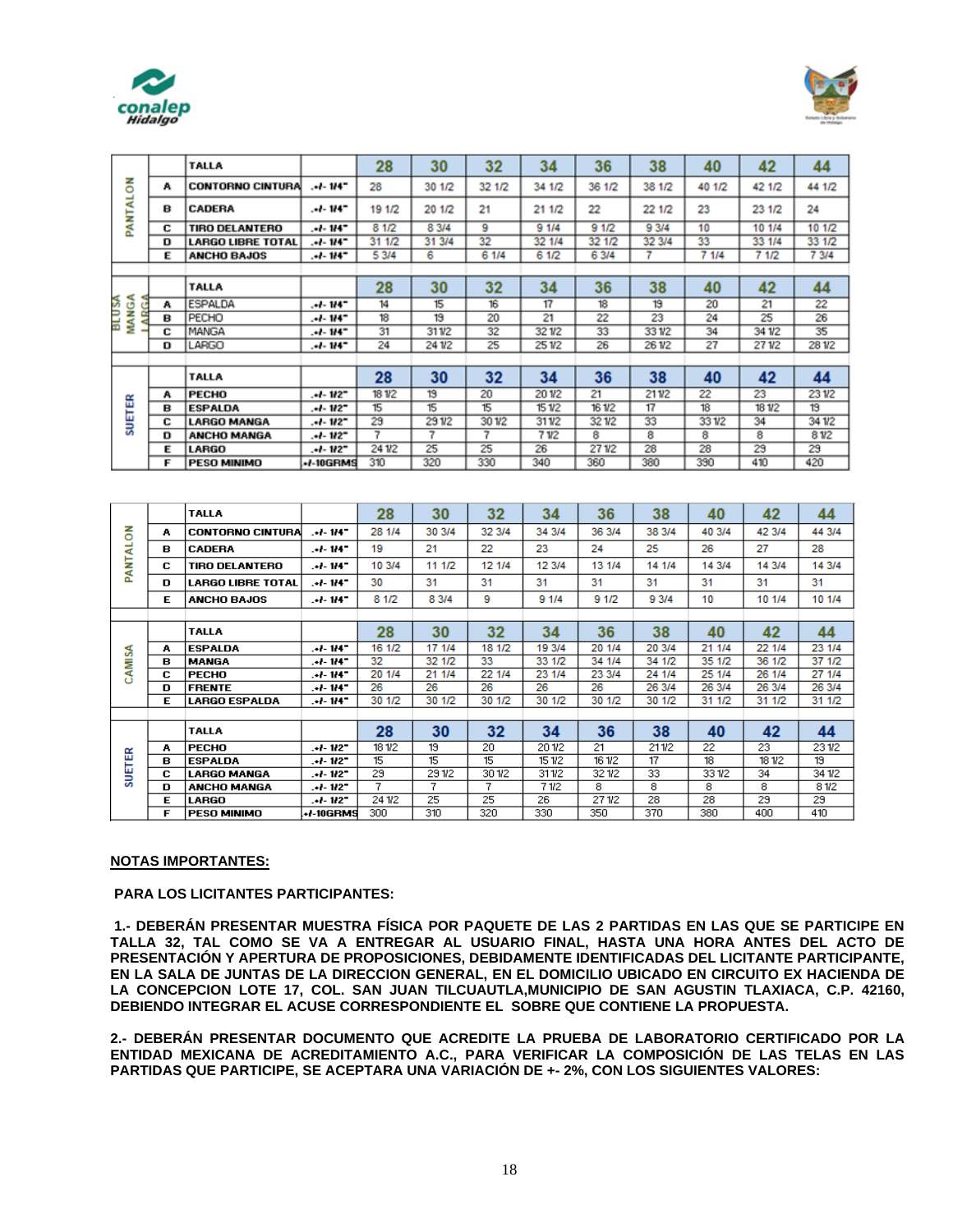| | | TALLA | | 28 | 30 | 32 | 34 | 36 | 38 | 40 | 42 | 44 |
|---|---|---|---|---|---|---|---|---|---|---|---|---|
| PANTALON | A | CONTORNO CINTURA | +/- 1/4" | 28 | 30 1/2 | 32 1/2 | 34 1/2 | 36 1/2 | 38 1/2 | 40 1/2 | 42 1/2 | 44 1/2 |
| | B | CADERA | +/- 1/4" | 19 1/2 | 20 1/2 | 21 | 21 1/2 | 22 | 22 1/2 | 23 | 23 1/2 | 24 |
| | C | TIRO DELANTERO | +/- 1/4" | 8 1/2 | 8 3/4 | 9 | 9 1/4 | 9 1/2 | 9 3/4 | 10 | 10 1/4 | 10 1/2 |
| | D | LARGO LIBRE TOTAL | +/- 1/4" | 31 1/2 | 31 3/4 | 32 | 32 1/4 | 32 1/2 | 32 3/4 | 33 | 33 1/4 | 33 1/2 |
| | E | ANCHO BAJOS | +/- 1/4" | 5 3/4 | 6 | 6 1/4 | 6 1/2 | 6 3/4 | 7 | 7 1/4 | 7 1/2 | 7 3/4 |
| | | TALLA | | 28 | 30 | 32 | 34 | 36 | 38 | 40 | 42 | 44 |
| BLUSA MANGA LARGA | A | ESPALDA | +/- 1/4" | 14 | 15 | 16 | 17 | 18 | 19 | 20 | 21 | 22 |
| | B | PECHO | +/- 1/4" | 18 | 19 | 20 | 21 | 22 | 23 | 24 | 25 | 26 |
| | C | MANGA | +/- 1/4" | 31 | 31 1/2 | 32 | 32 1/2 | 33 | 33 1/2 | 34 | 34 1/2 | 35 |
| | D | LARGO | +/- 1/4" | 24 | 24 1/2 | 25 | 25 1/2 | 26 | 26 1/2 | 27 | 27 1/2 | 28 1/2 |
| | | TALLA | | 28 | 30 | 32 | 34 | 36 | 38 | 40 | 42 | 44 |
| SUETER | A | PECHO | +/- 1/2" | 18 1/2 | 19 | 20 | 20 1/2 | 21 | 21 1/2 | 22 | 23 | 23 1/2 |
| | B | ESPALDA | +/- 1/2" | 15 | 15 | 15 | 15 1/2 | 16 1/2 | 17 | 18 | 18 1/2 | 19 |
| | C | LARGO MANGA | +/- 1/2" | 29 | 29 1/2 | 30 1/2 | 31 1/2 | 32 1/2 | 33 | 33 1/2 | 34 | 34 1/2 |
| | D | ANCHO MANGA | +/- 1/2" | 7 | 7 | 7 | 7 1/2 | 8 | 8 | 8 | 8 | 8 1/2 |
| | E | LARGO | +/- 1/2" | 24 1/2 | 25 | 25 | 26 | 27 1/2 | 28 | 28 | 29 | 29 |
| | F | PESO MINIMO | +/-10GRMS | 310 | 320 | 330 | 340 | 360 | 380 | 390 | 410 | 420 |

| | | TALLA | | 28 | 30 | 32 | 34 | 36 | 38 | 40 | 42 | 44 |
|---|---|---|---|---|---|---|---|---|---|---|---|---|
| PANTALON | A | CONTORNO CINTURA | +/- 1/4" | 28 1/4 | 30 3/4 | 32 3/4 | 34 3/4 | 36 3/4 | 38 3/4 | 40 3/4 | 42 3/4 | 44 3/4 |
| | B | CADERA | +/- 1/4" | 19 | 21 | 22 | 23 | 24 | 25 | 26 | 27 | 28 |
| | C | TIRO DELANTERO | +/- 1/4" | 10 3/4 | 11 1/2 | 12 1/4 | 12 3/4 | 13 1/4 | 14 1/4 | 14 3/4 | 14 3/4 | 14 3/4 |
| | D | LARGO LIBRE TOTAL | +/- 1/4" | 30 | 31 | 31 | 31 | 31 | 31 | 31 | 31 | 31 |
| | E | ANCHO BAJOS | +/- 1/4" | 8 1/2 | 8 3/4 | 9 | 9 1/4 | 9 1/2 | 9 3/4 | 10 | 10 1/4 | 10 1/4 |
| | | TALLA | | 28 | 30 | 32 | 34 | 36 | 38 | 40 | 42 | 44 |
| CAMISA | A | ESPALDA | +/- 1/4" | 16 1/2 | 17 1/4 | 18 1/2 | 19 3/4 | 20 1/4 | 20 3/4 | 21 1/4 | 22 1/4 | 23 1/4 |
| | B | MANGA | +/- 1/4" | 32 | 32 1/2 | 33 | 33 1/2 | 34 1/4 | 34 1/2 | 35 1/2 | 36 1/2 | 37 1/2 |
| | C | PECHO | +/- 1/4" | 20 1/4 | 21 1/4 | 22 1/4 | 23 1/4 | 23 3/4 | 24 1/4 | 25 1/4 | 26 1/4 | 27 1/4 |
| | D | FRENTE | +/- 1/4" | 26 | 26 | 26 | 26 | 26 | 26 3/4 | 26 3/4 | 26 3/4 | 26 3/4 |
| | E | LARGO ESPALDA | +/- 1/4" | 30 1/2 | 30 1/2 | 30 1/2 | 30 1/2 | 30 1/2 | 30 1/2 | 31 1/2 | 31 1/2 | 31 1/2 |
| | | TALLA | | 28 | 30 | 32 | 34 | 36 | 38 | 40 | 42 | 44 |
| SUETER | A | PECHO | +/- 1/2" | 18 1/2 | 19 | 20 | 20 1/2 | 21 | 21 1/2 | 22 | 23 | 23 1/2 |
| | B | ESPALDA | +/- 1/2" | 15 | 15 | 15 | 15 1/2 | 16 1/2 | 17 | 18 | 18 1/2 | 19 |
| | C | LARGO MANGA | +/- 1/2" | 29 | 29 1/2 | 30 1/2 | 31 1/2 | 32 1/2 | 33 | 33 1/2 | 34 | 34 1/2 |
| | D | ANCHO MANGA | +/- 1/2" | 7 | 7 | 7 | 7 1/2 | 8 | 8 | 8 | 8 | 8 1/2 |
| | E | LARGO | +/- 1/2" | 24 1/2 | 25 | 25 | 26 | 27 1/2 | 28 | 28 | 29 | 29 |
| | F | PESO MINIMO | +/-10GRMS | 300 | 310 | 320 | 330 | 350 | 370 | 380 | 400 | 410 |

**NOTAS IMPORTANTES:**

**PARA LOS LICITANTES PARTICIPANTES:**

**1.- DEBERÁN PRESENTAR MUESTRA FÍSICA POR PAQUETE DE LAS 2 PARTIDAS EN LAS QUE SE PARTICIPE EN TALLA 32, TAL COMO SE VA A ENTREGAR AL USUARIO FINAL, HASTA UNA HORA ANTES DEL ACTO DE PRESENTACIÓN Y APERTURA DE PROPOSICIONES, DEBIDAMENTE IDENTIFICADAS DEL LICITANTE PARTICIPANTE, EN LA SALA DE JUNTAS DE LA DIRECCION GENERAL, EN EL DOMICILIO UBICADO EN CIRCUITO EX HACIENDA DE LA CONCEPCION LOTE 17, COL. SAN JUAN TILCUAUTLA,MUNICIPIO DE SAN AGUSTIN TLAXIACA, C.P. 42160, DEBIENDO INTEGRAR EL ACUSE CORRESPONDIENTE EL SOBRE QUE CONTIENE LA PROPUESTA.**

**2.- DEBERÁN PRESENTAR DOCUMENTO QUE ACREDITE LA PRUEBA DE LABORATORIO CERTIFICADO POR LA ENTIDAD MEXICANA DE ACREDITAMIENTO A.C., PARA VERIFICAR LA COMPOSICIÓN DE LAS TELAS EN LAS PARTIDAS QUE PARTICIPE, SE ACEPTARA UNA VARIACIÓN DE +- 2%, CON LOS SIGUIENTES VALORES:**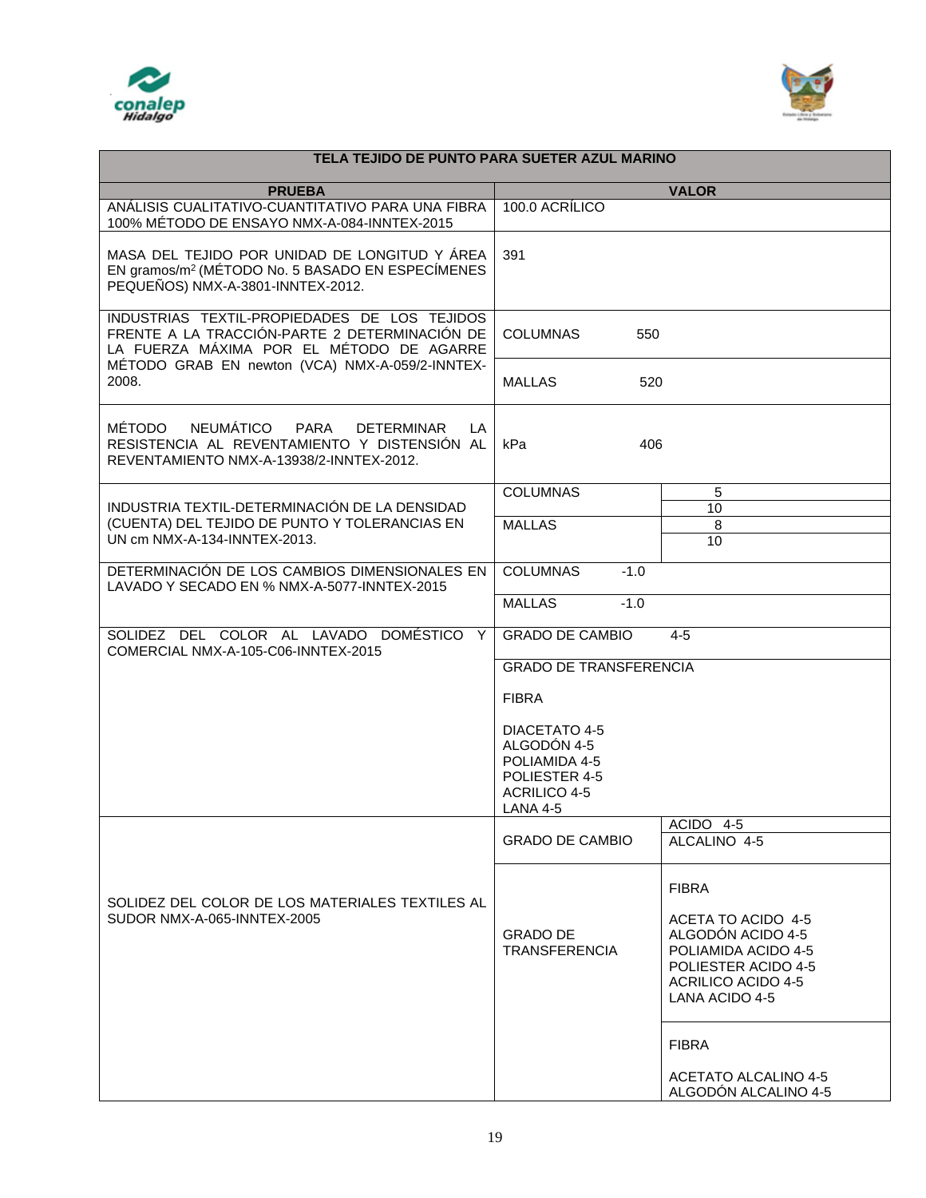| TELA TEJIDO DE PUNTO PARA SUETER AZUL MARINO | | |
|---|---|---|
| **PRUEBA** | **VALOR** | |
| ANÁLISIS CUALITATIVO-CUANTITATIVO PARA UNA FIBRA 100% MÉTODO DE ENSAYO NMX-A-084-INNTEX-2015 | 100.0 ACRÍLICO | |
| MASA DEL TEJIDO POR UNIDAD DE LONGITUD Y ÁREA EN gramos/m² (MÉTODO No. 5 BASADO EN ESPECÍMENES PEQUEÑOS) NMX-A-3801-INNTEX-2012. | 391 | |
| INDUSTRIAS TEXTIL-PROPIEDADES DE LOS TEJIDOS FRENTE A LA TRACCIÓN-PARTE 2 DETERMINACIÓN DE LA FUERZA MÁXIMA POR EL MÉTODO DE AGARRE MÉTODO GRAB EN newton (VCA) NMX-A-059/2-INNTEX-2008. | COLUMNAS 550 | |
| | MALLAS 520 | |
| MÉTODO NEUMÁTICO PARA DETERMINAR LA RESISTENCIA AL REVENTAMIENTO Y DISTENSIÓN AL REVENTAMIENTO NMX-A-13938/2-INNTEX-2012. | kPa 406 | |
| INDUSTRIA TEXTIL-DETERMINACIÓN DE LA DENSIDAD (CUENTA) DEL TEJIDO DE PUNTO Y TOLERANCIAS EN UN cm NMX-A-134-INNTEX-2013. | COLUMNAS | 5 |
| | | 10 |
| | MALLAS | 8 |
| | | 10 |
| DETERMINACIÓN DE LOS CAMBIOS DIMENSIONALES EN LAVADO Y SECADO EN % NMX-A-5077-INNTEX-2015 | COLUMNAS -1.0 | |
| | MALLAS -1.0 | |
| SOLIDEZ DEL COLOR AL LAVADO DOMÉSTICO Y COMERCIAL NMX-A-105-C06-INNTEX-2015 | GRADO DE CAMBIO 4-5 | |
| | GRADO DE TRANSFERENCIA<br><br>FIBRA<br><br>DIACETATO 4-5<br>ALGODÓN 4-5<br>POLIAMIDA 4-5<br>POLIESTER 4-5<br>ACRILICO 4-5<br>LANA 4-5 | |
| SOLIDEZ DEL COLOR DE LOS MATERIALES TEXTILES AL SUDOR NMX-A-065-INNTEX-2005 | GRADO DE CAMBIO | ACIDO 4-5 |
| | | ALCALINO 4-5 |
| | GRADO DE TRANSFERENCIA | FIBRA<br><br>ACETA TO ACIDO 4-5<br>ALGODÓN ACIDO 4-5<br>POLIAMIDA ACIDO 4-5<br>POLIESTER ACIDO 4-5<br>ACRILICO ACIDO 4-5<br>LANA ACIDO 4-5 |
| | | FIBRA<br><br>ACETATO ALCALINO 4-5<br>ALGODÓN ALCALINO 4-5 |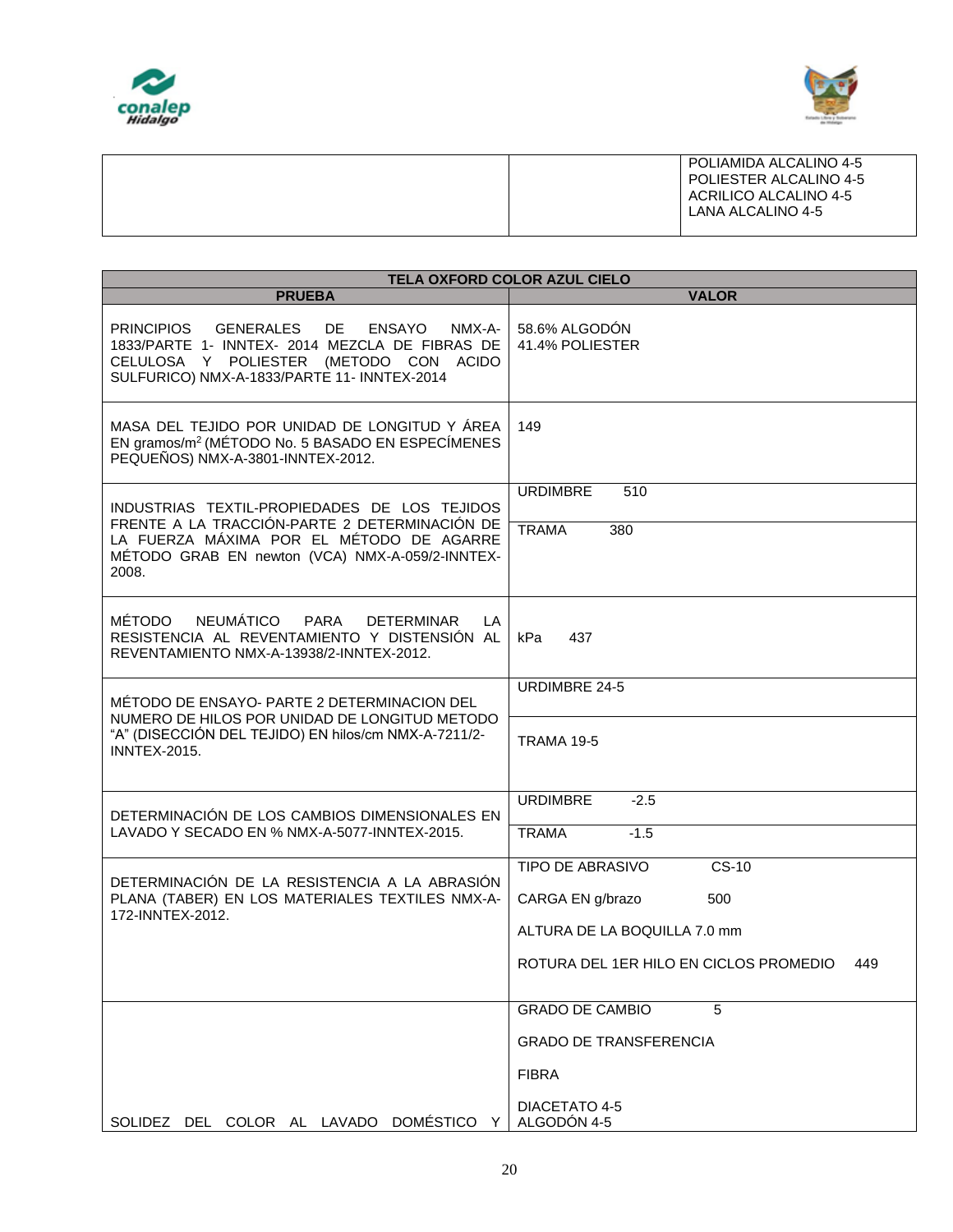| | | POLIAMIDA ALCALINO 4-5<br>POLIESTER ALCALINO 4-5<br>ACRILICO ALCALINO 4-5<br>LANA ALCALINO 4-5 |
|---|---|---|

| TELA OXFORD COLOR AZUL CIELO | |
|---|---|
| **PRUEBA** | **VALOR** |
| PRINCIPIOS GENERALES DE ENSAYO NMX-A-1833/PARTE 1- INNTEX- 2014 MEZCLA DE FIBRAS DE CELULOSA Y POLIESTER (METODO CON ACIDO SULFURICO) NMX-A-1833/PARTE 11- INNTEX-2014 | 58.6% ALGODÓN<br>41.4% POLIESTER |
| MASA DEL TEJIDO POR UNIDAD DE LONGITUD Y ÁREA EN gramos/m[2] (MÉTODO No. 5 BASADO EN ESPECÍMENES PEQUEÑOS) NMX-A-3801-INNTEX-2012. | 149 |
| INDUSTRIAS TEXTIL-PROPIEDADES DE LOS TEJIDOS FRENTE A LA TRACCIÓN-PARTE 2 DETERMINACIÓN DE LA FUERZA MÁXIMA POR EL MÉTODO DE AGARRE MÉTODO GRAB EN newton (VCA) NMX-A-059/2-INNTEX-2008. | URDIMBRE 510 |
| | TRAMA 380 |
| MÉTODO NEUMÁTICO PARA DETERMINAR LA RESISTENCIA AL REVENTAMIENTO Y DISTENSIÓN AL REVENTAMIENTO NMX-A-13938/2-INNTEX-2012. | kPa 437 |
| MÉTODO DE ENSAYO- PARTE 2 DETERMINACION DEL NUMERO DE HILOS POR UNIDAD DE LONGITUD METODO "A" (DISECCIÓN DEL TEJIDO) EN hilos/cm NMX-A-7211/2-INNTEX-2015. | URDIMBRE 24-5 |
| | TRAMA 19-5 |
| DETERMINACIÓN DE LOS CAMBIOS DIMENSIONALES EN LAVADO Y SECADO EN % NMX-A-5077-INNTEX-2015. | URDIMBRE -2.5 |
| | TRAMA -1.5 |
| DETERMINACIÓN DE LA RESISTENCIA A LA ABRASIÓN PLANA (TABER) EN LOS MATERIALES TEXTILES NMX-A-172-INNTEX-2012. | TIPO DE ABRASIVO CS-10<br>CARGA EN g/brazo 500<br>ALTURA DE LA BOQUILLA 7.0 mm<br>ROTURA DEL 1ER HILO EN CICLOS PROMEDIO 449 |
| SOLIDEZ DEL COLOR AL LAVADO DOMÉSTICO Y | GRADO DE CAMBIO 5<br>GRADO DE TRANSFERENCIA<br>FIBRA<br>DIACETATO 4-5<br>ALGODÓN 4-5 |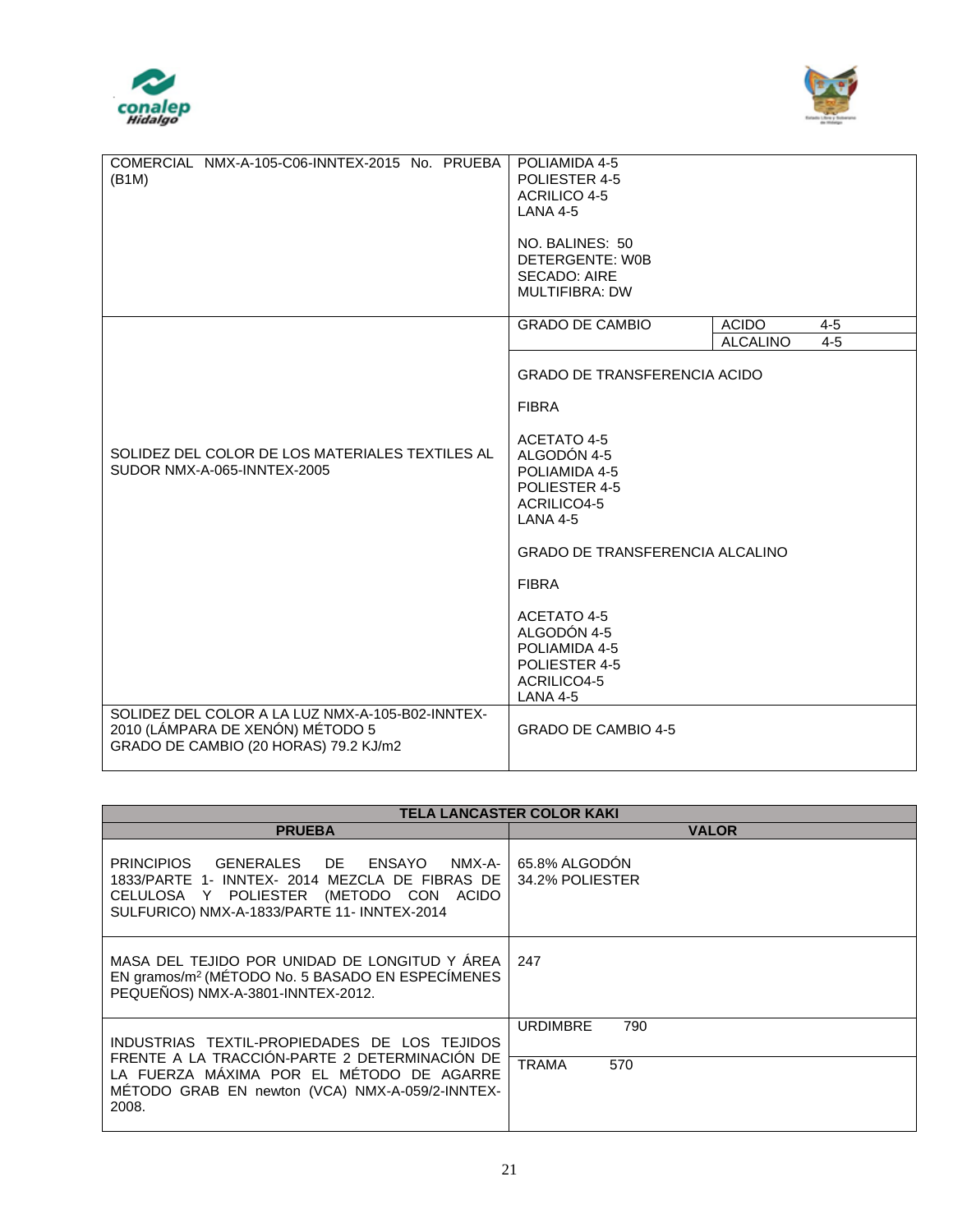| | | |
|---|---|---|
| COMERCIAL NMX-A-105-C06-INNTEX-2015 No. PRUEBA (B1M) | POLIAMIDA 4-5<br>POLIESTER 4-5<br>ACRILICO 4-5<br>LANA 4-5<br><br>NO. BALINES: 50<br>DETERGENTE: W0B<br>SECADO: AIRE<br>MULTIFIBRA: DW | |
| SOLIDEZ DEL COLOR DE LOS MATERIALES TEXTILES AL SUDOR NMX-A-065-INNTEX-2005 | GRADO DE CAMBIO | ACIDO 4-5<br>ALCALINO 4-5 |
| | GRADO DE TRANSFERENCIA ACIDO<br><br>FIBRA<br><br>ACETATO 4-5<br>ALGODÓN 4-5<br>POLIAMIDA 4-5<br>POLIESTER 4-5<br>ACRILICO4-5<br>LANA 4-5<br><br>GRADO DE TRANSFERENCIA ALCALINO<br><br>FIBRA<br><br>ACETATO 4-5<br>ALGODÓN 4-5<br>POLIAMIDA 4-5<br>POLIESTER 4-5<br>ACRILICO4-5<br>LANA 4-5 | |
| SOLIDEZ DEL COLOR A LA LUZ NMX-A-105-B02-INNTEX-2010 (LÁMPARA DE XENÓN) MÉTODO 5<br>GRADO DE CAMBIO (20 HORAS) 79.2 KJ/m2 | GRADO DE CAMBIO 4-5 | |

| TELA LANCASTER COLOR KAKI | |
|---|---|
| **PRUEBA** | **VALOR** |
| PRINCIPIOS GENERALES DE ENSAYO NMX-A-1833/PARTE 1- INNTEX- 2014 MEZCLA DE FIBRAS DE CELULOSA Y POLIESTER (METODO CON ACIDO SULFURICO) NMX-A-1833/PARTE 11- INNTEX-2014 | 65.8% ALGODÓN<br>34.2% POLIESTER |
| MASA DEL TEJIDO POR UNIDAD DE LONGITUD Y ÁREA EN gramos/m² (MÉTODO No. 5 BASADO EN ESPECÍMENES PEQUEÑOS) NMX-A-3801-INNTEX-2012. | 247 |
| INDUSTRIAS TEXTIL-PROPIEDADES DE LOS TEJIDOS FRENTE A LA TRACCIÓN-PARTE 2 DETERMINACIÓN DE LA FUERZA MÁXIMA POR EL MÉTODO DE AGARRE MÉTODO GRAB EN newton (VCA) NMX-A-059/2-INNTEX-2008. | URDIMBRE 790<br><br>TRAMA 570 |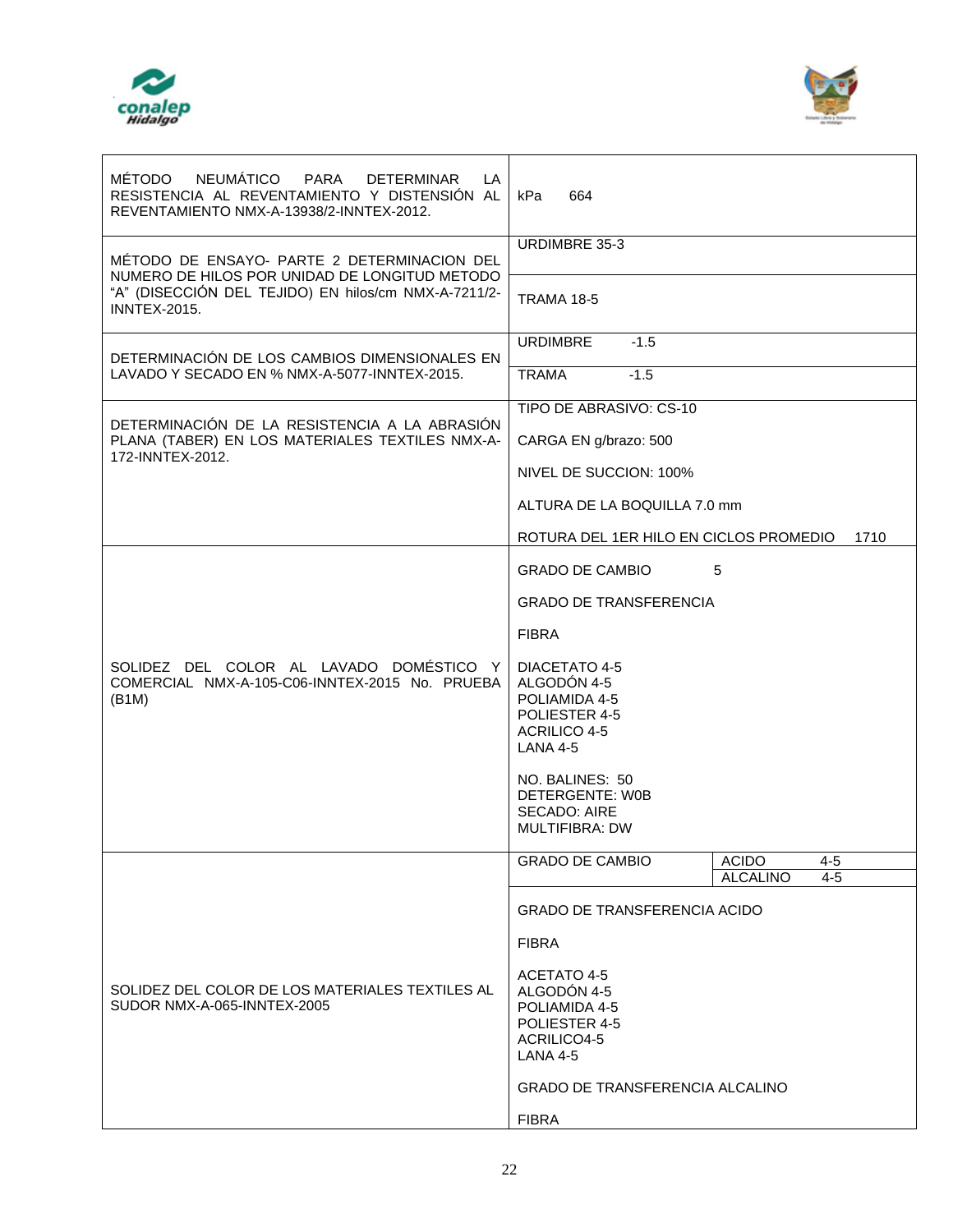| MÉTODO | RESULTADO | |
|---|---|---|
| MÉTODO NEUMÁTICO PARA DETERMINAR LA RESISTENCIA AL REVENTAMIENTO Y DISTENSIÓN AL REVENTAMIENTO NMX-A-13938/2-INNTEX-2012. | kPa 664 | |
| MÉTODO DE ENSAYO- PARTE 2 DETERMINACION DEL NUMERO DE HILOS POR UNIDAD DE LONGITUD METODO "A" (DISECCIÓN DEL TEJIDO) EN hilos/cm NMX-A-7211/2-INNTEX-2015. | URDIMBRE 35-3 | |
| | TRAMA 18-5 | |
| DETERMINACIÓN DE LOS CAMBIOS DIMENSIONALES EN LAVADO Y SECADO EN % NMX-A-5077-INNTEX-2015. | URDIMBRE -1.5 | |
| | TRAMA -1.5 | |
| DETERMINACIÓN DE LA RESISTENCIA A LA ABRASIÓN PLANA (TABER) EN LOS MATERIALES TEXTILES NMX-A-172-INNTEX-2012. | TIPO DE ABRASIVO: CS-10<br>CARGA EN g/brazo: 500<br>NIVEL DE SUCCION: 100%<br>ALTURA DE LA BOQUILLA 7.0 mm<br>ROTURA DEL 1ER HILO EN CICLOS PROMEDIO 1710 | |
| SOLIDEZ DEL COLOR AL LAVADO DOMÉSTICO Y COMERCIAL NMX-A-105-C06-INNTEX-2015 No. PRUEBA (B1M) | GRADO DE CAMBIO 5<br>GRADO DE TRANSFERENCIA<br>FIBRA<br>DIACETATO 4-5<br>ALGODÓN 4-5<br>POLIAMIDA 4-5<br>POLIESTER 4-5<br>ACRILICO 4-5<br>LANA 4-5<br>NO. BALINES: 50<br>DETERGENTE: W0B<br>SECADO: AIRE<br>MULTIFIBRA: DW | |
| SOLIDEZ DEL COLOR DE LOS MATERIALES TEXTILES AL SUDOR NMX-A-065-INNTEX-2005 | GRADO DE CAMBIO | ACIDO 4-5<br>ALCALINO 4-5 |
| | GRADO DE TRANSFERENCIA ACIDO<br>FIBRA<br>ACETATO 4-5<br>ALGODÓN 4-5<br>POLIAMIDA 4-5<br>POLIESTER 4-5<br>ACRILICO4-5<br>LANA 4-5<br>GRADO DE TRANSFERENCIA ALCALINO<br>FIBRA | |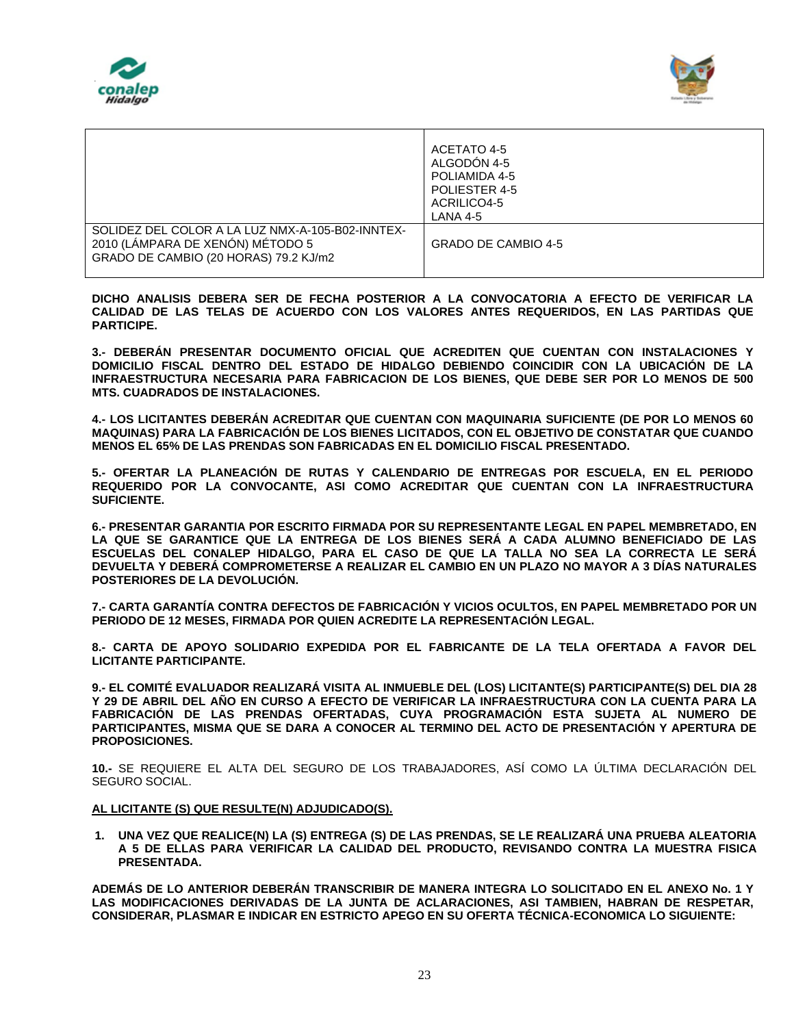| | |
|---|---|
| | ACETATO 4-5<br>ALGODÓN 4-5<br>POLIAMIDA 4-5<br>POLIESTER 4-5<br>ACRILICO4-5<br>LANA 4-5 |
| SOLIDEZ DEL COLOR A LA LUZ NMX-A-105-B02-INNTEX-2010 (LÁMPARA DE XENÓN) MÉTODO 5<br>GRADO DE CAMBIO (20 HORAS) 79.2 KJ/m2 | GRADO DE CAMBIO 4-5 |

**DICHO ANALISIS DEBERA SER DE FECHA POSTERIOR A LA CONVOCATORIA A EFECTO DE VERIFICAR LA CALIDAD DE LAS TELAS DE ACUERDO CON LOS VALORES ANTES REQUERIDOS, EN LAS PARTIDAS QUE PARTICIPE.**

**3.- DEBERÁN PRESENTAR DOCUMENTO OFICIAL QUE ACREDITEN QUE CUENTAN CON INSTALACIONES Y DOMICILIO FISCAL DENTRO DEL ESTADO DE HIDALGO DEBIENDO COINCIDIR CON LA UBICACIÓN DE LA INFRAESTRUCTURA NECESARIA PARA FABRICACION DE LOS BIENES, QUE DEBE SER POR LO MENOS DE 500 MTS. CUADRADOS DE INSTALACIONES.**

**4.- LOS LICITANTES DEBERÁN ACREDITAR QUE CUENTAN CON MAQUINARIA SUFICIENTE (DE POR LO MENOS 60 MAQUINAS) PARA LA FABRICACIÓN DE LOS BIENES LICITADOS, CON EL OBJETIVO DE CONSTATAR QUE CUANDO MENOS EL 65% DE LAS PRENDAS SON FABRICADAS EN EL DOMICILIO FISCAL PRESENTADO.**

**5.- OFERTAR LA PLANEACIÓN DE RUTAS Y CALENDARIO DE ENTREGAS POR ESCUELA, EN EL PERIODO REQUERIDO POR LA CONVOCANTE, ASI COMO ACREDITAR QUE CUENTAN CON LA INFRAESTRUCTURA SUFICIENTE.**

**6.- PRESENTAR GARANTIA POR ESCRITO FIRMADA POR SU REPRESENTANTE LEGAL EN PAPEL MEMBRETADO, EN LA QUE SE GARANTICE QUE LA ENTREGA DE LOS BIENES SERÁ A CADA ALUMNO BENEFICIADO DE LAS ESCUELAS DEL CONALEP HIDALGO, PARA EL CASO DE QUE LA TALLA NO SEA LA CORRECTA LE SERÁ DEVUELTA Y DEBERÁ COMPROMETERSE A REALIZAR EL CAMBIO EN UN PLAZO NO MAYOR A 3 DÍAS NATURALES POSTERIORES DE LA DEVOLUCIÓN.**

**7.- CARTA GARANTÍA CONTRA DEFECTOS DE FABRICACIÓN Y VICIOS OCULTOS, EN PAPEL MEMBRETADO POR UN PERIODO DE 12 MESES, FIRMADA POR QUIEN ACREDITE LA REPRESENTACIÓN LEGAL.**

**8.- CARTA DE APOYO SOLIDARIO EXPEDIDA POR EL FABRICANTE DE LA TELA OFERTADA A FAVOR DEL LICITANTE PARTICIPANTE.**

**9.- EL COMITÉ EVALUADOR REALIZARÁ VISITA AL INMUEBLE DEL (LOS) LICITANTE(S) PARTICIPANTE(S) DEL DIA 28 Y 29 DE ABRIL DEL AÑO EN CURSO A EFECTO DE VERIFICAR LA INFRAESTRUCTURA CON LA CUENTA PARA LA FABRICACIÓN DE LAS PRENDAS OFERTADAS, CUYA PROGRAMACIÓN ESTA SUJETA AL NUMERO DE PARTICIPANTES, MISMA QUE SE DARA A CONOCER AL TERMINO DEL ACTO DE PRESENTACIÓN Y APERTURA DE PROPOSICIONES.**

**10.-** SE REQUIERE EL ALTA DEL SEGURO DE LOS TRABAJADORES, ASÍ COMO LA ÚLTIMA DECLARACIÓN DEL SEGURO SOCIAL.

**<u>AL LICITANTE (S) QUE RESULTE(N) ADJUDICADO(S).</u>**

1. **UNA VEZ QUE REALICE(N) LA (S) ENTREGA (S) DE LAS PRENDAS, SE LE REALIZARÁ UNA PRUEBA ALEATORIA A 5 DE ELLAS PARA VERIFICAR LA CALIDAD DEL PRODUCTO, REVISANDO CONTRA LA MUESTRA FISICA PRESENTADA.**

**ADEMÁS DE LO ANTERIOR DEBERÁN TRANSCRIBIR DE MANERA INTEGRA LO SOLICITADO EN EL ANEXO No. 1 Y LAS MODIFICACIONES DERIVADAS DE LA JUNTA DE ACLARACIONES, ASI TAMBIEN, HABRAN DE RESPETAR, CONSIDERAR, PLASMAR E INDICAR EN ESTRICTO APEGO EN SU OFERTA TÉCNICA-ECONOMICA LO SIGUIENTE:**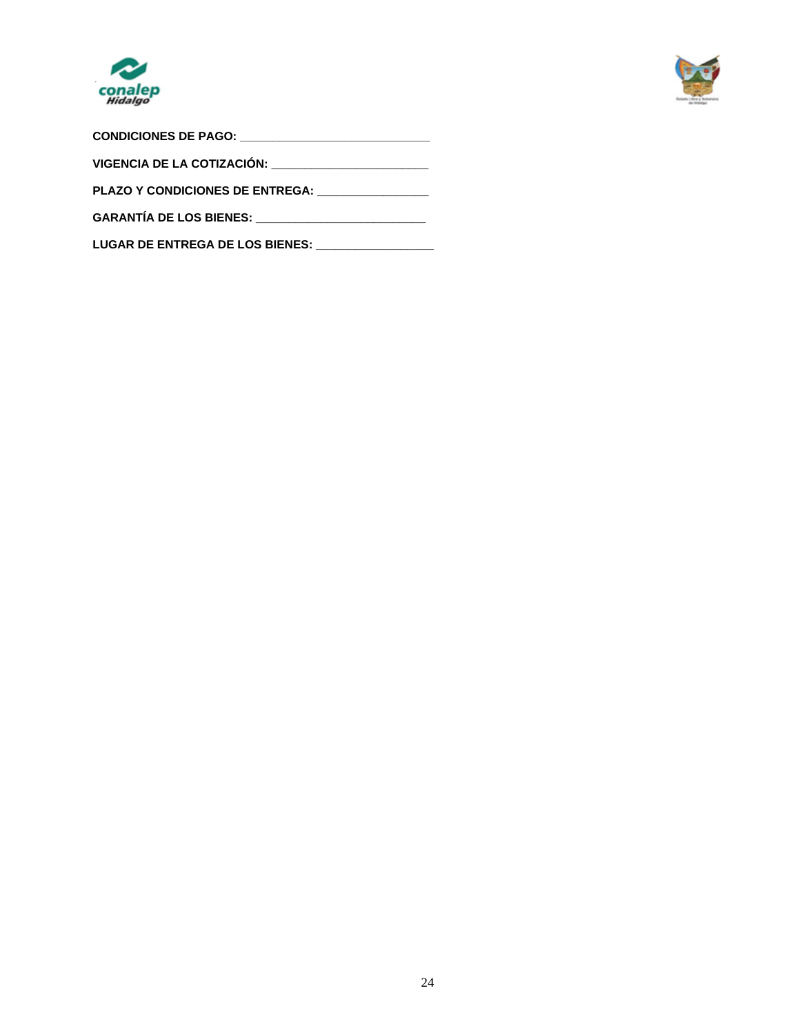**CONDICIONES DE PAGO:** ____________________________

**VIGENCIA DE LA COTIZACIÓN:** ________________________

**PLAZO Y CONDICIONES DE ENTREGA:** ________________

**GARANTÍA DE LOS BIENES:** __________________________

**LUGAR DE ENTREGA DE LOS BIENES:** _________________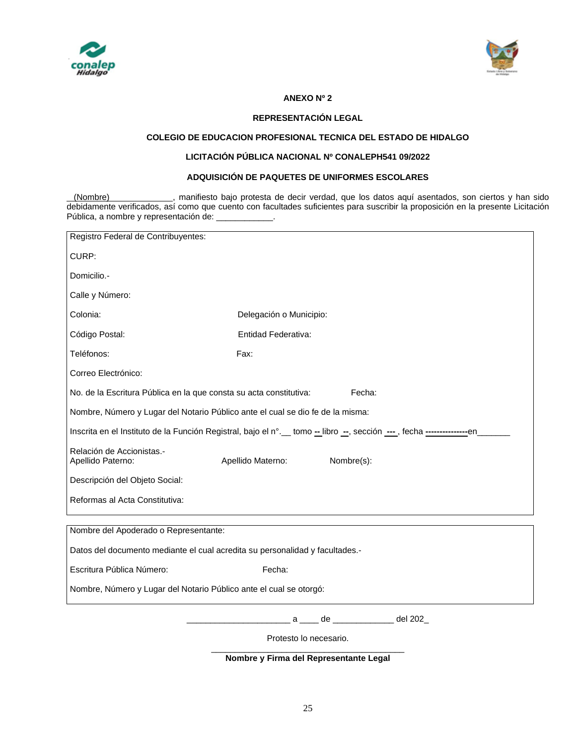**ANEXO Nº 2**

**REPRESENTACIÓN LEGAL**

**COLEGIO DE EDUCACION PROFESIONAL TECNICA DEL ESTADO DE HIDALGO**

**LICITACIÓN PÚBLICA NACIONAL Nº CONALEPH541 09/2022**

**ADQUISICIÓN DE PAQUETES DE UNIFORMES ESCOLARES**

__(Nombre)________________, manifiesto bajo protesta de decir verdad, que los datos aquí asentados, son ciertos y han sido debidamente verificados, así como que cuento con facultades suficientes para suscribir la proposición en la presente Licitación Pública, a nombre y representación de: ____________.

| | | |
|---|---|---|
| Registro Federal de Contribuyentes: | | |
| CURP: | | |
| Domicilio.- | | |
| Calle y Número: | | |
| Colonia: | Delegación o Municipio: | |
| Código Postal: | Entidad Federativa: | |
| Teléfonos: | Fax: | |
| Correo Electrónico: | | |
| No. de la Escritura Pública en la que consta su acta constitutiva: | | Fecha: |
| Nombre, Número y Lugar del Notario Público ante el cual se dio fe de la misma: | | |
| Inscrita en el Instituto de la Función Registral, bajo el n°.__ tomo -- libro --, sección ---, fecha ---------------en_______ | | |
| Relación de Accionistas.- Apellido Paterno: | Apellido Materno: | Nombre(s): |
| Descripción del Objeto Social: | | |
| Reformas al Acta Constitutiva: | | |

| | |
|---|---|
| Nombre del Apoderado o Representante: | |
| Datos del documento mediante el cual acredita su personalidad y facultades.- | |
| Escritura Pública Número: | Fecha: |
| Nombre, Número y Lugar del Notario Público ante el cual se otorgó: | |

______________________ a ____ de _____________ del 202_

Protesto lo necesario.

___________________________________________

**Nombre y Firma del Representante Legal**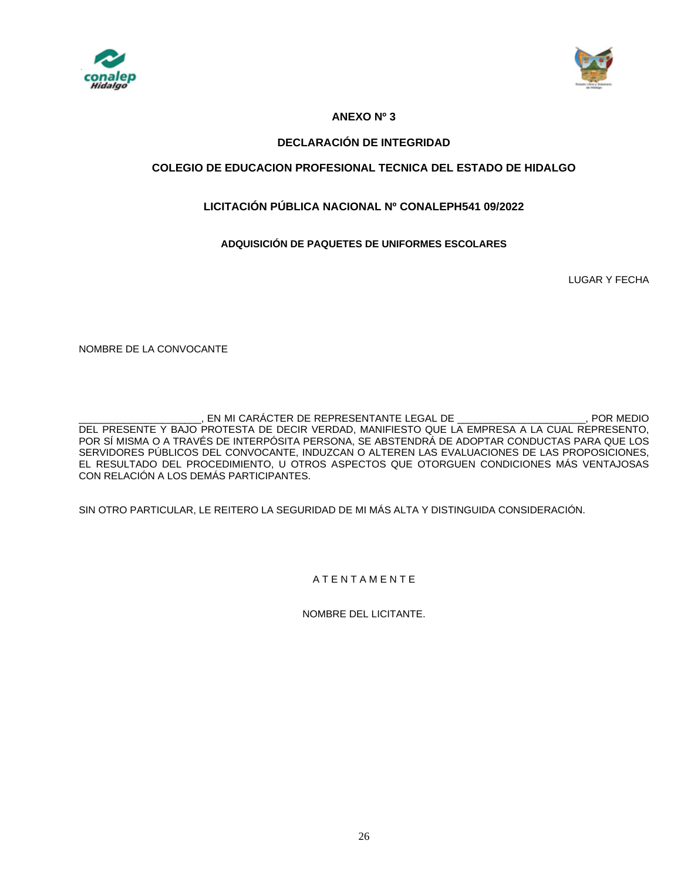**ANEXO Nº 3**

**DECLARACIÓN DE INTEGRIDAD**

**COLEGIO DE EDUCACION PROFESIONAL TECNICA DEL ESTADO DE HIDALGO**

**LICITACIÓN PÚBLICA NACIONAL Nº CONALEPH541 09/2022**

**ADQUISICIÓN DE PAQUETES DE UNIFORMES ESCOLARES**

LUGAR Y FECHA

NOMBRE DE LA CONVOCANTE

______________________, EN MI CARÁCTER DE REPRESENTANTE LEGAL DE _______________________, POR MEDIO DEL PRESENTE Y BAJO PROTESTA DE DECIR VERDAD, MANIFIESTO QUE LA EMPRESA A LA CUAL REPRESENTO, POR SÍ MISMA O A TRAVÉS DE INTERPÓSITA PERSONA, SE ABSTENDRÁ DE ADOPTAR CONDUCTAS PARA QUE LOS SERVIDORES PÚBLICOS DEL CONVOCANTE, INDUZCAN O ALTEREN LAS EVALUACIONES DE LAS PROPOSICIONES, EL RESULTADO DEL PROCEDIMIENTO, U OTROS ASPECTOS QUE OTORGUEN CONDICIONES MÁS VENTAJOSAS CON RELACIÓN A LOS DEMÁS PARTICIPANTES.

SIN OTRO PARTICULAR, LE REITERO LA SEGURIDAD DE MI MÁS ALTA Y DISTINGUIDA CONSIDERACIÓN.

A T E N T A M E N T E

NOMBRE DEL LICITANTE.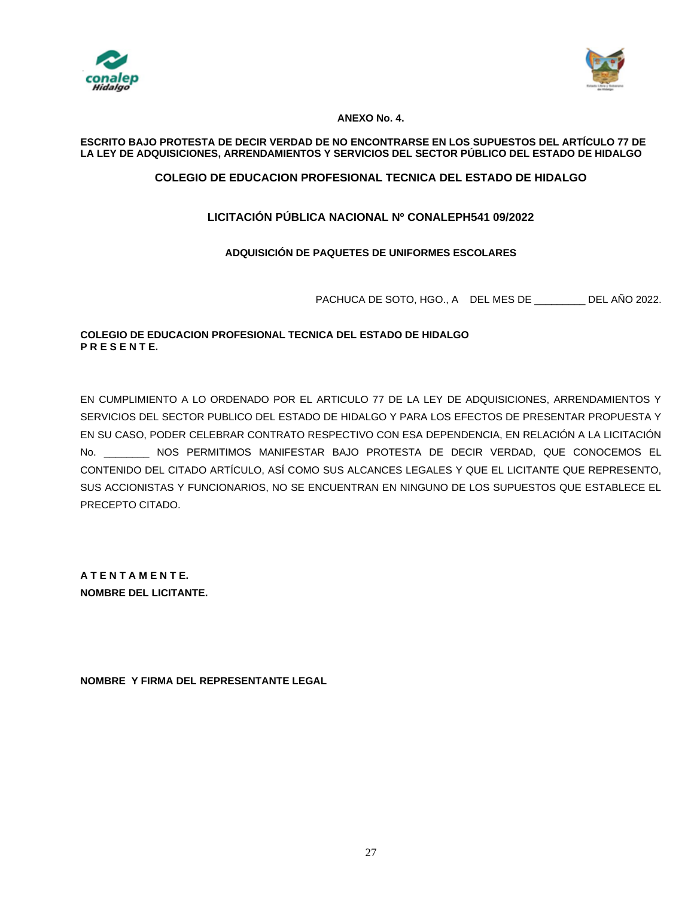**ANEXO No. 4.**

**ESCRITO BAJO PROTESTA DE DECIR VERDAD DE NO ENCONTRARSE EN LOS SUPUESTOS DEL ARTÍCULO 77 DE LA LEY DE ADQUISICIONES, ARRENDAMIENTOS Y SERVICIOS DEL SECTOR PÚBLICO DEL ESTADO DE HIDALGO**

**COLEGIO DE EDUCACION PROFESIONAL TECNICA DEL ESTADO DE HIDALGO**

**LICITACIÓN PÚBLICA NACIONAL Nº CONALEPH541 09/2022**

**ADQUISICIÓN DE PAQUETES DE UNIFORMES ESCOLARES**

PACHUCA DE SOTO, HGO., A DEL MES DE _________ DEL AÑO 2022.

**COLEGIO DE EDUCACION PROFESIONAL TECNICA DEL ESTADO DE HIDALGO**
**P R E S E N T E.**

EN CUMPLIMIENTO A LO ORDENADO POR EL ARTICULO 77 DE LA LEY DE ADQUISICIONES, ARRENDAMIENTOS Y SERVICIOS DEL SECTOR PUBLICO DEL ESTADO DE HIDALGO Y PARA LOS EFECTOS DE PRESENTAR PROPUESTA Y EN SU CASO, PODER CELEBRAR CONTRATO RESPECTIVO CON ESA DEPENDENCIA, EN RELACIÓN A LA LICITACIÓN No. ________ NOS PERMITIMOS MANIFESTAR BAJO PROTESTA DE DECIR VERDAD, QUE CONOCEMOS EL CONTENIDO DEL CITADO ARTÍCULO, ASÍ COMO SUS ALCANCES LEGALES Y QUE EL LICITANTE QUE REPRESENTO, SUS ACCIONISTAS Y FUNCIONARIOS, NO SE ENCUENTRAN EN NINGUNO DE LOS SUPUESTOS QUE ESTABLECE EL PRECEPTO CITADO.

**A T E N T A M E N T E.**
**NOMBRE DEL LICITANTE.**

**NOMBRE Y FIRMA DEL REPRESENTANTE LEGAL**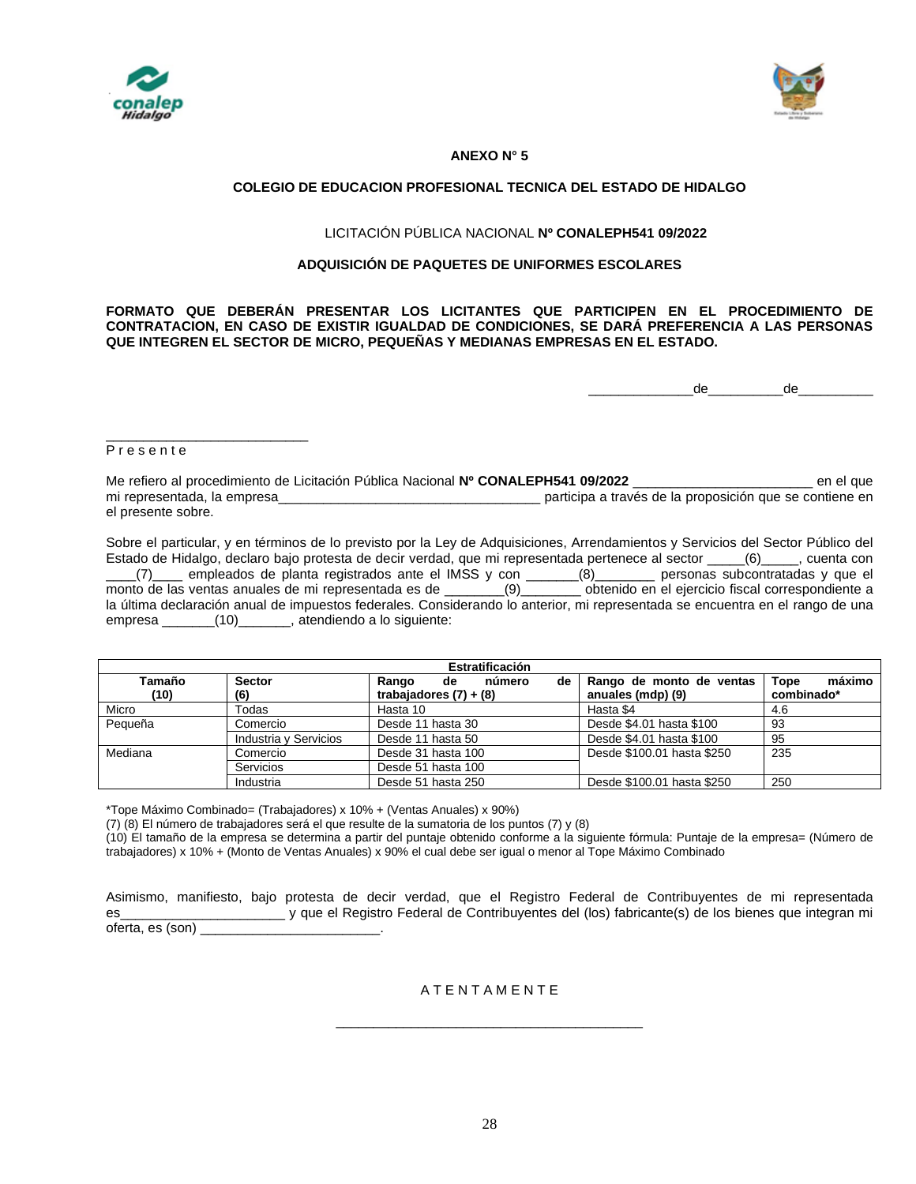**ANEXO N° 5**

**COLEGIO DE EDUCACION PROFESIONAL TECNICA DEL ESTADO DE HIDALGO**

LICITACIÓN PÚBLICA NACIONAL **Nº CONALEPH541 09/2022**

**ADQUISICIÓN DE PAQUETES DE UNIFORMES ESCOLARES**

**FORMATO QUE DEBERÁN PRESENTAR LOS LICITANTES QUE PARTICIPEN EN EL PROCEDIMIENTO DE CONTRATACION, EN CASO DE EXISTIR IGUALDAD DE CONDICIONES, SE DARÁ PREFERENCIA A LAS PERSONAS QUE INTEGREN EL SECTOR DE MICRO, PEQUEÑAS Y MEDIANAS EMPRESAS EN EL ESTADO.**

______________de__________de__________

___________________________
P r e s e n t e

Me refiero al procedimiento de Licitación Pública Nacional **Nº CONALEPH541 09/2022** ________________________ en el que mi representada, la empresa___________________________________ participa a través de la proposición que se contiene en el presente sobre.

Sobre el particular, y en términos de lo previsto por la Ley de Adquisiciones, Arrendamientos y Servicios del Sector Público del Estado de Hidalgo, declaro bajo protesta de decir verdad, que mi representada pertenece al sector _____(6)_____, cuenta con ____(7)____ empleados de planta registrados ante el IMSS y con _______(8)________ personas subcontratadas y que el monto de las ventas anuales de mi representada es de ________(9)________ obtenido en el ejercicio fiscal correspondiente a la última declaración anual de impuestos federales. Considerando lo anterior, mi representada se encuentra en el rango de una empresa _______(10)_______, atendiendo a lo siguiente:

| **Estratificación** | | | | |
|---|---|---|---|---|
| **Tamaño (10)** | **Sector (6)** | **Rango de número de trabajadores (7) + (8)** | **Rango de monto de ventas anuales (mdp) (9)** | **Tope máximo combinado*** |
| Micro | Todas | Hasta 10 | Hasta $4 | 4.6 |
| Pequeña | Comercio | Desde 11 hasta 30 | Desde $4.01 hasta $100 | 93 |
| | Industria y Servicios | Desde 11 hasta 50 | Desde $4.01 hasta $100 | 95 |
| Mediana | Comercio | Desde 31 hasta 100 | Desde $100.01 hasta $250 | 235 |
| | Servicios | Desde 51 hasta 100 | | |
| | Industria | Desde 51 hasta 250 | Desde $100.01 hasta $250 | 250 |

*Tope Máximo Combinado= (Trabajadores) x 10% + (Ventas Anuales) x 90%)
(7) (8) El número de trabajadores será el que resulte de la sumatoria de los puntos (7) y (8)
(10) El tamaño de la empresa se determina a partir del puntaje obtenido conforme a la siguiente fórmula: Puntaje de la empresa= (Número de trabajadores) x 10% + (Monto de Ventas Anuales) x 90% el cual debe ser igual o menor al Tope Máximo Combinado

Asimismo, manifiesto, bajo protesta de decir verdad, que el Registro Federal de Contribuyentes de mi representada es______________________ y que el Registro Federal de Contribuyentes del (los) fabricante(s) de los bienes que integran mi oferta, es (son) ________________________.

A T E N T A M E N T E

________________________________________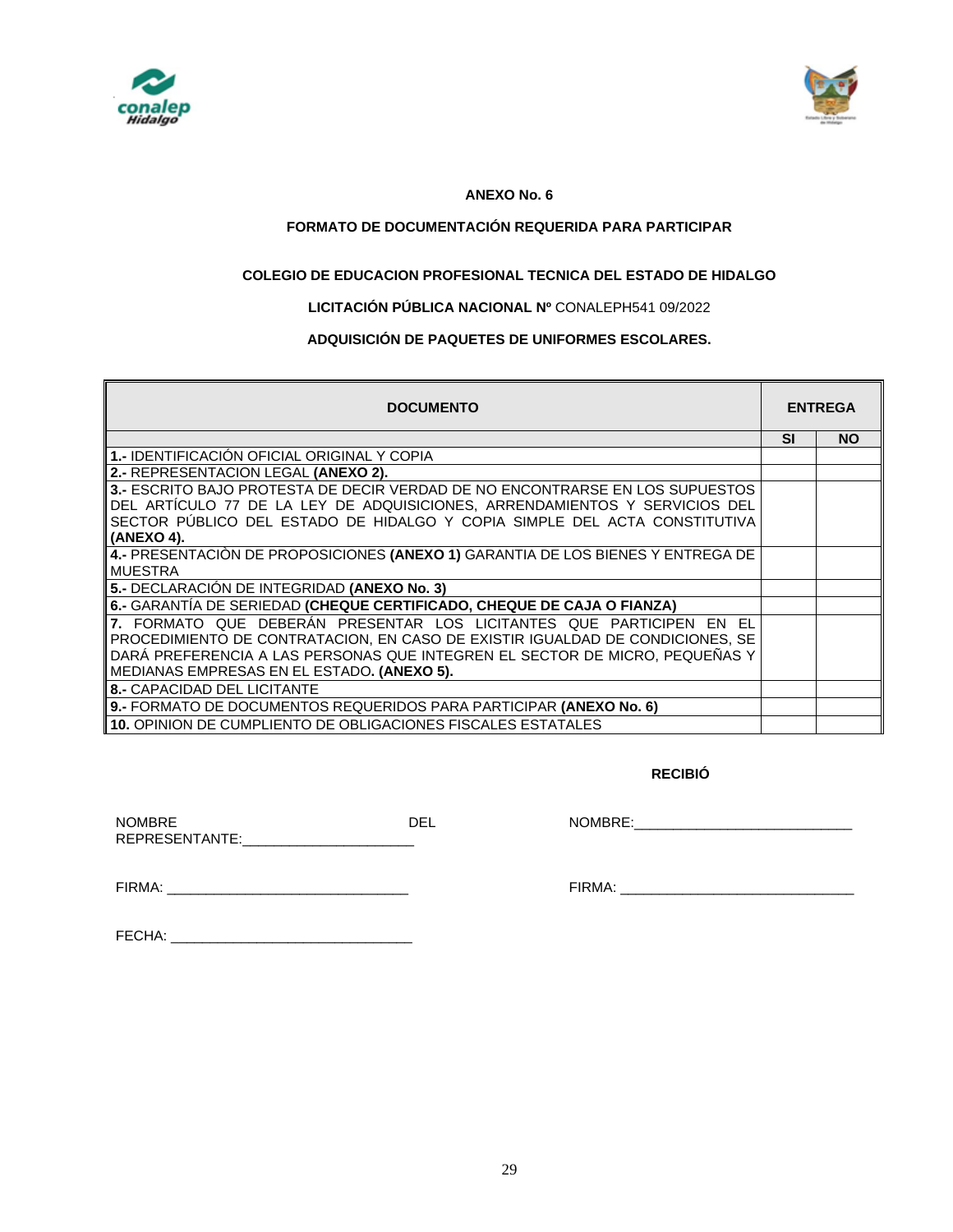**ANEXO No. 6**

**FORMATO DE DOCUMENTACIÓN REQUERIDA PARA PARTICIPAR**

**COLEGIO DE EDUCACION PROFESIONAL TECNICA DEL ESTADO DE HIDALGO**

**LICITACIÓN PÚBLICA NACIONAL Nº** CONALEPH541 09/2022

**ADQUISICIÓN DE PAQUETES DE UNIFORMES ESCOLARES.**

| **DOCUMENTO** | **ENTREGA** | |
|---|---|---|
| | **SI** | **NO** |
| **1.-** IDENTIFICACIÓN OFICIAL ORIGINAL Y COPIA | | |
| **2.-** REPRESENTACION LEGAL **(ANEXO 2).** | | |
| **3.-** ESCRITO BAJO PROTESTA DE DECIR VERDAD DE NO ENCONTRARSE EN LOS SUPUESTOS DEL ARTÍCULO 77 DE LA LEY DE ADQUISICIONES, ARRENDAMIENTOS Y SERVICIOS DEL SECTOR PÚBLICO DEL ESTADO DE HIDALGO Y COPIA SIMPLE DEL ACTA CONSTITUTIVA **(ANEXO 4).** | | |
| **4.-** PRESENTACIÒN DE PROPOSICIONES **(ANEXO 1)** GARANTIA DE LOS BIENES Y ENTREGA DE MUESTRA | | |
| **5.-** DECLARACIÓN DE INTEGRIDAD **(ANEXO No. 3)** | | |
| **6.-** GARANTÍA DE SERIEDAD **(CHEQUE CERTIFICADO, CHEQUE DE CAJA O FIANZA)** | | |
| **7.** FORMATO QUE DEBERÁN PRESENTAR LOS LICITANTES QUE PARTICIPEN EN EL PROCEDIMIENTO DE CONTRATACION, EN CASO DE EXISTIR IGUALDAD DE CONDICIONES, SE DARÁ PREFERENCIA A LAS PERSONAS QUE INTEGREN EL SECTOR DE MICRO, PEQUEÑAS Y MEDIANAS EMPRESAS EN EL ESTADO**. (ANEXO 5).** | | |
| **8.-** CAPACIDAD DEL LICITANTE | | |
| **9.-** FORMATO DE DOCUMENTOS REQUERIDOS PARA PARTICIPAR **(ANEXO No. 6)** | | |
| **10.** OPINION DE CUMPLIENTO DE OBLIGACIONES FISCALES ESTATALES | | |

**RECIBIÓ**

NOMBRE DEL REPRESENTANTE:______________________

NOMBRE:____________________________

FIRMA: ______________________________

FIRMA: ______________________________

FECHA: ______________________________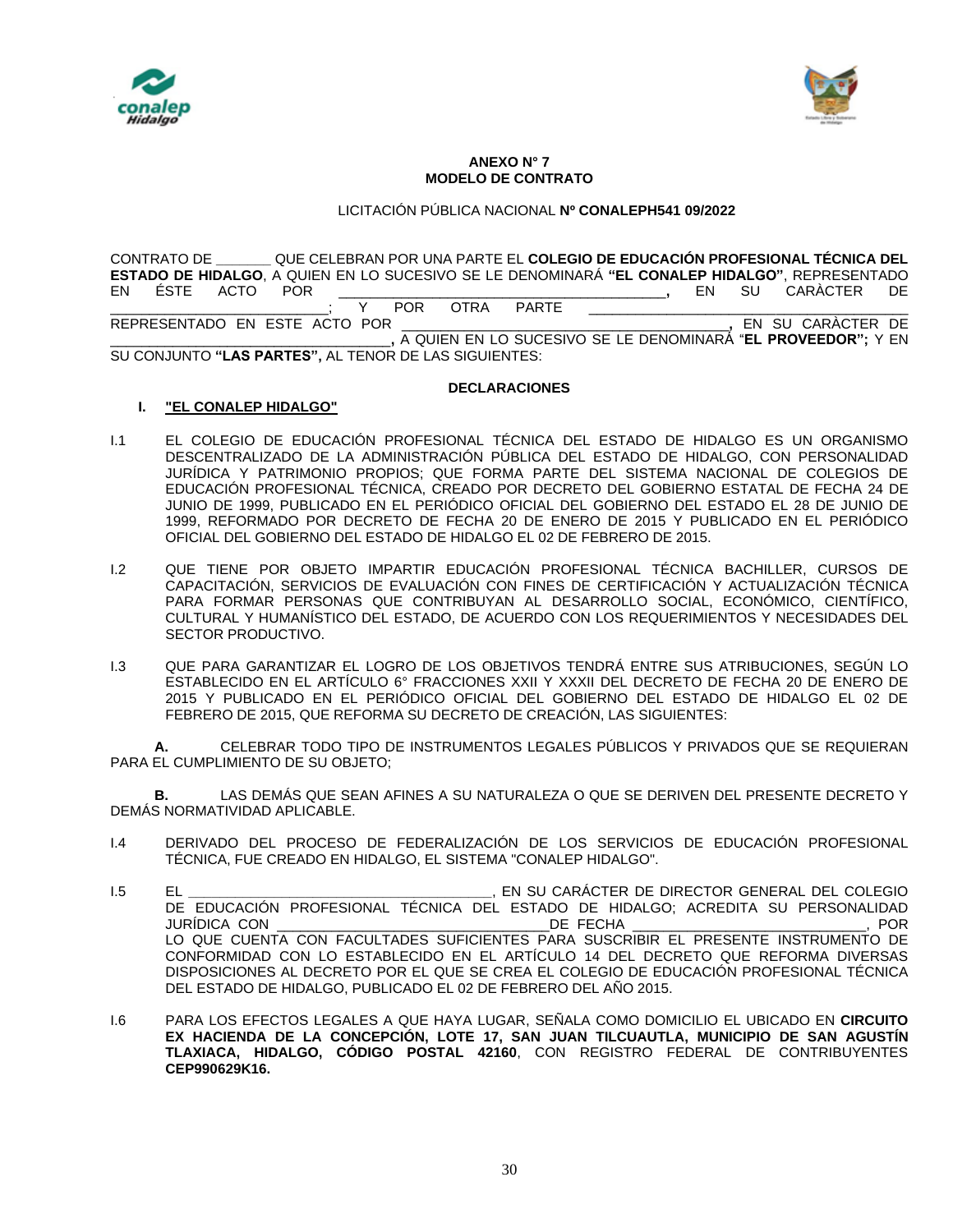**ANEXO N° 7**
**MODELO DE CONTRATO**

LICITACIÓN PÚBLICA NACIONAL **Nº CONALEPH541 09/2022**

CONTRATO DE _______ QUE CELEBRAN POR UNA PARTE EL **COLEGIO DE EDUCACIÓN PROFESIONAL TÉCNICA DEL ESTADO DE HIDALGO**, A QUIEN EN LO SUCESIVO SE LE DENOMINARÁ **"EL CONALEP HIDALGO"**, REPRESENTADO EN ÉSTE ACTO POR ________________________________________**,** EN SU CARÁCTER DE ___________________________; Y POR OTRA PARTE ________________________________________ REPRESENTADO EN ESTE ACTO POR ________________________________________**,** EN SU CARÀCTER DE ___________________________________**,** A QUIEN EN LO SUCESIVO SE LE DENOMINARÁ "**EL PROVEEDOR";** Y EN SU CONJUNTO **"LAS PARTES",** AL TENOR DE LAS SIGUIENTES:

**DECLARACIONES**

**I. "EL CONALEP HIDALGO"**

I.1 EL COLEGIO DE EDUCACIÓN PROFESIONAL TÉCNICA DEL ESTADO DE HIDALGO ES UN ORGANISMO DESCENTRALIZADO DE LA ADMINISTRACIÓN PÚBLICA DEL ESTADO DE HIDALGO, CON PERSONALIDAD JURÍDICA Y PATRIMONIO PROPIOS; QUE FORMA PARTE DEL SISTEMA NACIONAL DE COLEGIOS DE EDUCACIÓN PROFESIONAL TÉCNICA, CREADO POR DECRETO DEL GOBIERNO ESTATAL DE FECHA 24 DE JUNIO DE 1999, PUBLICADO EN EL PERIÓDICO OFICIAL DEL GOBIERNO DEL ESTADO EL 28 DE JUNIO DE 1999, REFORMADO POR DECRETO DE FECHA 20 DE ENERO DE 2015 Y PUBLICADO EN EL PERIÓDICO OFICIAL DEL GOBIERNO DEL ESTADO DE HIDALGO EL 02 DE FEBRERO DE 2015.

I.2 QUE TIENE POR OBJETO IMPARTIR EDUCACIÓN PROFESIONAL TÉCNICA BACHILLER, CURSOS DE CAPACITACIÓN, SERVICIOS DE EVALUACIÓN CON FINES DE CERTIFICACIÓN Y ACTUALIZACIÓN TÉCNICA PARA FORMAR PERSONAS QUE CONTRIBUYAN AL DESARROLLO SOCIAL, ECONÓMICO, CIENTÍFICO, CULTURAL Y HUMANÍSTICO DEL ESTADO, DE ACUERDO CON LOS REQUERIMIENTOS Y NECESIDADES DEL SECTOR PRODUCTIVO.

I.3 QUE PARA GARANTIZAR EL LOGRO DE LOS OBJETIVOS TENDRÁ ENTRE SUS ATRIBUCIONES, SEGÚN LO ESTABLECIDO EN EL ARTÍCULO 6° FRACCIONES XXII Y XXXII DEL DECRETO DE FECHA 20 DE ENERO DE 2015 Y PUBLICADO EN EL PERIÓDICO OFICIAL DEL GOBIERNO DEL ESTADO DE HIDALGO EL 02 DE FEBRERO DE 2015, QUE REFORMA SU DECRETO DE CREACIÓN, LAS SIGUIENTES:

**A.** CELEBRAR TODO TIPO DE INSTRUMENTOS LEGALES PÚBLICOS Y PRIVADOS QUE SE REQUIERAN PARA EL CUMPLIMIENTO DE SU OBJETO;

**B.** LAS DEMÁS QUE SEAN AFINES A SU NATURALEZA O QUE SE DERIVEN DEL PRESENTE DECRETO Y DEMÁS NORMATIVIDAD APLICABLE.

I.4 DERIVADO DEL PROCESO DE FEDERALIZACIÓN DE LOS SERVICIOS DE EDUCACIÓN PROFESIONAL TÉCNICA, FUE CREADO EN HIDALGO, EL SISTEMA "CONALEP HIDALGO".

I.5 EL ______________________________________, EN SU CARÁCTER DE DIRECTOR GENERAL DEL COLEGIO DE EDUCACIÓN PROFESIONAL TÉCNICA DEL ESTADO DE HIDALGO; ACREDITA SU PERSONALIDAD JURÍDICA CON _________________________________DE FECHA _____________________________, POR LO QUE CUENTA CON FACULTADES SUFICIENTES PARA SUSCRIBIR EL PRESENTE INSTRUMENTO DE CONFORMIDAD CON LO ESTABLECIDO EN EL ARTÍCULO 14 DEL DECRETO QUE REFORMA DIVERSAS DISPOSICIONES AL DECRETO POR EL QUE SE CREA EL COLEGIO DE EDUCACIÓN PROFESIONAL TÉCNICA DEL ESTADO DE HIDALGO, PUBLICADO EL 02 DE FEBRERO DEL AÑO 2015.

I.6 PARA LOS EFECTOS LEGALES A QUE HAYA LUGAR, SEÑALA COMO DOMICILIO EL UBICADO EN **CIRCUITO EX HACIENDA DE LA CONCEPCIÓN, LOTE 17, SAN JUAN TILCUAUTLA, MUNICIPIO DE SAN AGUSTÍN TLAXIACA, HIDALGO, CÓDIGO POSTAL 42160**, CON REGISTRO FEDERAL DE CONTRIBUYENTES **CEP990629K16.**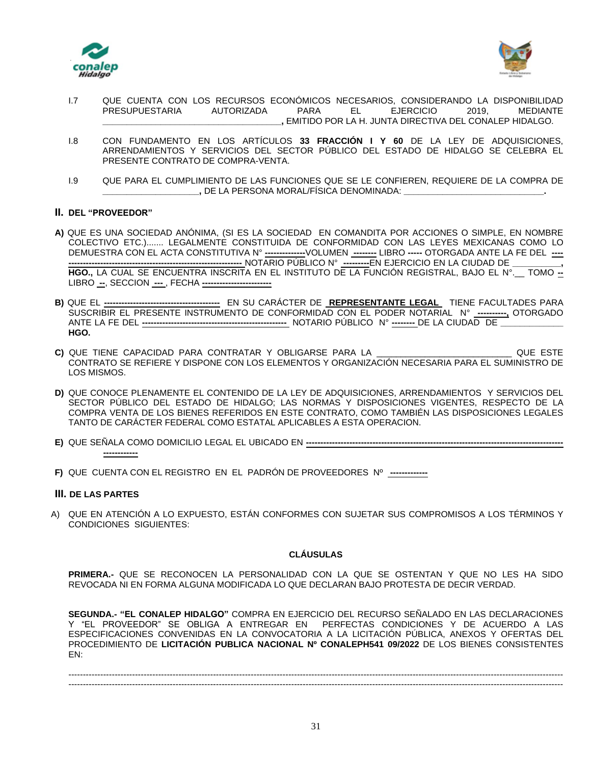I.7 QUE CUENTA CON LOS RECURSOS ECONÓMICOS NECESARIOS, CONSIDERANDO LA DISPONIBILIDAD PRESUPUESTARIA AUTORIZADA PARA EL EJERCICIO 2019, MEDIANTE **_____________________________________,** EMITIDO POR LA H. JUNTA DIRECTIVA DEL CONALEP HIDALGO.

I.8 CON FUNDAMENTO EN LOS ARTÍCULOS **33 FRACCIÓN I Y 60** DE LA LEY DE ADQUISICIONES, ARRENDAMIENTOS Y SERVICIOS DEL SECTOR PÚBLICO DEL ESTADO DE HIDALGO SE CELEBRA EL PRESENTE CONTRATO DE COMPRA-VENTA.

I.9 QUE PARA EL CUMPLIMIENTO DE LAS FUNCIONES QUE SE LE CONFIEREN, REQUIERE DE LA COMPRA DE **____________________,** DE LA PERSONA MORAL/FÍSICA DENOMINADA: **______________________________.**

## II. DEL "PROVEEDOR"

**A)** QUE ES UNA SOCIEDAD ANÓNIMA, (SI ES LA SOCIEDAD EN COMANDITA POR ACCIONES O SIMPLE, EN NOMBRE COLECTIVO ETC.)....... LEGALMENTE CONSTITUIDA DE CONFORMIDAD CON LAS LEYES MEXICANAS COMO LO DEMUESTRA CON EL ACTA CONSTITUTIVA N° **-------------**VOLUMEN **--------** LIBRO **-----** OTORGADA ANTE LA FE DEL **---- -----------------------------------------------------------** NOTARIO PÚBLICO N° **---------**EN EJERCICIO EN LA CIUDAD DE __________**, HGO.,** LA CUAL SE ENCUENTRA INSCRITA EN EL INSTITUTO DE LA FUNCIÓN REGISTRAL, BAJO EL N°.__ TOMO **--** LIBRO **--**, SECCION **---** , FECHA **-----------------------**

**B)** QUE EL **----------------------------------------** EN SU CARÁCTER DE **REPRESENTANTE LEGAL** TIENE FACULTADES PARA SUSCRIBIR EL PRESENTE INSTRUMENTO DE CONFORMIDAD CON EL PODER NOTARIAL N° **----------,** OTORGADO ANTE LA FE DEL **-------------------------------------------------** NOTARIO PÚBLICO N° **--------** DE LA CIUDAD DE _____________ **HGO.**

**C)** QUE TIENE CAPACIDAD PARA CONTRATAR Y OBLIGARSE PARA LA ___________________________ QUE ESTE CONTRATO SE REFIERE Y DISPONE CON LOS ELEMENTOS Y ORGANIZACIÓN NECESARIA PARA EL SUMINISTRO DE LOS MISMOS.

**D)** QUE CONOCE PLENAMENTE EL CONTENIDO DE LA LEY DE ADQUISICIONES, ARRENDAMIENTOS Y SERVICIOS DEL SECTOR PÚBLICO DEL ESTADO DE HIDALGO; LAS NORMAS Y DISPOSICIONES VIGENTES, RESPECTO DE LA COMPRA VENTA DE LOS BIENES REFERIDOS EN ESTE CONTRATO, COMO TAMBIÉN LAS DISPOSICIONES LEGALES TANTO DE CARÁCTER FEDERAL COMO ESTATAL APLICABLES A ESTA OPERACION.

**E)** QUE SEÑALA COMO DOMICILIO LEGAL EL UBICADO EN **----------------------------------------------------------------------------------------- -----------**

**F)** QUE CUENTA CON EL REGISTRO EN EL PADRÓN DE PROVEEDORES Nº **------------**

## III. DE LAS PARTES

A) QUE EN ATENCIÓN A LO EXPUESTO, ESTÁN CONFORMES CON SUJETAR SUS COMPROMISOS A LOS TÉRMINOS Y CONDICIONES SIGUIENTES:

### CLÁUSULAS

**PRIMERA.-** QUE SE RECONOCEN LA PERSONALIDAD CON LA QUE SE OSTENTAN Y QUE NO LES HA SIDO REVOCADA NI EN FORMA ALGUNA MODIFICADA LO QUE DECLARAN BAJO PROTESTA DE DECIR VERDAD.

**SEGUNDA.- "EL CONALEP HIDALGO"** COMPRA EN EJERCICIO DEL RECURSO SEÑALADO EN LAS DECLARACIONES Y "EL PROVEEDOR" SE OBLIGA A ENTREGAR EN PERFECTAS CONDICIONES Y DE ACUERDO A LAS ESPECIFICACIONES CONVENIDAS EN LA CONVOCATORIA A LA LICITACIÓN PÚBLICA, ANEXOS Y OFERTAS DEL PROCEDIMIENTO DE **LICITACIÓN PUBLICA NACIONAL Nº CONALEPH541 09/2022** DE LOS BIENES CONSISTENTES EN:

------------------------------------------------------------------------------------------------------------------------------------------------------------------------
------------------------------------------------------------------------------------------------------------------------------------------------------------------------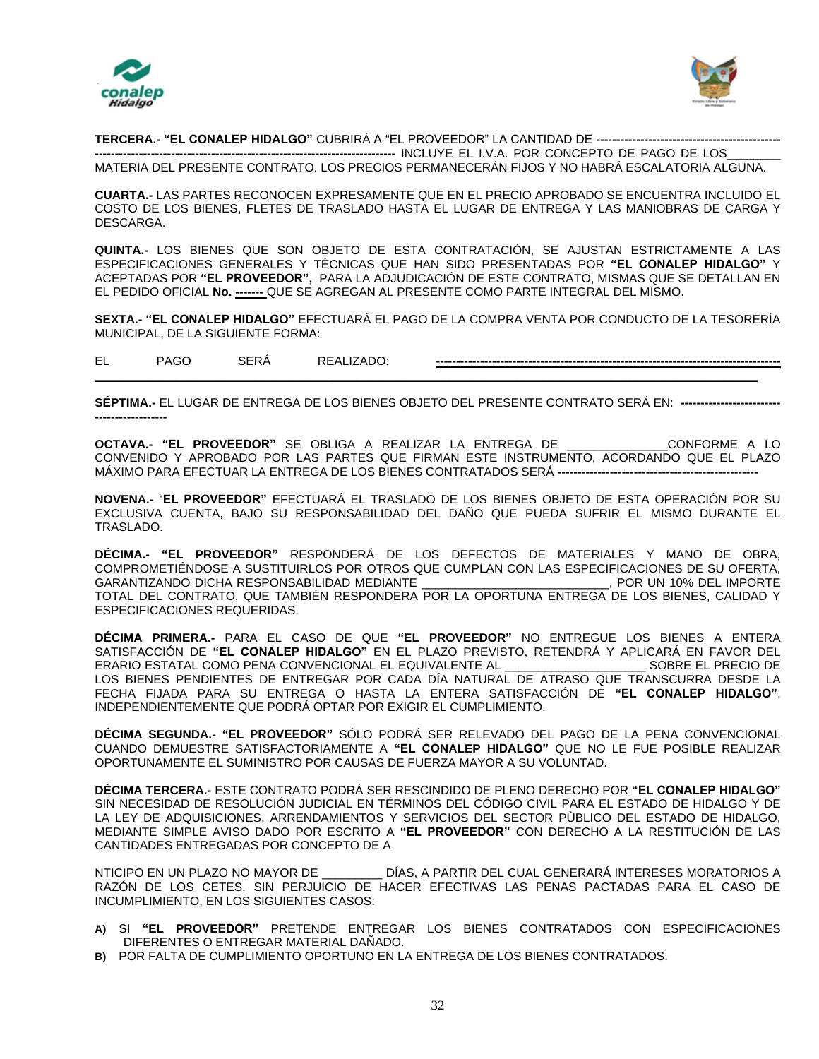**TERCERA.- "EL CONALEP HIDALGO"** CUBRIRÁ A "EL PROVEEDOR" LA CANTIDAD DE **-------------------------------------------------------------------------------------------------------------------** INCLUYE EL I.V.A. POR CONCEPTO DE PAGO DE LOS________ MATERIA DEL PRESENTE CONTRATO. LOS PRECIOS PERMANECERÁN FIJOS Y NO HABRÁ ESCALATORIA ALGUNA.

**CUARTA.-** LAS PARTES RECONOCEN EXPRESAMENTE QUE EN EL PRECIO APROBADO SE ENCUENTRA INCLUIDO EL COSTO DE LOS BIENES, FLETES DE TRASLADO HASTA EL LUGAR DE ENTREGA Y LAS MANIOBRAS DE CARGA Y DESCARGA.

**QUINTA.-** LOS BIENES QUE SON OBJETO DE ESTA CONTRATACIÓN, SE AJUSTAN ESTRICTAMENTE A LAS ESPECIFICACIONES GENERALES Y TÉCNICAS QUE HAN SIDO PRESENTADAS POR **"EL CONALEP HIDALGO"** Y ACEPTADAS POR **"EL PROVEEDOR",** PARA LA ADJUDICACIÓN DE ESTE CONTRATO, MISMAS QUE SE DETALLAN EN EL PEDIDO OFICIAL **No. -------** QUE SE AGREGAN AL PRESENTE COMO PARTE INTEGRAL DEL MISMO.

**SEXTA.- "EL CONALEP HIDALGO"** EFECTUARÁ EL PAGO DE LA COMPRA VENTA POR CONDUCTO DE LA TESORERÍA MUNICIPAL, DE LA SIGUIENTE FORMA:

EL PAGO SERÁ REALIZADO: **-------------------------------------------------------------------------------------**

---

**SÉPTIMA.-** EL LUGAR DE ENTREGA DE LOS BIENES OBJETO DEL PRESENTE CONTRATO SERÁ EN: **------------------------------------------**

**OCTAVA.- "EL PROVEEDOR"** SE OBLIGA A REALIZAR LA ENTREGA DE _______________CONFORME A LO CONVENIDO Y APROBADO POR LAS PARTES QUE FIRMAN ESTE INSTRUMENTO, ACORDANDO QUE EL PLAZO MÁXIMO PARA EFECTUAR LA ENTREGA DE LOS BIENES CONTRATADOS SERÁ **--------------------------------------------------**

**NOVENA.-** "**EL PROVEEDOR"** EFECTUARÁ EL TRASLADO DE LOS BIENES OBJETO DE ESTA OPERACIÓN POR SU EXCLUSIVA CUENTA, BAJO SU RESPONSABILIDAD DEL DAÑO QUE PUEDA SUFRIR EL MISMO DURANTE EL TRASLADO.

**DÉCIMA.- "EL PROVEEDOR"** RESPONDERÁ DE LOS DEFECTOS DE MATERIALES Y MANO DE OBRA, COMPROMETIÉNDOSE A SUSTITUIRLOS POR OTROS QUE CUMPLAN CON LAS ESPECIFICACIONES DE SU OFERTA, GARANTIZANDO DICHA RESPONSABILIDAD MEDIANTE ___________________________, POR UN 10% DEL IMPORTE TOTAL DEL CONTRATO, QUE TAMBIÉN RESPONDERA POR LA OPORTUNA ENTREGA DE LOS BIENES, CALIDAD Y ESPECIFICACIONES REQUERIDAS.

**DÉCIMA PRIMERA.-** PARA EL CASO DE QUE **"EL PROVEEDOR"** NO ENTREGUE LOS BIENES A ENTERA SATISFACCIÓN DE **"EL CONALEP HIDALGO"** EN EL PLAZO PREVISTO, RETENDRÁ Y APLICARÁ EN FAVOR DEL ERARIO ESTATAL COMO PENA CONVENCIONAL EL EQUIVALENTE AL _____________________ SOBRE EL PRECIO DE LOS BIENES PENDIENTES DE ENTREGAR POR CADA DÍA NATURAL DE ATRASO QUE TRANSCURRA DESDE LA FECHA FIJADA PARA SU ENTREGA O HASTA LA ENTERA SATISFACCIÓN DE **"EL CONALEP HIDALGO"**, INDEPENDIENTEMENTE QUE PODRÁ OPTAR POR EXIGIR EL CUMPLIMIENTO.

**DÉCIMA SEGUNDA.- "EL PROVEEDOR"** SÓLO PODRÁ SER RELEVADO DEL PAGO DE LA PENA CONVENCIONAL CUANDO DEMUESTRE SATISFACTORIAMENTE A **"EL CONALEP HIDALGO"** QUE NO LE FUE POSIBLE REALIZAR OPORTUNAMENTE EL SUMINISTRO POR CAUSAS DE FUERZA MAYOR A SU VOLUNTAD.

**DÉCIMA TERCERA.-** ESTE CONTRATO PODRÁ SER RESCINDIDO DE PLENO DERECHO POR **"EL CONALEP HIDALGO"** SIN NECESIDAD DE RESOLUCIÓN JUDICIAL EN TÉRMINOS DEL CÓDIGO CIVIL PARA EL ESTADO DE HIDALGO Y DE LA LEY DE ADQUISICIONES, ARRENDAMIENTOS Y SERVICIOS DEL SECTOR PÙBLICO DEL ESTADO DE HIDALGO, MEDIANTE SIMPLE AVISO DADO POR ESCRITO A **"EL PROVEEDOR"** CON DERECHO A LA RESTITUCIÓN DE LAS CANTIDADES ENTREGADAS POR CONCEPTO DE A

NTICIPO EN UN PLAZO NO MAYOR DE _________ DÍAS, A PARTIR DEL CUAL GENERARÁ INTERESES MORATORIOS A RAZÓN DE LOS CETES, SIN PERJUICIO DE HACER EFECTIVAS LAS PENAS PACTADAS PARA EL CASO DE INCUMPLIMIENTO, EN LOS SIGUIENTES CASOS:

**A)** SI **"EL PROVEEDOR"** PRETENDE ENTREGAR LOS BIENES CONTRATADOS CON ESPECIFICACIONES DIFERENTES O ENTREGAR MATERIAL DAÑADO.

**B)** POR FALTA DE CUMPLIMIENTO OPORTUNO EN LA ENTREGA DE LOS BIENES CONTRATADOS.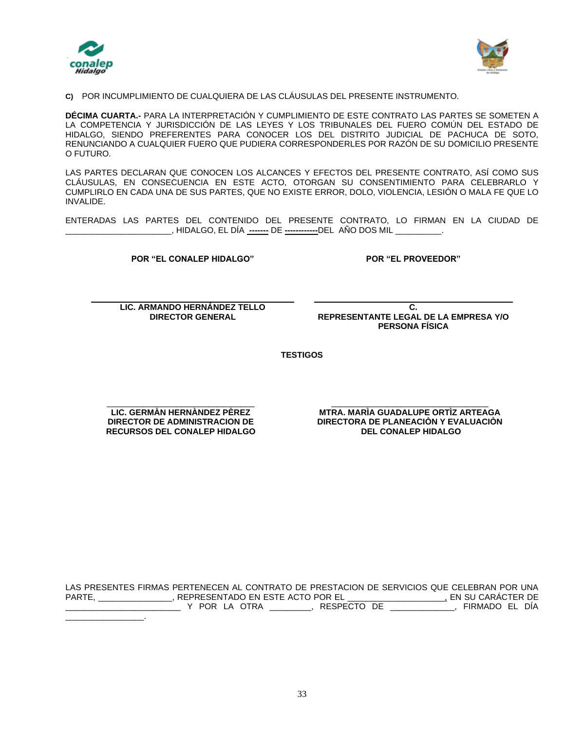**C)** POR INCUMPLIMIENTO DE CUALQUIERA DE LAS CLÁUSULAS DEL PRESENTE INSTRUMENTO.

**DÉCIMA CUARTA.-** PARA LA INTERPRETACIÓN Y CUMPLIMIENTO DE ESTE CONTRATO LAS PARTES SE SOMETEN A LA COMPETENCIA Y JURISDICCIÓN DE LAS LEYES Y LOS TRIBUNALES DEL FUERO COMÚN DEL ESTADO DE HIDALGO, SIENDO PREFERENTES PARA CONOCER LOS DEL DISTRITO JUDICIAL DE PACHUCA DE SOTO, RENUNCIANDO A CUALQUIER FUERO QUE PUDIERA CORRESPONDERLES POR RAZÓN DE SU DOMICILIO PRESENTE O FUTURO.

LAS PARTES DECLARAN QUE CONOCEN LOS ALCANCES Y EFECTOS DEL PRESENTE CONTRATO, ASÍ COMO SUS CLÁUSULAS, EN CONSECUENCIA EN ESTE ACTO, OTORGAN SU CONSENTIMIENTO PARA CELEBRARLO Y CUMPLIRLO EN CADA UNA DE SUS PARTES, QUE NO EXISTE ERROR, DOLO, VIOLENCIA, LESIÓN O MALA FE QUE LO INVALIDE.

ENTERADAS LAS PARTES DEL CONTENIDO DEL PRESENTE CONTRATO, LO FIRMAN EN LA CIUDAD DE ______________________, HIDALGO, EL DÍA ------- DE ------------DEL AÑO DOS MIL __________.

**POR "EL CONALEP HIDALGO"**

**LIC. ARMANDO HERNÁNDEZ TELLO**
**DIRECTOR GENERAL**

**POR "EL PROVEEDOR"**

**C.**
**REPRESENTANTE LEGAL DE LA EMPRESA Y/O PERSONA FÍSICA**

**TESTIGOS**

**LIC. GERMÀN HERNÀNDEZ PÈREZ**
**DIRECTOR DE ADMINISTRACION DE RECURSOS DEL CONALEP HIDALGO**

**MTRA. MARÌA GUADALUPE ORTÌZ ARTEAGA**
**DIRECTORA DE PLANEACIÒN Y EVALUACIÒN DEL CONALEP HIDALGO**

LAS PRESENTES FIRMAS PERTENECEN AL CONTRATO DE PRESTACION DE SERVICIOS QUE CELEBRAN POR UNA PARTE, ________________, REPRESENTADO EN ESTE ACTO POR EL _____________________, EN SU CARÁCTER DE ________________________ Y POR LA OTRA _________, RESPECTO DE ______________, FIRMADO EL DÍA _________________.